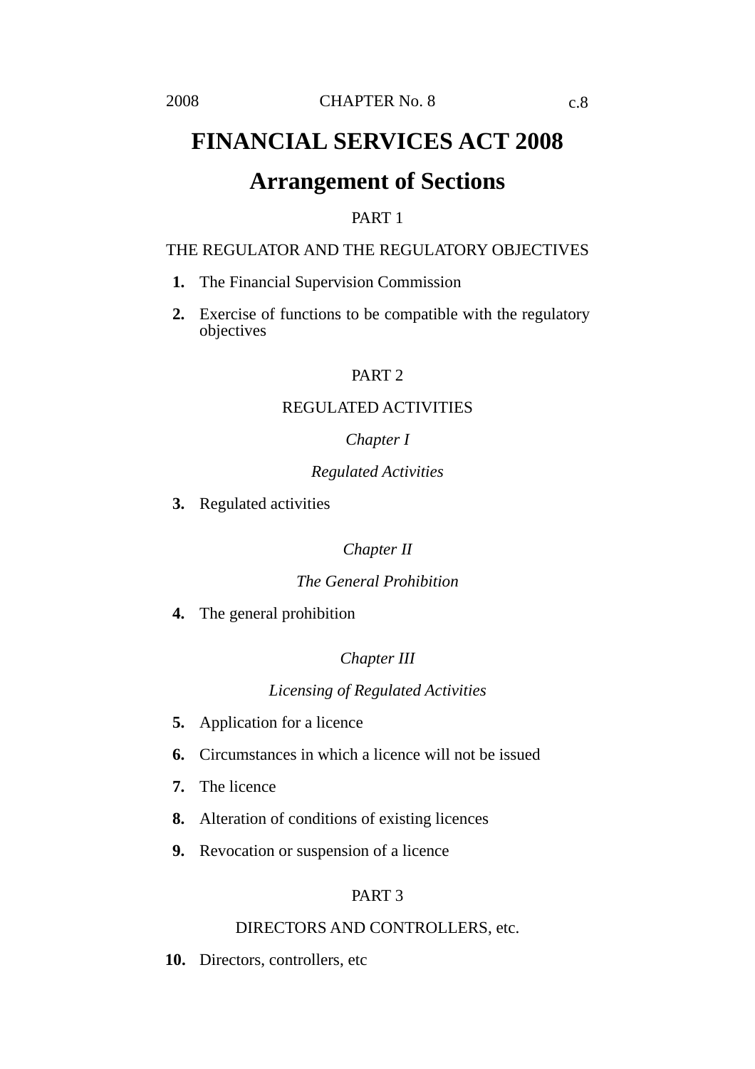# FINANCIAL SERVICES ACT 2008

## Arrangement of Sections

PART 1

THE REGULATOR AND THE REGULATORY OBJECTIVES

**1.** The Financial Supervision Commission

**2.** Exercise of functions to be compatible with the regulatory objectives

PART 2

REGULATED ACTIVITIES

*Chapter I*

*Regulated Activities*

**3.** Regulated activities

*Chapter II*

*The General Prohibition*

**4.** The general prohibition

*Chapter III*

*Licensing of Regulated Activities*

**5.** Application for a licence

**6.** Circumstances in which a licence will not be issued

**7.** The licence

**8.** Alteration of conditions of existing licences

**9.** Revocation or suspension of a licence

PART 3

DIRECTORS AND CONTROLLERS, etc.

**10.** Directors, controllers, etc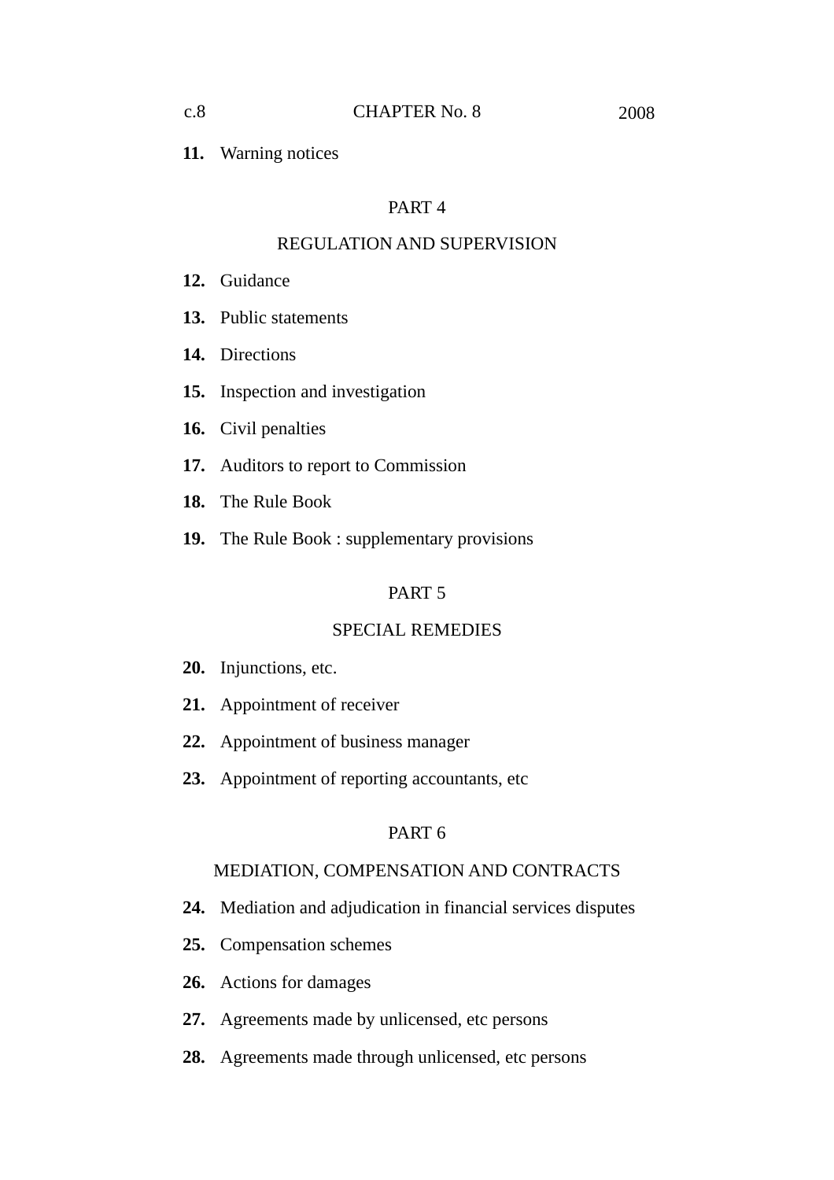**11.** Warning notices

## PART 4

## REGULATION AND SUPERVISION

**12.** Guidance

**13.** Public statements

**14.** Directions

**15.** Inspection and investigation

**16.** Civil penalties

**17.** Auditors to report to Commission

**18.** The Rule Book

**19.** The Rule Book : supplementary provisions

## PART 5

## SPECIAL REMEDIES

**20.** Injunctions, etc.

**21.** Appointment of receiver

**22.** Appointment of business manager

**23.** Appointment of reporting accountants, etc

## PART 6

## MEDIATION, COMPENSATION AND CONTRACTS

**24.** Mediation and adjudication in financial services disputes

**25.** Compensation schemes

**26.** Actions for damages

**27.** Agreements made by unlicensed, etc persons

**28.** Agreements made through unlicensed, etc persons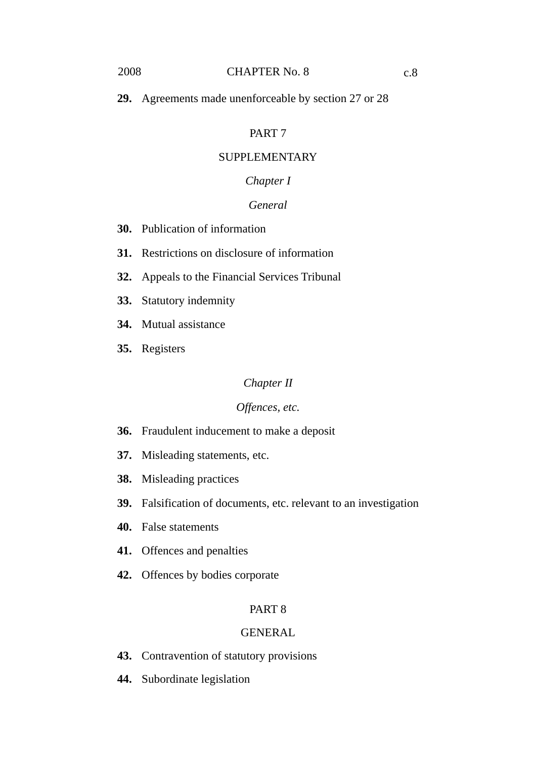**29.** Agreements made unenforceable by section 27 or 28

## PART 7

## SUPPLEMENTARY

### *Chapter I*

### *General*

**30.** Publication of information

**31.** Restrictions on disclosure of information

**32.** Appeals to the Financial Services Tribunal

**33.** Statutory indemnity

**34.** Mutual assistance

**35.** Registers

### *Chapter II*

### *Offences, etc.*

**36.** Fraudulent inducement to make a deposit

**37.** Misleading statements, etc.

**38.** Misleading practices

**39.** Falsification of documents, etc. relevant to an investigation

**40.** False statements

**41.** Offences and penalties

**42.** Offences by bodies corporate

## PART 8

## GENERAL

**43.** Contravention of statutory provisions

**44.** Subordinate legislation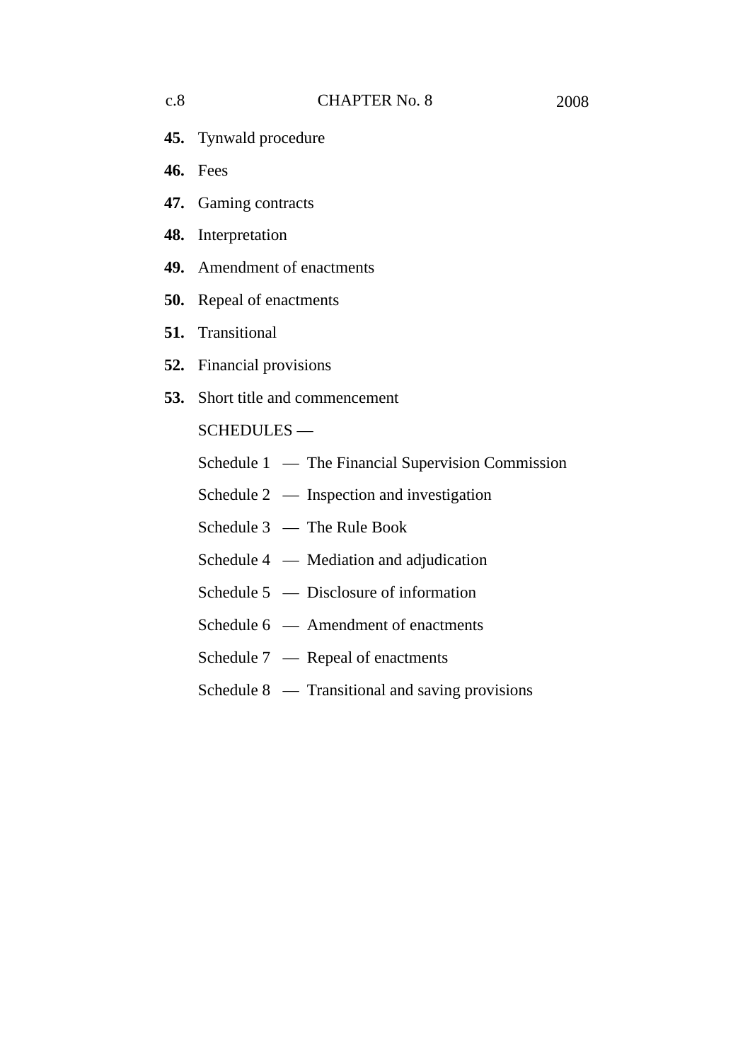**45.** Tynwald procedure

**46.** Fees

**47.** Gaming contracts

**48.** Interpretation

**49.** Amendment of enactments

**50.** Repeal of enactments

**51.** Transitional

**52.** Financial provisions

**53.** Short title and commencement

SCHEDULES —

Schedule 1 — The Financial Supervision Commission

Schedule 2 — Inspection and investigation

Schedule 3 — The Rule Book

Schedule 4 — Mediation and adjudication

Schedule 5 — Disclosure of information

Schedule 6 — Amendment of enactments

Schedule 7 — Repeal of enactments

Schedule 8 — Transitional and saving provisions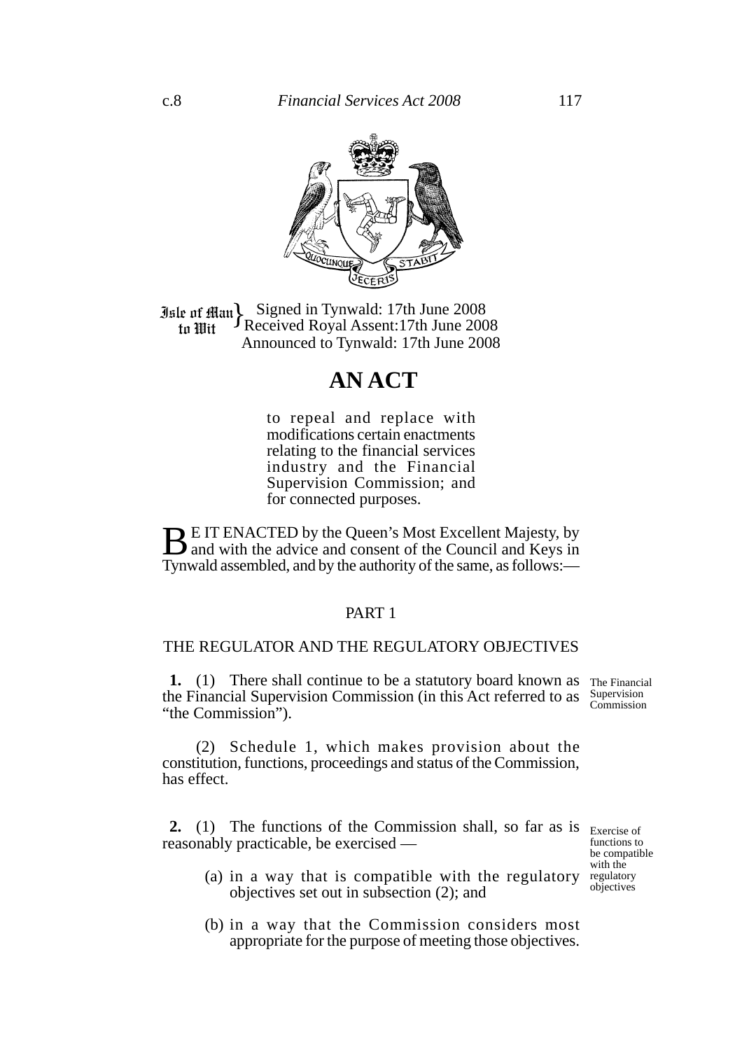Isle of Man to Wit } Signed in Tynwald: 17th June 2008
Received Royal Assent: 17th June 2008
Announced to Tynwald: 17th June 2008

# AN ACT

to repeal and replace with modifications certain enactments relating to the financial services industry and the Financial Supervision Commission; and for connected purposes.

BE IT ENACTED by the Queen's Most Excellent Majesty, by and with the advice and consent of the Council and Keys in Tynwald assembled, and by the authority of the same, as follows:—

## PART 1

## THE REGULATOR AND THE REGULATORY OBJECTIVES

*The Financial Supervision Commission*

**1.** (1) There shall continue to be a statutory board known as the Financial Supervision Commission (in this Act referred to as "the Commission").

(2) Schedule 1, which makes provision about the constitution, functions, proceedings and status of the Commission, has effect.

*Exercise of functions to be compatible with the regulatory objectives*

**2.** (1) The functions of the Commission shall, so far as is reasonably practicable, be exercised —

(a) in a way that is compatible with the regulatory objectives set out in subsection (2); and

(b) in a way that the Commission considers most appropriate for the purpose of meeting those objectives.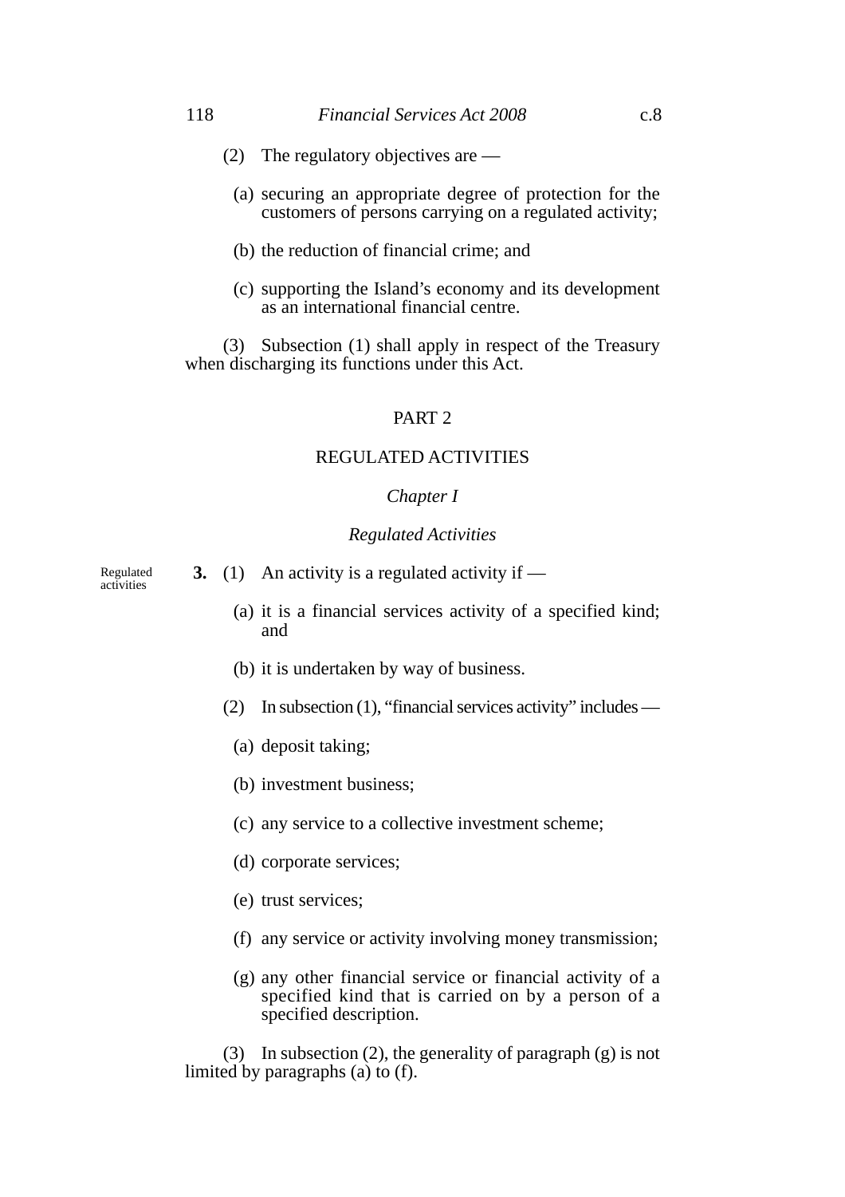(2) The regulatory objectives are —

(a) securing an appropriate degree of protection for the customers of persons carrying on a regulated activity;

(b) the reduction of financial crime; and

(c) supporting the Island's economy and its development as an international financial centre.

(3) Subsection (1) shall apply in respect of the Treasury when discharging its functions under this Act.

## PART 2

## REGULATED ACTIVITIES

### *Chapter I*

### *Regulated Activities*

Regulated activities

**3.** (1) An activity is a regulated activity if —

(a) it is a financial services activity of a specified kind; and

(b) it is undertaken by way of business.

(2) In subsection (1), "financial services activity" includes —

(a) deposit taking;

(b) investment business;

(c) any service to a collective investment scheme;

(d) corporate services;

(e) trust services;

(f) any service or activity involving money transmission;

(g) any other financial service or financial activity of a specified kind that is carried on by a person of a specified description.

(3) In subsection (2), the generality of paragraph (g) is not limited by paragraphs (a) to (f).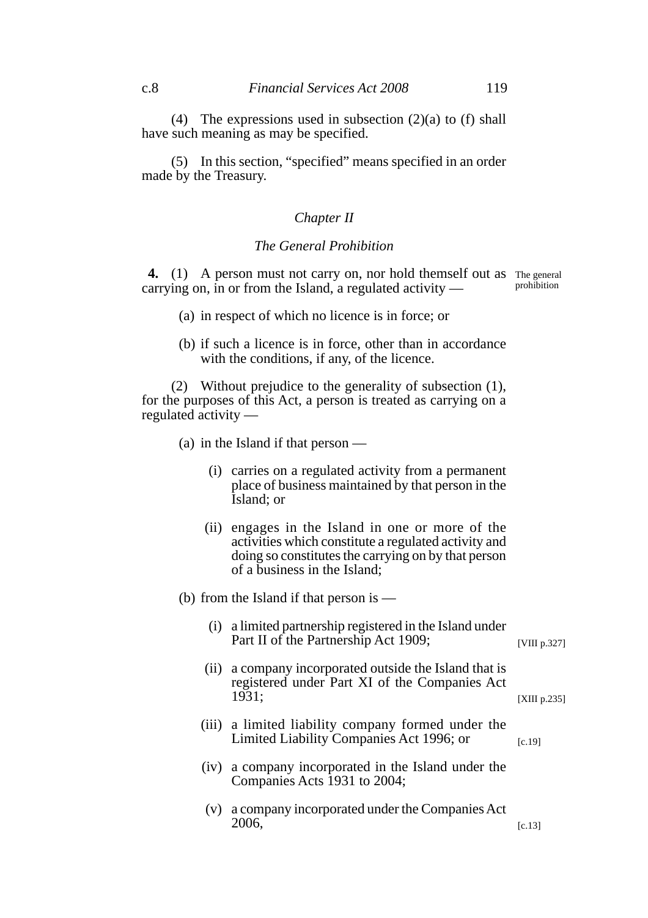(4) The expressions used in subsection (2)(a) to (f) shall have such meaning as may be specified.

(5) In this section, "specified" means specified in an order made by the Treasury.

## *Chapter II*

## *The General Prohibition*

**4.** (1) A person must not carry on, nor hold themself out as carrying on, in or from the Island, a regulated activity — The general prohibition

(a) in respect of which no licence is in force; or

(b) if such a licence is in force, other than in accordance with the conditions, if any, of the licence.

(2) Without prejudice to the generality of subsection (1), for the purposes of this Act, a person is treated as carrying on a regulated activity —

(a) in the Island if that person —

(i) carries on a regulated activity from a permanent place of business maintained by that person in the Island; or

(ii) engages in the Island in one or more of the activities which constitute a regulated activity and doing so constitutes the carrying on by that person of a business in the Island;

(b) from the Island if that person is —

(i) a limited partnership registered in the Island under Part II of the Partnership Act 1909; [VIII p.327]

(ii) a company incorporated outside the Island that is registered under Part XI of the Companies Act 1931; [XIII p.235]

(iii) a limited liability company formed under the Limited Liability Companies Act 1996; or [c.19]

(iv) a company incorporated in the Island under the Companies Acts 1931 to 2004;

(v) a company incorporated under the Companies Act 2006, [c.13]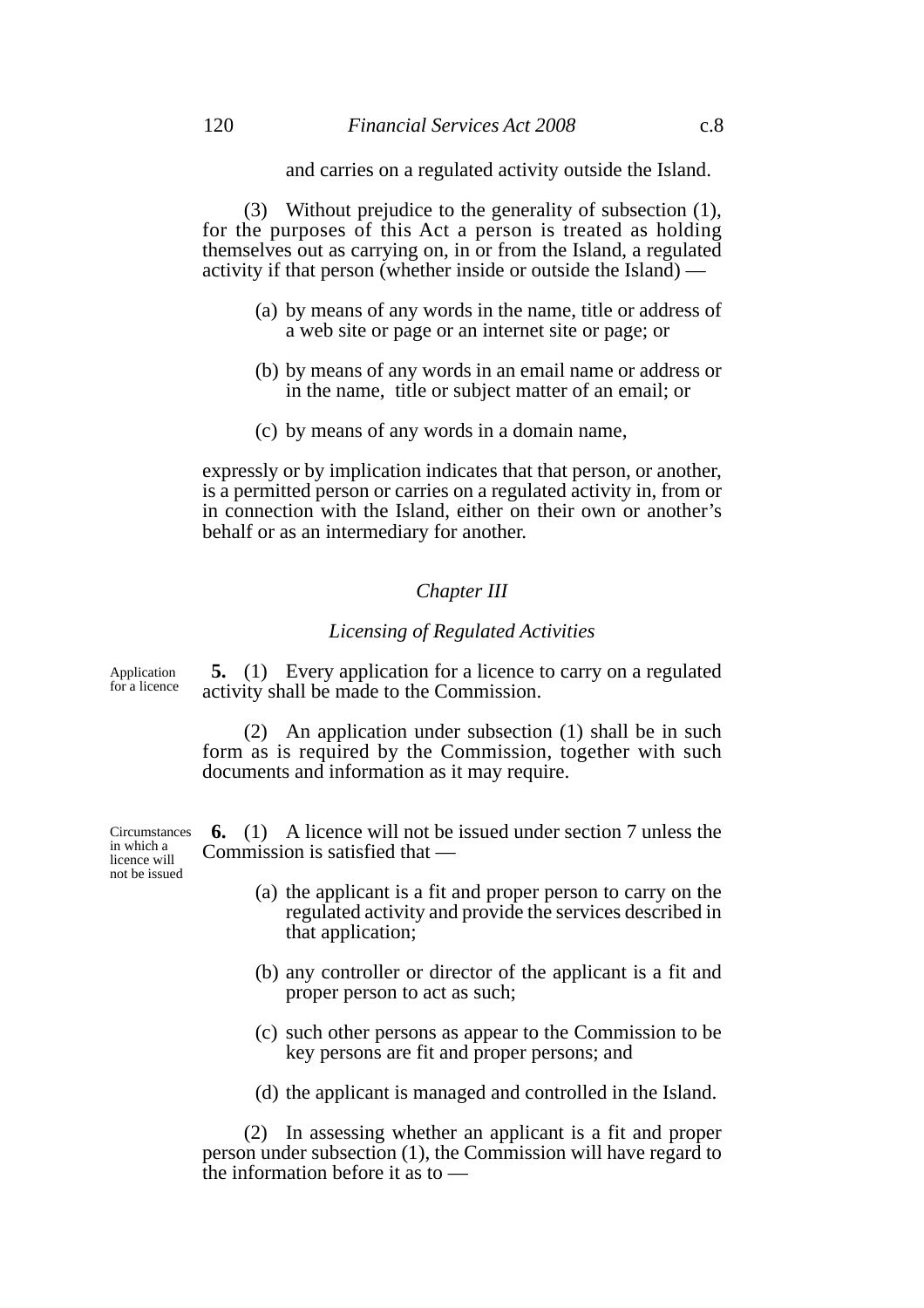and carries on a regulated activity outside the Island.

(3) Without prejudice to the generality of subsection (1), for the purposes of this Act a person is treated as holding themselves out as carrying on, in or from the Island, a regulated activity if that person (whether inside or outside the Island) —

(a) by means of any words in the name, title or address of a web site or page or an internet site or page; or

(b) by means of any words in an email name or address or in the name, title or subject matter of an email; or

(c) by means of any words in a domain name,

expressly or by implication indicates that that person, or another, is a permitted person or carries on a regulated activity in, from or in connection with the Island, either on their own or another's behalf or as an intermediary for another.

## *Chapter III*

### *Licensing of Regulated Activities*

Application for a licence

**5.** (1) Every application for a licence to carry on a regulated activity shall be made to the Commission.

(2) An application under subsection (1) shall be in such form as is required by the Commission, together with such documents and information as it may require.

Circumstances in which a licence will not be issued

**6.** (1) A licence will not be issued under section 7 unless the Commission is satisfied that —

(a) the applicant is a fit and proper person to carry on the regulated activity and provide the services described in that application;

(b) any controller or director of the applicant is a fit and proper person to act as such;

(c) such other persons as appear to the Commission to be key persons are fit and proper persons; and

(d) the applicant is managed and controlled in the Island.

(2) In assessing whether an applicant is a fit and proper person under subsection (1), the Commission will have regard to the information before it as to —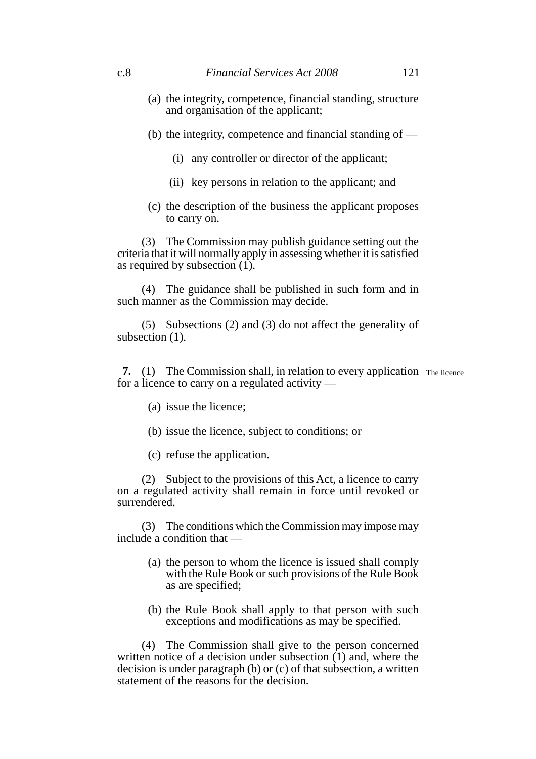(a) the integrity, competence, financial standing, structure and organisation of the applicant;

(b) the integrity, competence and financial standing of —

(i) any controller or director of the applicant;

(ii) key persons in relation to the applicant; and

(c) the description of the business the applicant proposes to carry on.

(3) The Commission may publish guidance setting out the criteria that it will normally apply in assessing whether it is satisfied as required by subsection (1).

(4) The guidance shall be published in such form and in such manner as the Commission may decide.

(5) Subsections (2) and (3) do not affect the generality of subsection (1).

The licence

**7.** (1) The Commission shall, in relation to every application for a licence to carry on a regulated activity —

(a) issue the licence;

(b) issue the licence, subject to conditions; or

(c) refuse the application.

(2) Subject to the provisions of this Act, a licence to carry on a regulated activity shall remain in force until revoked or surrendered.

(3) The conditions which the Commission may impose may include a condition that —

(a) the person to whom the licence is issued shall comply with the Rule Book or such provisions of the Rule Book as are specified;

(b) the Rule Book shall apply to that person with such exceptions and modifications as may be specified.

(4) The Commission shall give to the person concerned written notice of a decision under subsection (1) and, where the decision is under paragraph (b) or (c) of that subsection, a written statement of the reasons for the decision.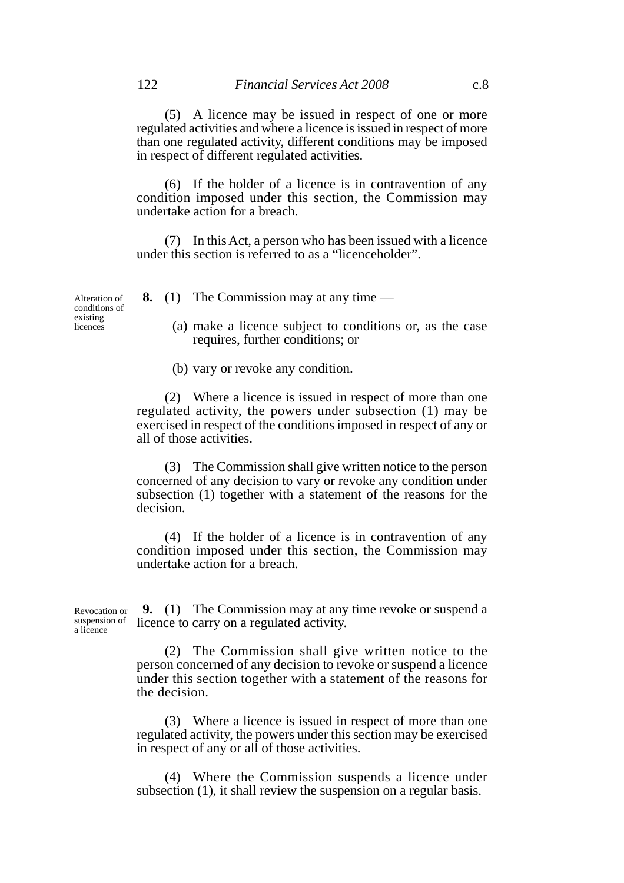(5) A licence may be issued in respect of one or more regulated activities and where a licence is issued in respect of more than one regulated activity, different conditions may be imposed in respect of different regulated activities.

(6) If the holder of a licence is in contravention of any condition imposed under this section, the Commission may undertake action for a breach.

(7) In this Act, a person who has been issued with a licence under this section is referred to as a "licenceholder".

Alteration of conditions of existing licences

**8.** (1) The Commission may at any time —

(a) make a licence subject to conditions or, as the case requires, further conditions; or

(b) vary or revoke any condition.

(2) Where a licence is issued in respect of more than one regulated activity, the powers under subsection (1) may be exercised in respect of the conditions imposed in respect of any or all of those activities.

(3) The Commission shall give written notice to the person concerned of any decision to vary or revoke any condition under subsection (1) together with a statement of the reasons for the decision.

(4) If the holder of a licence is in contravention of any condition imposed under this section, the Commission may undertake action for a breach.

Revocation or suspension of a licence

**9.** (1) The Commission may at any time revoke or suspend a licence to carry on a regulated activity.

(2) The Commission shall give written notice to the person concerned of any decision to revoke or suspend a licence under this section together with a statement of the reasons for the decision.

(3) Where a licence is issued in respect of more than one regulated activity, the powers under this section may be exercised in respect of any or all of those activities.

(4) Where the Commission suspends a licence under subsection (1), it shall review the suspension on a regular basis.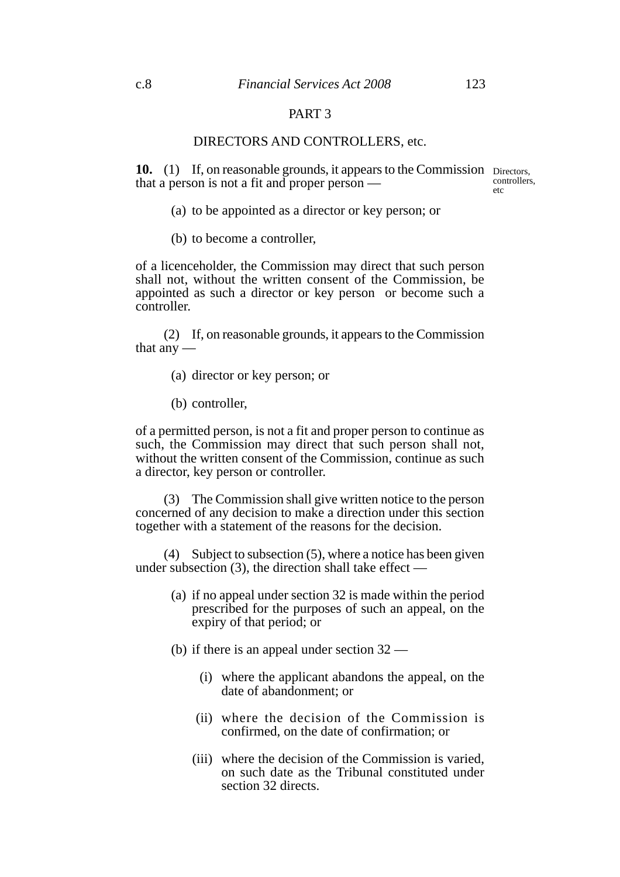## PART 3

## DIRECTORS AND CONTROLLERS, etc.

Directors, controllers, etc

**10.** (1) If, on reasonable grounds, it appears to the Commission that a person is not a fit and proper person —

(a) to be appointed as a director or key person; or

(b) to become a controller,

of a licenceholder, the Commission may direct that such person shall not, without the written consent of the Commission, be appointed as such a director or key person or become such a controller.

(2) If, on reasonable grounds, it appears to the Commission that any —

(a) director or key person; or

(b) controller,

of a permitted person, is not a fit and proper person to continue as such, the Commission may direct that such person shall not, without the written consent of the Commission, continue as such a director, key person or controller.

(3) The Commission shall give written notice to the person concerned of any decision to make a direction under this section together with a statement of the reasons for the decision.

(4) Subject to subsection (5), where a notice has been given under subsection (3), the direction shall take effect —

(a) if no appeal under section 32 is made within the period prescribed for the purposes of such an appeal, on the expiry of that period; or

(b) if there is an appeal under section 32 —

(i) where the applicant abandons the appeal, on the date of abandonment; or

(ii) where the decision of the Commission is confirmed, on the date of confirmation; or

(iii) where the decision of the Commission is varied, on such date as the Tribunal constituted under section 32 directs.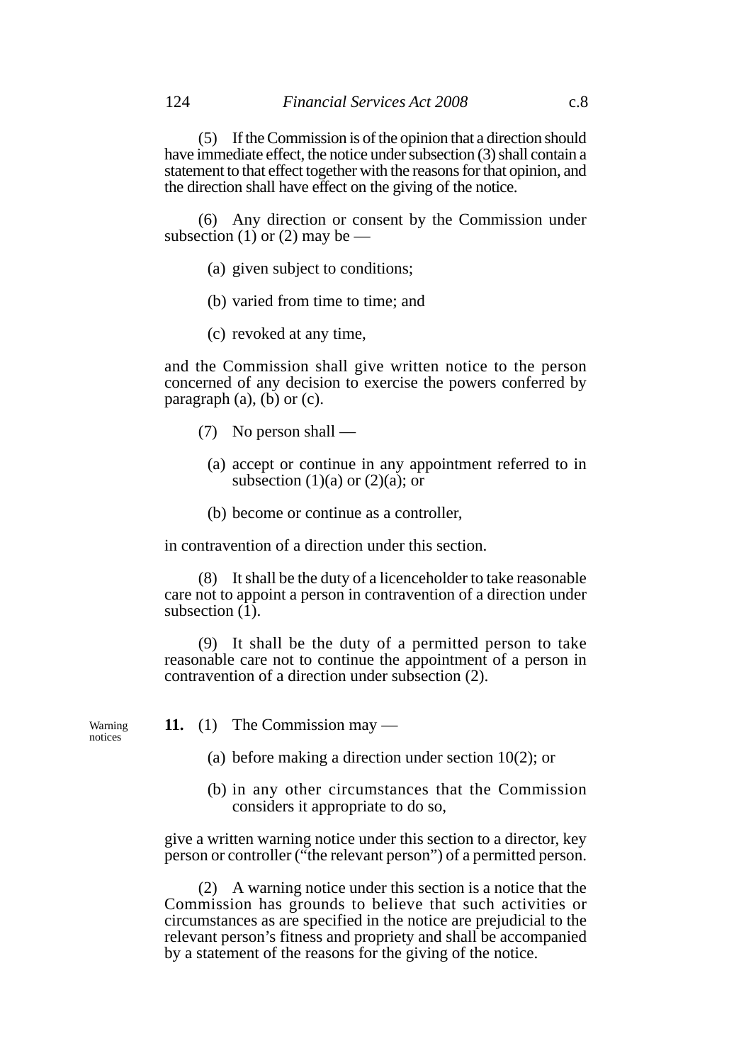(5) If the Commission is of the opinion that a direction should have immediate effect, the notice under subsection (3) shall contain a statement to that effect together with the reasons for that opinion, and the direction shall have effect on the giving of the notice.

(6) Any direction or consent by the Commission under subsection (1) or (2) may be —

(a) given subject to conditions;

(b) varied from time to time; and

(c) revoked at any time,

and the Commission shall give written notice to the person concerned of any decision to exercise the powers conferred by paragraph (a), (b) or (c).

(7) No person shall —

(a) accept or continue in any appointment referred to in subsection (1)(a) or (2)(a); or

(b) become or continue as a controller,

in contravention of a direction under this section.

(8) It shall be the duty of a licenceholder to take reasonable care not to appoint a person in contravention of a direction under subsection (1).

(9) It shall be the duty of a permitted person to take reasonable care not to continue the appointment of a person in contravention of a direction under subsection (2).

Warning notices

**11.** (1) The Commission may —

(a) before making a direction under section 10(2); or

(b) in any other circumstances that the Commission considers it appropriate to do so,

give a written warning notice under this section to a director, key person or controller ("the relevant person") of a permitted person.

(2) A warning notice under this section is a notice that the Commission has grounds to believe that such activities or circumstances as are specified in the notice are prejudicial to the relevant person's fitness and propriety and shall be accompanied by a statement of the reasons for the giving of the notice.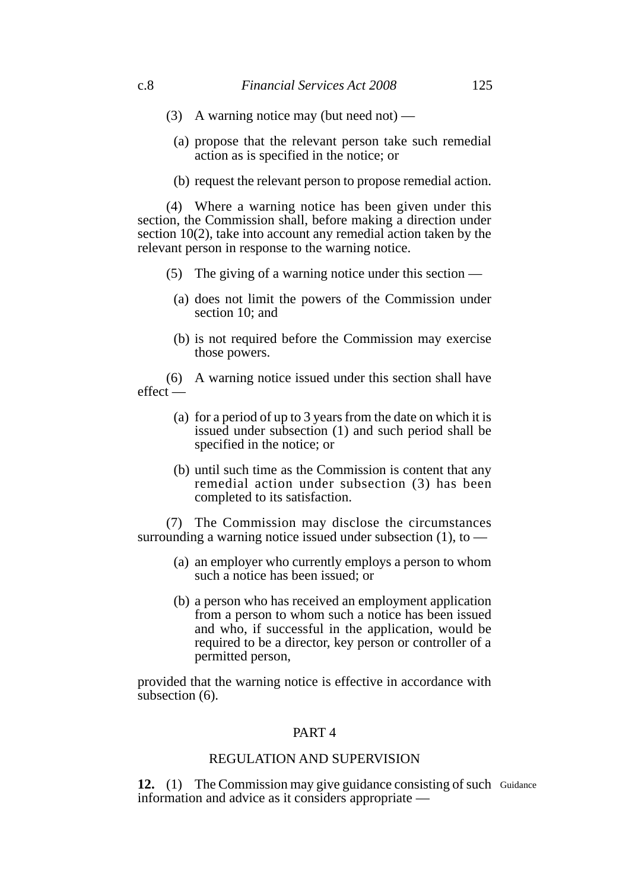(3) A warning notice may (but need not) —

(a) propose that the relevant person take such remedial action as is specified in the notice; or

(b) request the relevant person to propose remedial action.

(4) Where a warning notice has been given under this section, the Commission shall, before making a direction under section 10(2), take into account any remedial action taken by the relevant person in response to the warning notice.

(5) The giving of a warning notice under this section —

(a) does not limit the powers of the Commission under section 10; and

(b) is not required before the Commission may exercise those powers.

(6) A warning notice issued under this section shall have effect —

(a) for a period of up to 3 years from the date on which it is issued under subsection (1) and such period shall be specified in the notice; or

(b) until such time as the Commission is content that any remedial action under subsection (3) has been completed to its satisfaction.

(7) The Commission may disclose the circumstances surrounding a warning notice issued under subsection (1), to —

(a) an employer who currently employs a person to whom such a notice has been issued; or

(b) a person who has received an employment application from a person to whom such a notice has been issued and who, if successful in the application, would be required to be a director, key person or controller of a permitted person,

provided that the warning notice is effective in accordance with subsection (6).

## PART 4

## REGULATION AND SUPERVISION

Guidance

**12.** (1) The Commission may give guidance consisting of such information and advice as it considers appropriate —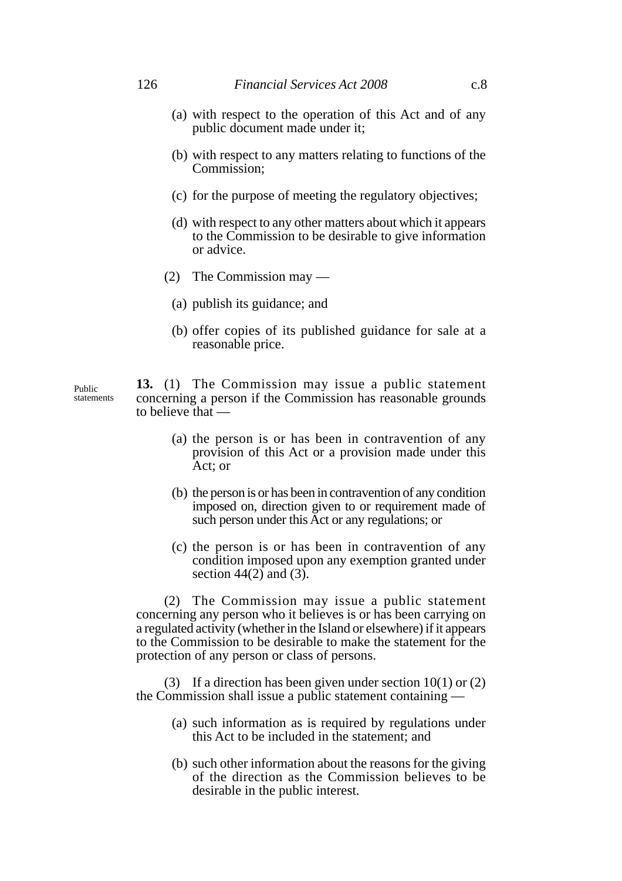(a) with respect to the operation of this Act and of any public document made under it;

(b) with respect to any matters relating to functions of the Commission;

(c) for the purpose of meeting the regulatory objectives;

(d) with respect to any other matters about which it appears to the Commission to be desirable to give information or advice.

(2) The Commission may —

(a) publish its guidance; and

(b) offer copies of its published guidance for sale at a reasonable price.

Public statements

**13.** (1) The Commission may issue a public statement concerning a person if the Commission has reasonable grounds to believe that —

(a) the person is or has been in contravention of any provision of this Act or a provision made under this Act; or

(b) the person is or has been in contravention of any condition imposed on, direction given to or requirement made of such person under this Act or any regulations; or

(c) the person is or has been in contravention of any condition imposed upon any exemption granted under section 44(2) and (3).

(2) The Commission may issue a public statement concerning any person who it believes is or has been carrying on a regulated activity (whether in the Island or elsewhere) if it appears to the Commission to be desirable to make the statement for the protection of any person or class of persons.

(3) If a direction has been given under section 10(1) or (2) the Commission shall issue a public statement containing —

(a) such information as is required by regulations under this Act to be included in the statement; and

(b) such other information about the reasons for the giving of the direction as the Commission believes to be desirable in the public interest.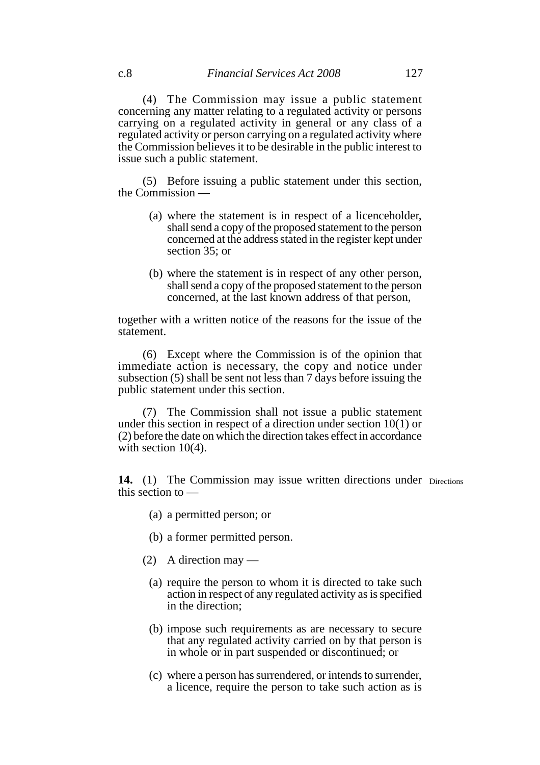(4) The Commission may issue a public statement concerning any matter relating to a regulated activity or persons carrying on a regulated activity in general or any class of a regulated activity or person carrying on a regulated activity where the Commission believes it to be desirable in the public interest to issue such a public statement.

(5) Before issuing a public statement under this section, the Commission —

(a) where the statement is in respect of a licenceholder, shall send a copy of the proposed statement to the person concerned at the address stated in the register kept under section 35; or

(b) where the statement is in respect of any other person, shall send a copy of the proposed statement to the person concerned, at the last known address of that person,

together with a written notice of the reasons for the issue of the statement.

(6) Except where the Commission is of the opinion that immediate action is necessary, the copy and notice under subsection (5) shall be sent not less than 7 days before issuing the public statement under this section.

(7) The Commission shall not issue a public statement under this section in respect of a direction under section 10(1) or (2) before the date on which the direction takes effect in accordance with section 10(4).

**14.** (1) The Commission may issue written directions under this section to — *Directions*

(a) a permitted person; or

(b) a former permitted person.

(2) A direction may —

(a) require the person to whom it is directed to take such action in respect of any regulated activity as is specified in the direction;

(b) impose such requirements as are necessary to secure that any regulated activity carried on by that person is in whole or in part suspended or discontinued; or

(c) where a person has surrendered, or intends to surrender, a licence, require the person to take such action as is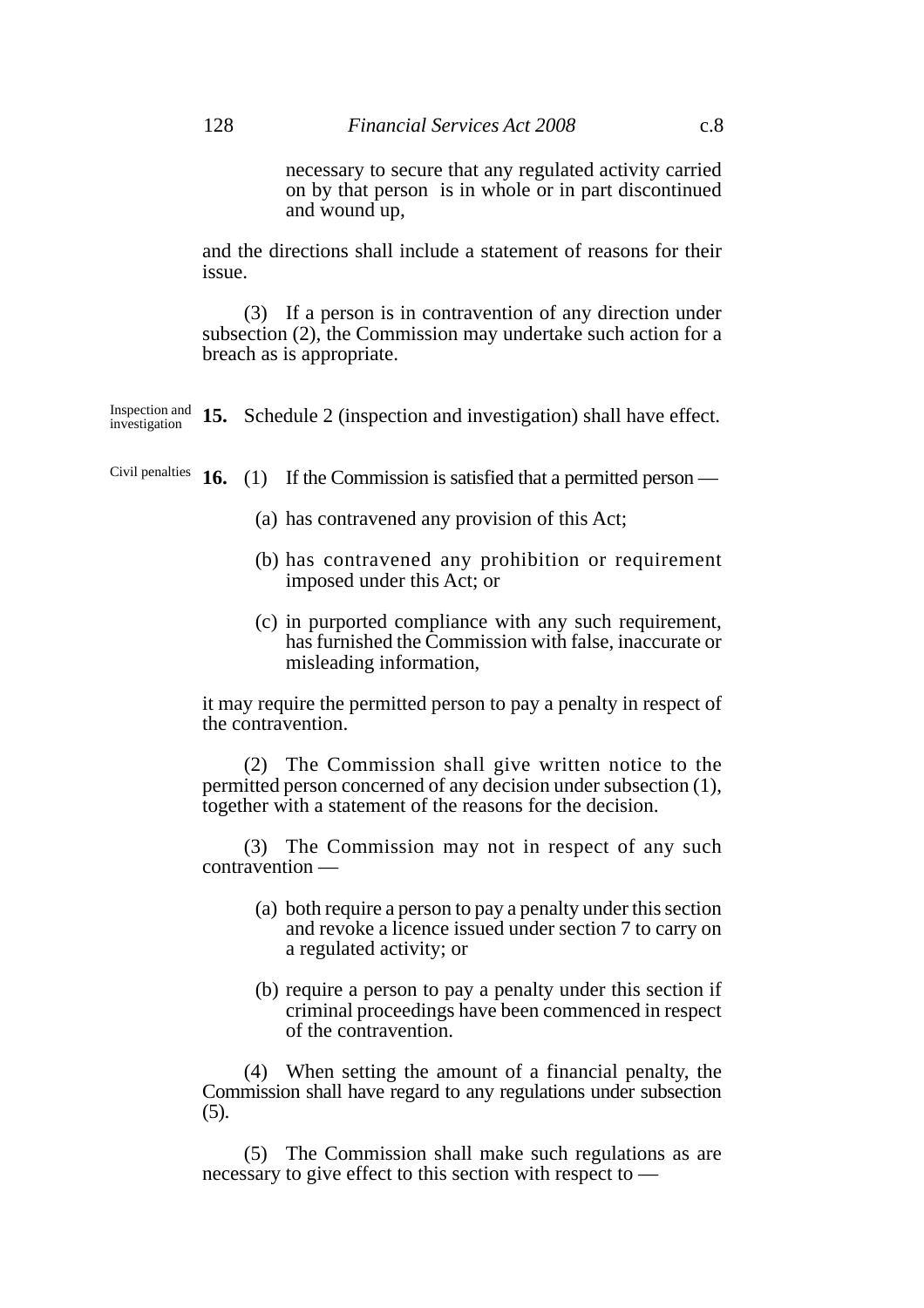necessary to secure that any regulated activity carried on by that person is in whole or in part discontinued and wound up,

and the directions shall include a statement of reasons for their issue.

(3) If a person is in contravention of any direction under subsection (2), the Commission may undertake such action for a breach as is appropriate.

*Inspection and investigation*

**15.** Schedule 2 (inspection and investigation) shall have effect.

*Civil penalties*

**16.** (1) If the Commission is satisfied that a permitted person —

(a) has contravened any provision of this Act;

(b) has contravened any prohibition or requirement imposed under this Act; or

(c) in purported compliance with any such requirement, has furnished the Commission with false, inaccurate or misleading information,

it may require the permitted person to pay a penalty in respect of the contravention.

(2) The Commission shall give written notice to the permitted person concerned of any decision under subsection (1), together with a statement of the reasons for the decision.

(3) The Commission may not in respect of any such contravention —

(a) both require a person to pay a penalty under this section and revoke a licence issued under section 7 to carry on a regulated activity; or

(b) require a person to pay a penalty under this section if criminal proceedings have been commenced in respect of the contravention.

(4) When setting the amount of a financial penalty, the Commission shall have regard to any regulations under subsection (5).

(5) The Commission shall make such regulations as are necessary to give effect to this section with respect to —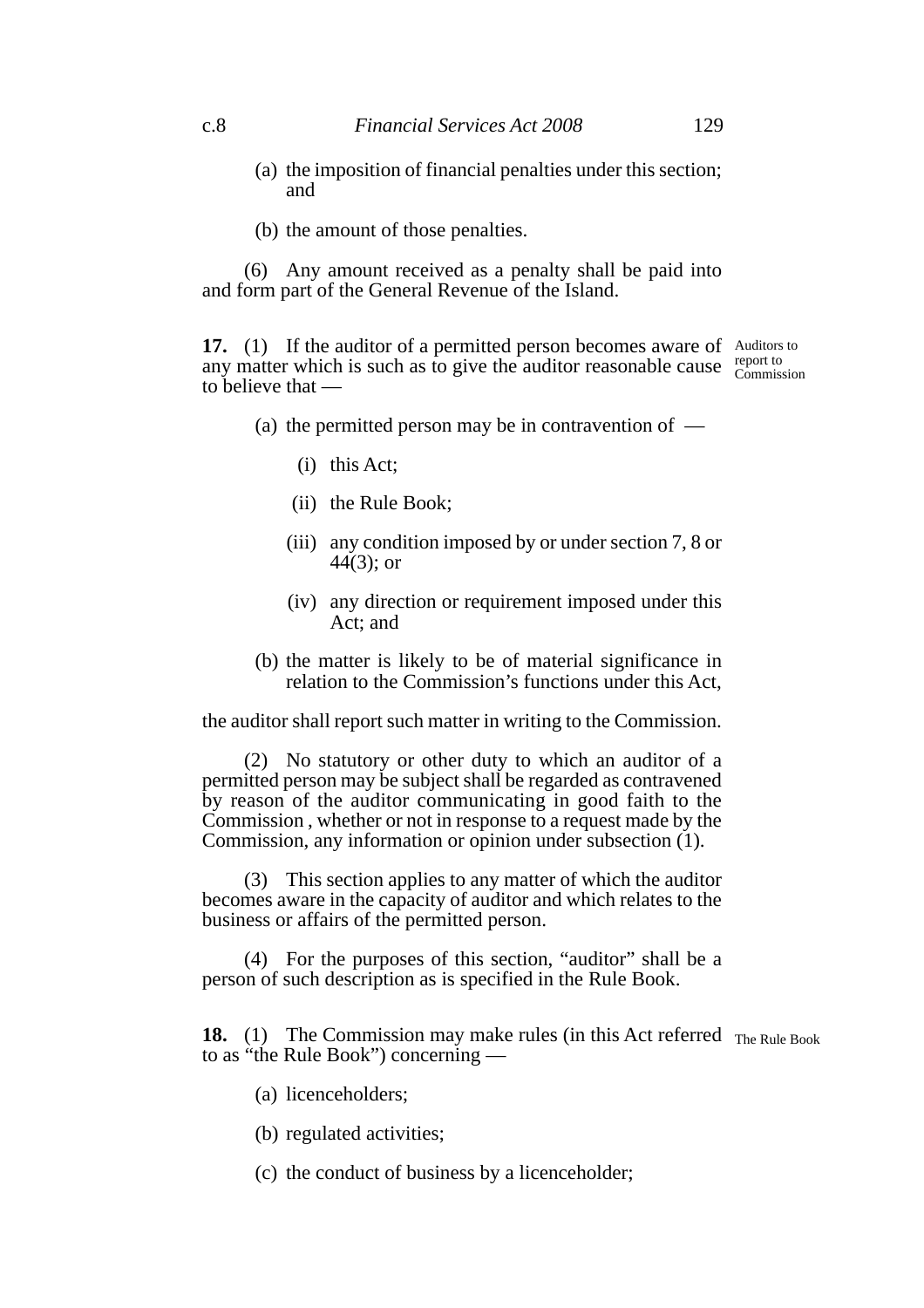(a) the imposition of financial penalties under this section; and

(b) the amount of those penalties.

(6) Any amount received as a penalty shall be paid into and form part of the General Revenue of the Island.

**17.** (1) If the auditor of a permitted person becomes aware of any matter which is such as to give the auditor reasonable cause to believe that —

*Auditors to report to Commission*

(a) the permitted person may be in contravention of —

(i) this Act;

(ii) the Rule Book;

(iii) any condition imposed by or under section 7, 8 or 44(3); or

(iv) any direction or requirement imposed under this Act; and

(b) the matter is likely to be of material significance in relation to the Commission's functions under this Act,

the auditor shall report such matter in writing to the Commission.

(2) No statutory or other duty to which an auditor of a permitted person may be subject shall be regarded as contravened by reason of the auditor communicating in good faith to the Commission , whether or not in response to a request made by the Commission, any information or opinion under subsection (1).

(3) This section applies to any matter of which the auditor becomes aware in the capacity of auditor and which relates to the business or affairs of the permitted person.

(4) For the purposes of this section, "auditor" shall be a person of such description as is specified in the Rule Book.

**18.** (1) The Commission may make rules (in this Act referred to as "the Rule Book") concerning —

*The Rule Book*

(a) licenceholders;

(b) regulated activities;

(c) the conduct of business by a licenceholder;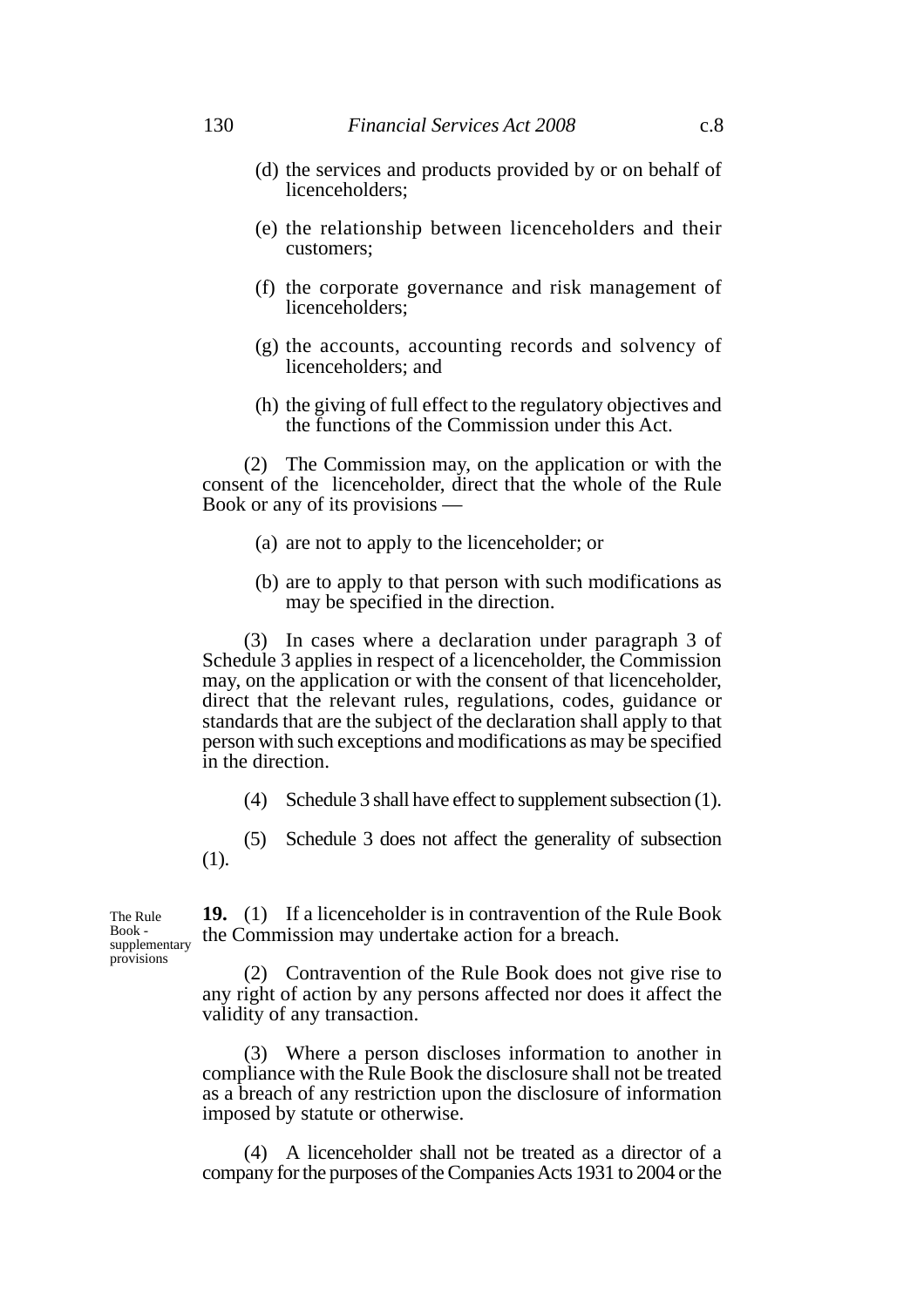(d) the services and products provided by or on behalf of licenceholders;

(e) the relationship between licenceholders and their customers;

(f) the corporate governance and risk management of licenceholders;

(g) the accounts, accounting records and solvency of licenceholders; and

(h) the giving of full effect to the regulatory objectives and the functions of the Commission under this Act.

(2) The Commission may, on the application or with the consent of the licenceholder, direct that the whole of the Rule Book or any of its provisions —

(a) are not to apply to the licenceholder; or

(b) are to apply to that person with such modifications as may be specified in the direction.

(3) In cases where a declaration under paragraph 3 of Schedule 3 applies in respect of a licenceholder, the Commission may, on the application or with the consent of that licenceholder, direct that the relevant rules, regulations, codes, guidance or standards that are the subject of the declaration shall apply to that person with such exceptions and modifications as may be specified in the direction.

(4) Schedule 3 shall have effect to supplement subsection (1).

(5) Schedule 3 does not affect the generality of subsection (1).

*The Rule Book - supplementary provisions*

**19.** (1) If a licenceholder is in contravention of the Rule Book the Commission may undertake action for a breach.

(2) Contravention of the Rule Book does not give rise to any right of action by any persons affected nor does it affect the validity of any transaction.

(3) Where a person discloses information to another in compliance with the Rule Book the disclosure shall not be treated as a breach of any restriction upon the disclosure of information imposed by statute or otherwise.

(4) A licenceholder shall not be treated as a director of a company for the purposes of the Companies Acts 1931 to 2004 or the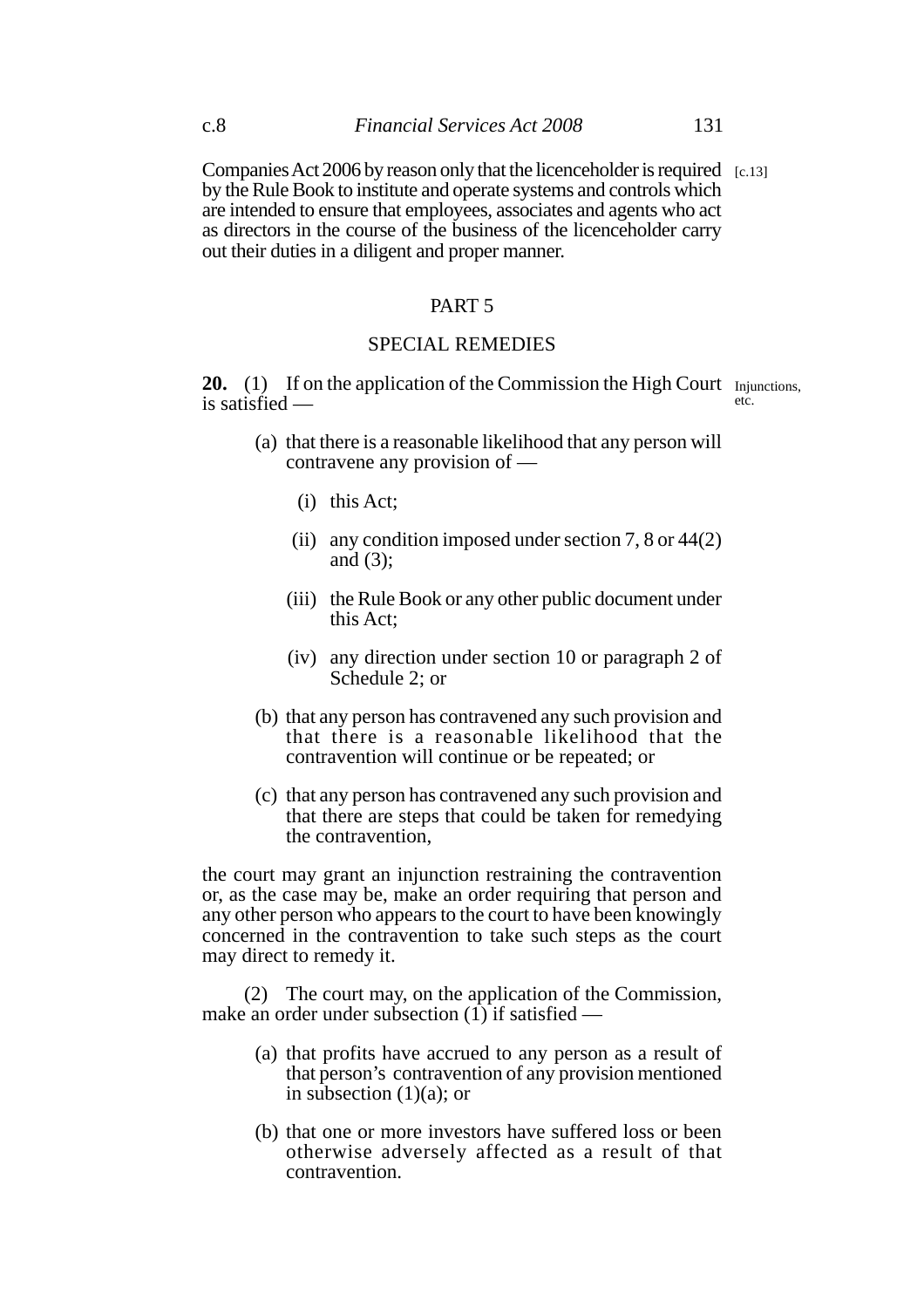Companies Act 2006 by reason only that the licenceholder is required by the Rule Book to institute and operate systems and controls which are intended to ensure that employees, associates and agents who act as directors in the course of the business of the licenceholder carry out their duties in a diligent and proper manner.

[c.13]

## PART 5

## SPECIAL REMEDIES

Injunctions, etc.

**20.** (1) If on the application of the Commission the High Court is satisfied —

(a) that there is a reasonable likelihood that any person will contravene any provision of —

(i) this Act;

(ii) any condition imposed under section 7, 8 or 44(2) and (3);

(iii) the Rule Book or any other public document under this Act;

(iv) any direction under section 10 or paragraph 2 of Schedule 2; or

(b) that any person has contravened any such provision and that there is a reasonable likelihood that the contravention will continue or be repeated; or

(c) that any person has contravened any such provision and that there are steps that could be taken for remedying the contravention,

the court may grant an injunction restraining the contravention or, as the case may be, make an order requiring that person and any other person who appears to the court to have been knowingly concerned in the contravention to take such steps as the court may direct to remedy it.

(2) The court may, on the application of the Commission, make an order under subsection (1) if satisfied —

(a) that profits have accrued to any person as a result of that person's contravention of any provision mentioned in subsection (1)(a); or

(b) that one or more investors have suffered loss or been otherwise adversely affected as a result of that contravention.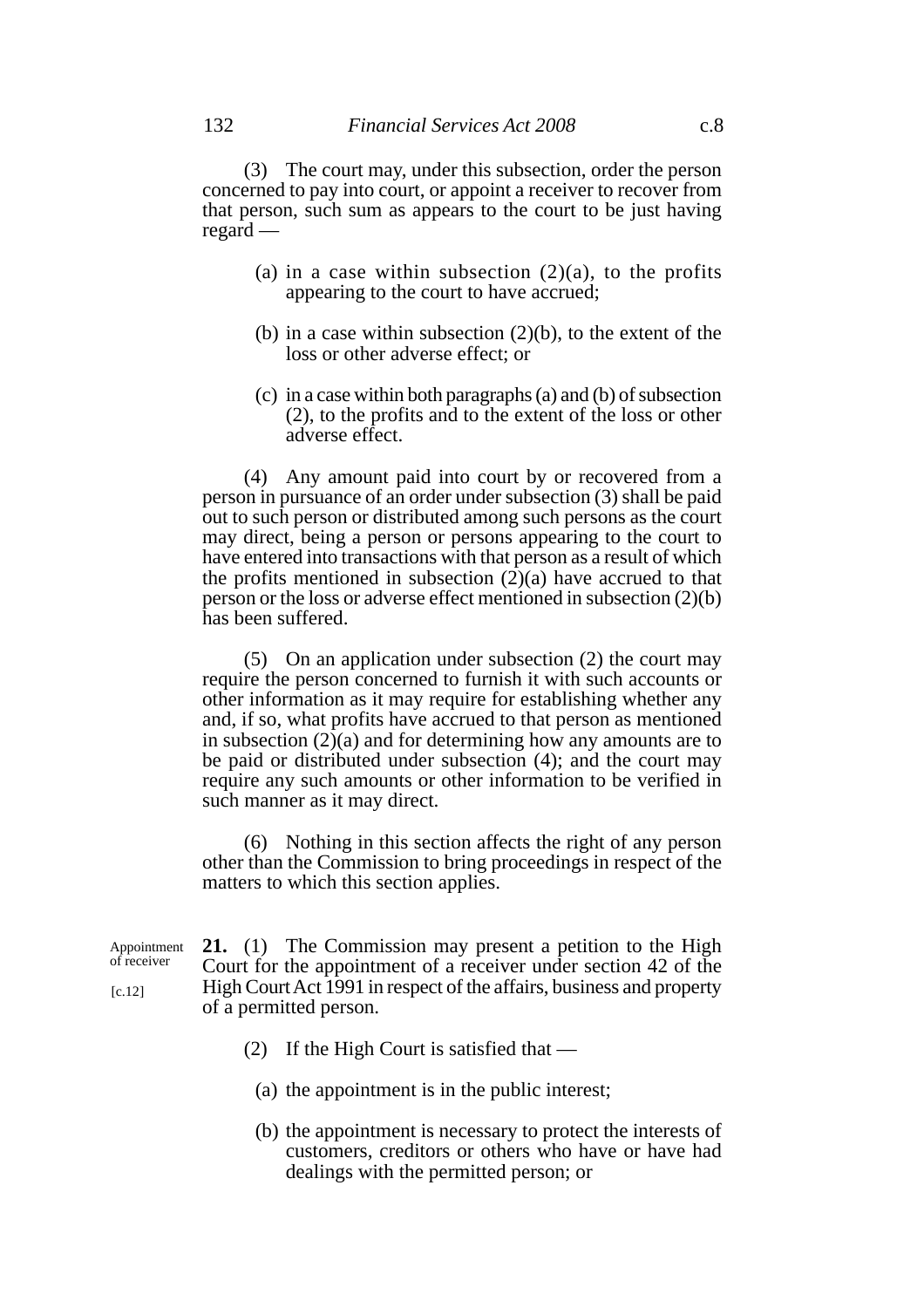(3) The court may, under this subsection, order the person concerned to pay into court, or appoint a receiver to recover from that person, such sum as appears to the court to be just having regard —

(a) in a case within subsection (2)(a), to the profits appearing to the court to have accrued;

(b) in a case within subsection (2)(b), to the extent of the loss or other adverse effect; or

(c) in a case within both paragraphs (a) and (b) of subsection (2), to the profits and to the extent of the loss or other adverse effect.

(4) Any amount paid into court by or recovered from a person in pursuance of an order under subsection (3) shall be paid out to such person or distributed among such persons as the court may direct, being a person or persons appearing to the court to have entered into transactions with that person as a result of which the profits mentioned in subsection (2)(a) have accrued to that person or the loss or adverse effect mentioned in subsection (2)(b) has been suffered.

(5) On an application under subsection (2) the court may require the person concerned to furnish it with such accounts or other information as it may require for establishing whether any and, if so, what profits have accrued to that person as mentioned in subsection (2)(a) and for determining how any amounts are to be paid or distributed under subsection (4); and the court may require any such amounts or other information to be verified in such manner as it may direct.

(6) Nothing in this section affects the right of any person other than the Commission to bring proceedings in respect of the matters to which this section applies.

Appointment of receiver

[c.12]

**21.** (1) The Commission may present a petition to the High Court for the appointment of a receiver under section 42 of the High Court Act 1991 in respect of the affairs, business and property of a permitted person.

(2) If the High Court is satisfied that —

(a) the appointment is in the public interest;

(b) the appointment is necessary to protect the interests of customers, creditors or others who have or have had dealings with the permitted person; or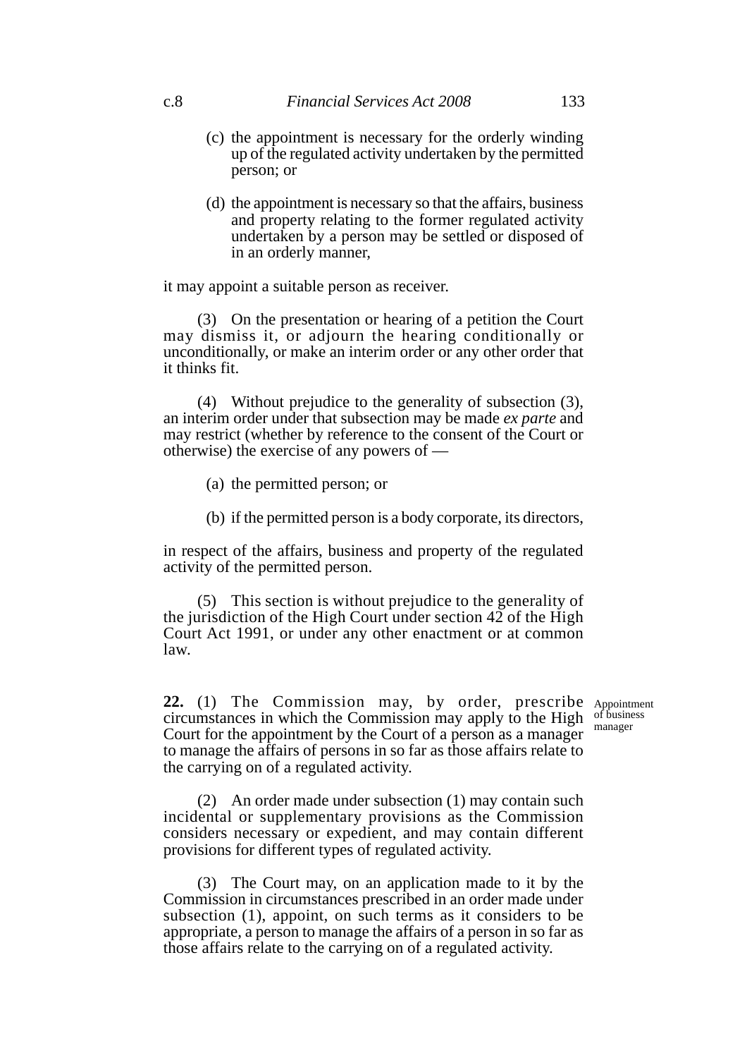(c) the appointment is necessary for the orderly winding up of the regulated activity undertaken by the permitted person; or

(d) the appointment is necessary so that the affairs, business and property relating to the former regulated activity undertaken by a person may be settled or disposed of in an orderly manner,

it may appoint a suitable person as receiver.

(3) On the presentation or hearing of a petition the Court may dismiss it, or adjourn the hearing conditionally or unconditionally, or make an interim order or any other order that it thinks fit.

(4) Without prejudice to the generality of subsection (3), an interim order under that subsection may be made *ex parte* and may restrict (whether by reference to the consent of the Court or otherwise) the exercise of any powers of —

(a) the permitted person; or

(b) if the permitted person is a body corporate, its directors,

in respect of the affairs, business and property of the regulated activity of the permitted person.

(5) This section is without prejudice to the generality of the jurisdiction of the High Court under section 42 of the High Court Act 1991, or under any other enactment or at common law.

**Appointment of business manager**

**22.** (1) The Commission may, by order, prescribe circumstances in which the Commission may apply to the High Court for the appointment by the Court of a person as a manager to manage the affairs of persons in so far as those affairs relate to the carrying on of a regulated activity.

(2) An order made under subsection (1) may contain such incidental or supplementary provisions as the Commission considers necessary or expedient, and may contain different provisions for different types of regulated activity.

(3) The Court may, on an application made to it by the Commission in circumstances prescribed in an order made under subsection (1), appoint, on such terms as it considers to be appropriate, a person to manage the affairs of a person in so far as those affairs relate to the carrying on of a regulated activity.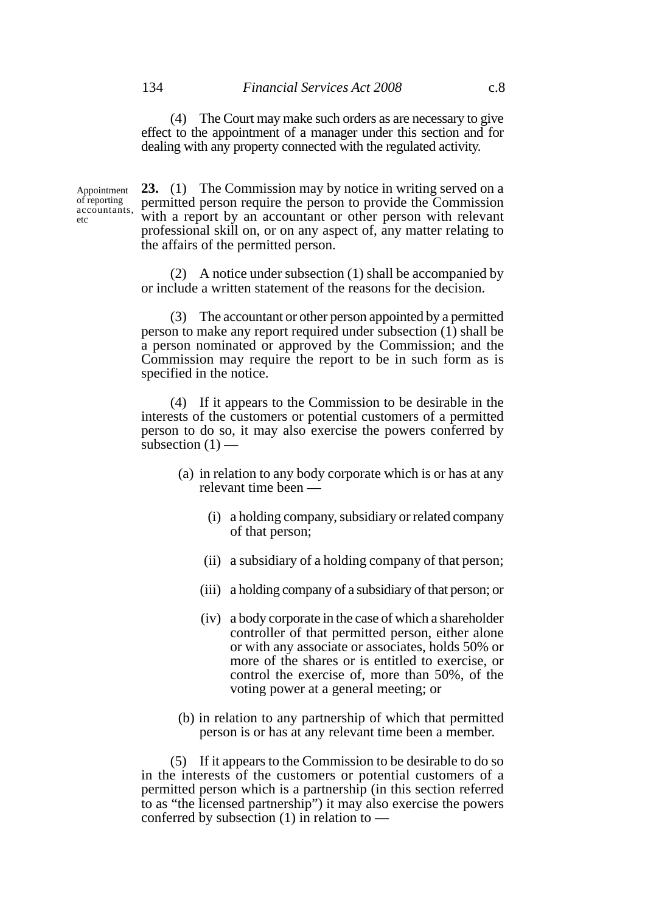(4) The Court may make such orders as are necessary to give effect to the appointment of a manager under this section and for dealing with any property connected with the regulated activity.

Appointment of reporting accountants, etc

**23.** (1) The Commission may by notice in writing served on a permitted person require the person to provide the Commission with a report by an accountant or other person with relevant professional skill on, or on any aspect of, any matter relating to the affairs of the permitted person.

(2) A notice under subsection (1) shall be accompanied by or include a written statement of the reasons for the decision.

(3) The accountant or other person appointed by a permitted person to make any report required under subsection (1) shall be a person nominated or approved by the Commission; and the Commission may require the report to be in such form as is specified in the notice.

(4) If it appears to the Commission to be desirable in the interests of the customers or potential customers of a permitted person to do so, it may also exercise the powers conferred by subsection (1) —

(a) in relation to any body corporate which is or has at any relevant time been —

(i) a holding company, subsidiary or related company of that person;

(ii) a subsidiary of a holding company of that person;

(iii) a holding company of a subsidiary of that person; or

(iv) a body corporate in the case of which a shareholder controller of that permitted person, either alone or with any associate or associates, holds 50% or more of the shares or is entitled to exercise, or control the exercise of, more than 50%, of the voting power at a general meeting; or

(b) in relation to any partnership of which that permitted person is or has at any relevant time been a member.

(5) If it appears to the Commission to be desirable to do so in the interests of the customers or potential customers of a permitted person which is a partnership (in this section referred to as "the licensed partnership") it may also exercise the powers conferred by subsection (1) in relation to —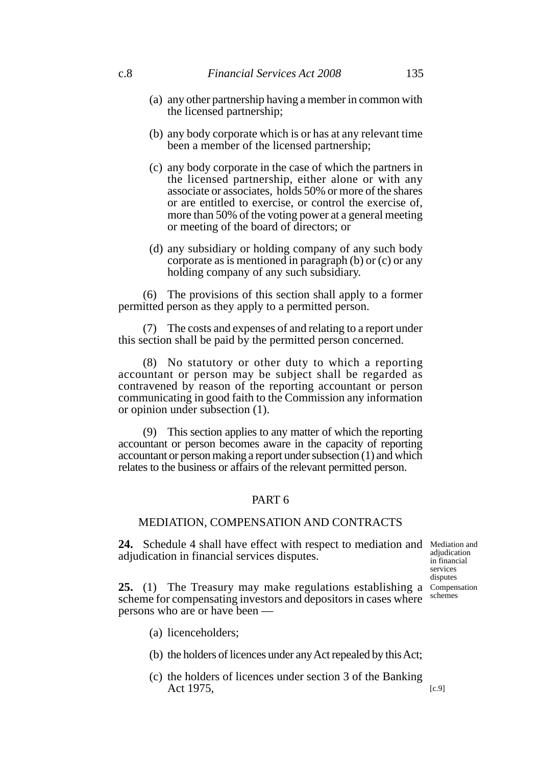(a) any other partnership having a member in common with the licensed partnership;

(b) any body corporate which is or has at any relevant time been a member of the licensed partnership;

(c) any body corporate in the case of which the partners in the licensed partnership, either alone or with any associate or associates, holds 50% or more of the shares or are entitled to exercise, or control the exercise of, more than 50% of the voting power at a general meeting or meeting of the board of directors; or

(d) any subsidiary or holding company of any such body corporate as is mentioned in paragraph (b) or (c) or any holding company of any such subsidiary.

(6) The provisions of this section shall apply to a former permitted person as they apply to a permitted person.

(7) The costs and expenses of and relating to a report under this section shall be paid by the permitted person concerned.

(8) No statutory or other duty to which a reporting accountant or person may be subject shall be regarded as contravened by reason of the reporting accountant or person communicating in good faith to the Commission any information or opinion under subsection (1).

(9) This section applies to any matter of which the reporting accountant or person becomes aware in the capacity of reporting accountant or person making a report under subsection (1) and which relates to the business or affairs of the relevant permitted person.

## PART 6

## MEDIATION, COMPENSATION AND CONTRACTS

*Mediation and adjudication in financial services disputes*

**24.** Schedule 4 shall have effect with respect to mediation and adjudication in financial services disputes.

*Compensation schemes*

**25.** (1) The Treasury may make regulations establishing a scheme for compensating investors and depositors in cases where persons who are or have been —

(a) licenceholders;

(b) the holders of licences under any Act repealed by this Act;

(c) the holders of licences under section 3 of the Banking Act 1975, [c.9]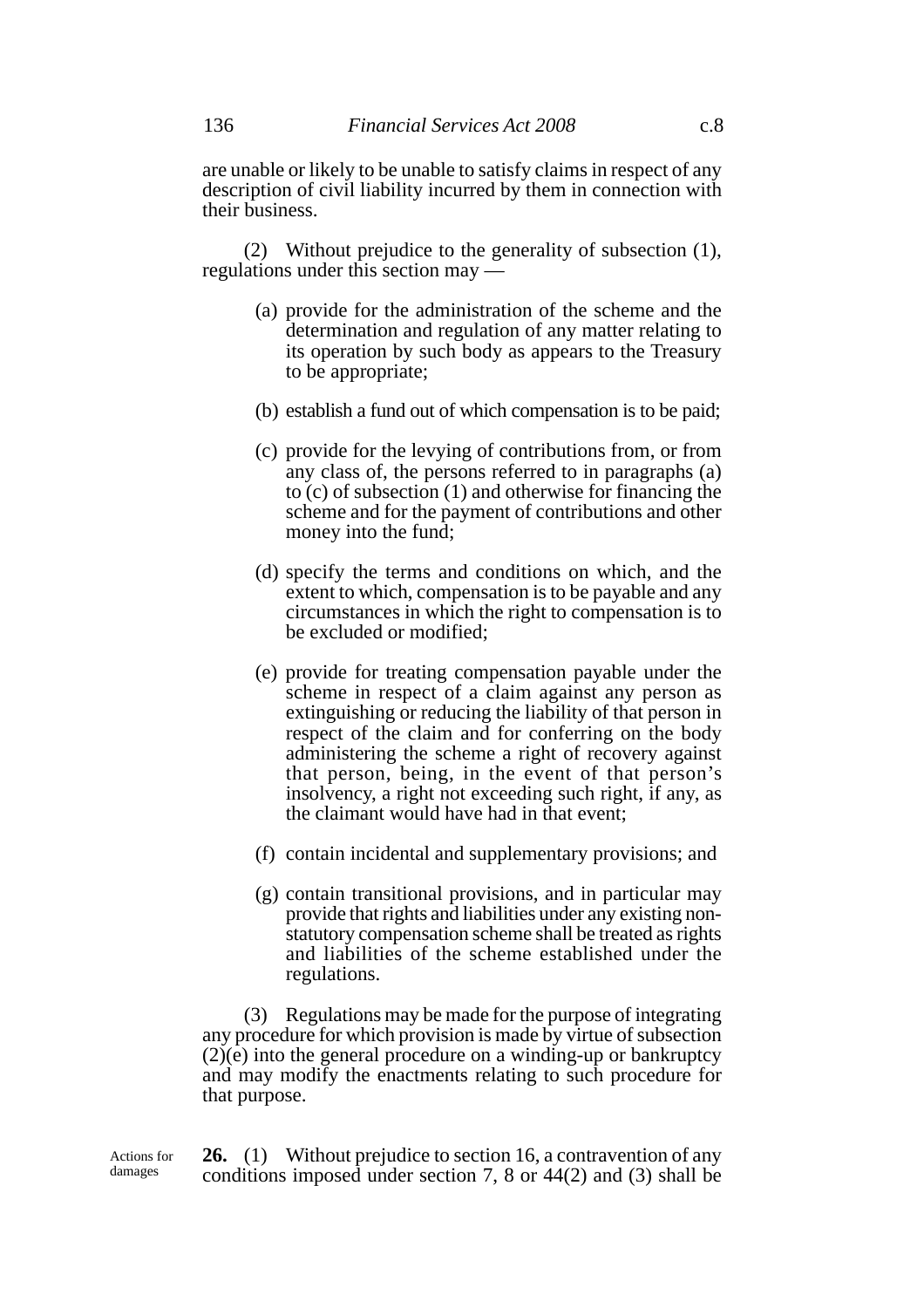are unable or likely to be unable to satisfy claims in respect of any description of civil liability incurred by them in connection with their business.

(2) Without prejudice to the generality of subsection (1), regulations under this section may —

(a) provide for the administration of the scheme and the determination and regulation of any matter relating to its operation by such body as appears to the Treasury to be appropriate;

(b) establish a fund out of which compensation is to be paid;

(c) provide for the levying of contributions from, or from any class of, the persons referred to in paragraphs (a) to (c) of subsection (1) and otherwise for financing the scheme and for the payment of contributions and other money into the fund;

(d) specify the terms and conditions on which, and the extent to which, compensation is to be payable and any circumstances in which the right to compensation is to be excluded or modified;

(e) provide for treating compensation payable under the scheme in respect of a claim against any person as extinguishing or reducing the liability of that person in respect of the claim and for conferring on the body administering the scheme a right of recovery against that person, being, in the event of that person's insolvency, a right not exceeding such right, if any, as the claimant would have had in that event;

(f) contain incidental and supplementary provisions; and

(g) contain transitional provisions, and in particular may provide that rights and liabilities under any existing non-statutory compensation scheme shall be treated as rights and liabilities of the scheme established under the regulations.

(3) Regulations may be made for the purpose of integrating any procedure for which provision is made by virtue of subsection (2)(e) into the general procedure on a winding-up or bankruptcy and may modify the enactments relating to such procedure for that purpose.

Actions for damages

**26.** (1) Without prejudice to section 16, a contravention of any conditions imposed under section 7, 8 or 44(2) and (3) shall be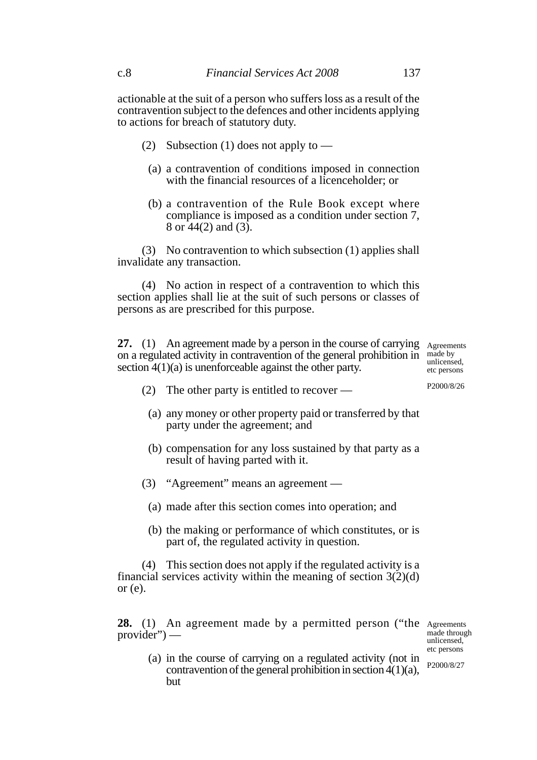actionable at the suit of a person who suffers loss as a result of the contravention subject to the defences and other incidents applying to actions for breach of statutory duty.

(2) Subsection (1) does not apply to —

(a) a contravention of conditions imposed in connection with the financial resources of a licenceholder; or

(b) a contravention of the Rule Book except where compliance is imposed as a condition under section 7, 8 or 44(2) and (3).

(3) No contravention to which subsection (1) applies shall invalidate any transaction.

(4) No action in respect of a contravention to which this section applies shall lie at the suit of such persons or classes of persons as are prescribed for this purpose.

**27.** (1) An agreement made by a person in the course of carrying on a regulated activity in contravention of the general prohibition in section 4(1)(a) is unenforceable against the other party.

*Agreements made by unlicensed, etc persons*

*P2000/8/26*

(2) The other party is entitled to recover —

(a) any money or other property paid or transferred by that party under the agreement; and

(b) compensation for any loss sustained by that party as a result of having parted with it.

(3) "Agreement" means an agreement —

(a) made after this section comes into operation; and

(b) the making or performance of which constitutes, or is part of, the regulated activity in question.

(4) This section does not apply if the regulated activity is a financial services activity within the meaning of section 3(2)(d) or (e).

**28.** (1) An agreement made by a permitted person ("the provider") —

*Agreements made through unlicensed, etc persons*

*P2000/8/27*

(a) in the course of carrying on a regulated activity (not in contravention of the general prohibition in section 4(1)(a), but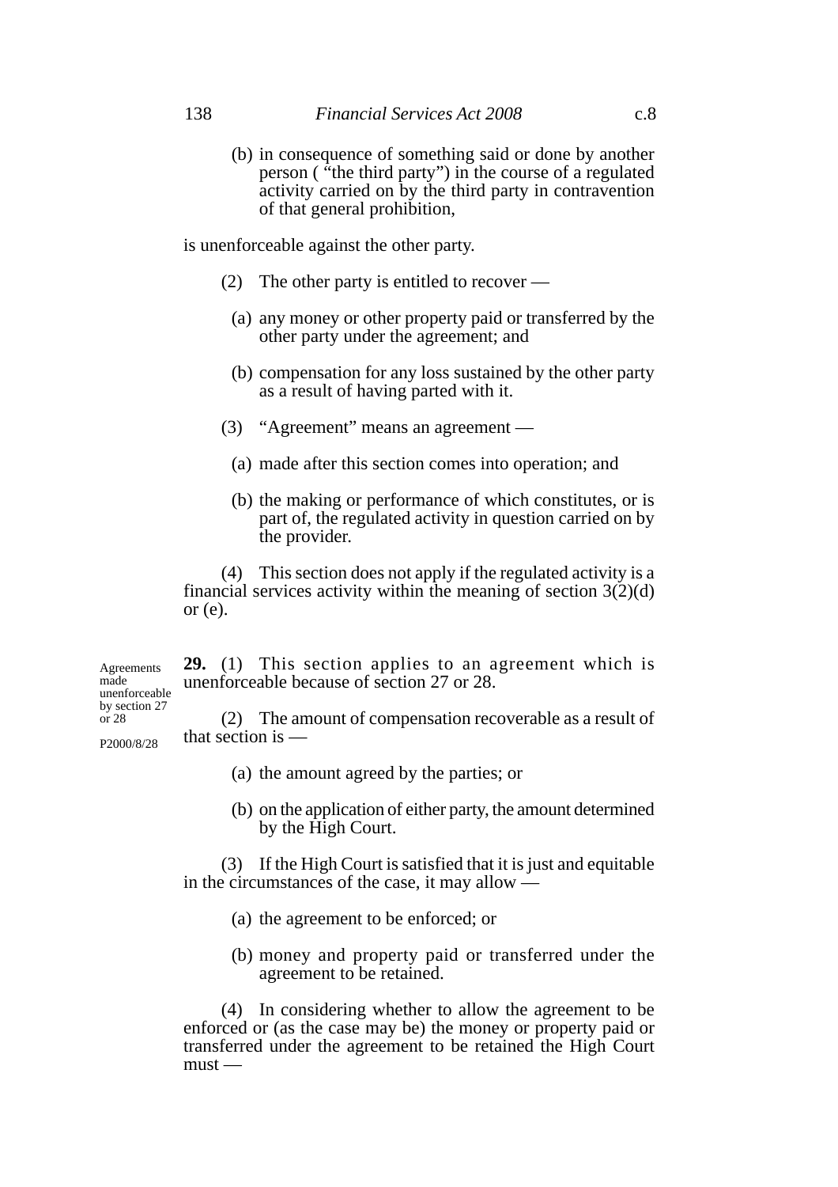(b) in consequence of something said or done by another person ( "the third party") in the course of a regulated activity carried on by the third party in contravention of that general prohibition,

is unenforceable against the other party.

(2) The other party is entitled to recover —

(a) any money or other property paid or transferred by the other party under the agreement; and

(b) compensation for any loss sustained by the other party as a result of having parted with it.

(3) "Agreement" means an agreement —

(a) made after this section comes into operation; and

(b) the making or performance of which constitutes, or is part of, the regulated activity in question carried on by the provider.

(4) This section does not apply if the regulated activity is a financial services activity within the meaning of section 3(2)(d) or (e).

Agreements made unenforceable by section 27 or 28

P2000/8/28

**29.** (1) This section applies to an agreement which is unenforceable because of section 27 or 28.

(2) The amount of compensation recoverable as a result of that section is —

(a) the amount agreed by the parties; or

(b) on the application of either party, the amount determined by the High Court.

(3) If the High Court is satisfied that it is just and equitable in the circumstances of the case, it may allow —

(a) the agreement to be enforced; or

(b) money and property paid or transferred under the agreement to be retained.

(4) In considering whether to allow the agreement to be enforced or (as the case may be) the money or property paid or transferred under the agreement to be retained the High Court must —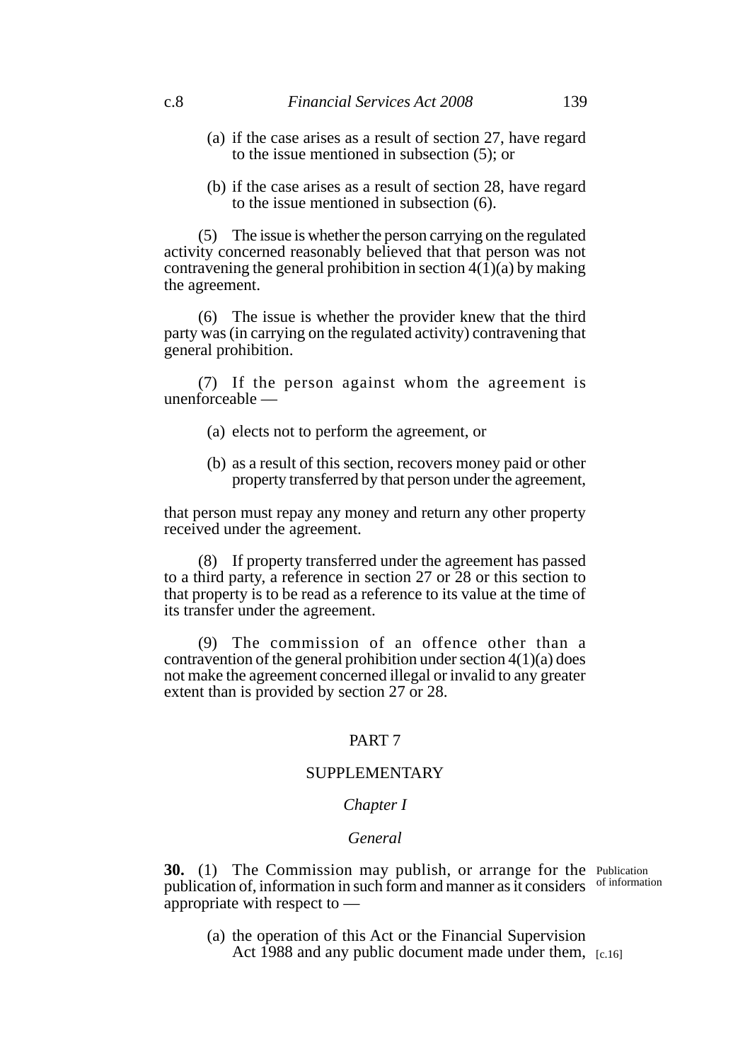(a) if the case arises as a result of section 27, have regard to the issue mentioned in subsection (5); or

(b) if the case arises as a result of section 28, have regard to the issue mentioned in subsection (6).

(5) The issue is whether the person carrying on the regulated activity concerned reasonably believed that that person was not contravening the general prohibition in section 4(1)(a) by making the agreement.

(6) The issue is whether the provider knew that the third party was (in carrying on the regulated activity) contravening that general prohibition.

(7) If the person against whom the agreement is unenforceable —

(a) elects not to perform the agreement, or

(b) as a result of this section, recovers money paid or other property transferred by that person under the agreement,

that person must repay any money and return any other property received under the agreement.

(8) If property transferred under the agreement has passed to a third party, a reference in section 27 or 28 or this section to that property is to be read as a reference to its value at the time of its transfer under the agreement.

(9) The commission of an offence other than a contravention of the general prohibition under section 4(1)(a) does not make the agreement concerned illegal or invalid to any greater extent than is provided by section 27 or 28.

## PART 7

## SUPPLEMENTARY

### *Chapter I*

### *General*

**30.** (1) The Commission may publish, or arrange for the publication of, information in such form and manner as it considers appropriate with respect to —

Publication of information

(a) the operation of this Act or the Financial Supervision Act 1988 and any public document made under them, [c.16]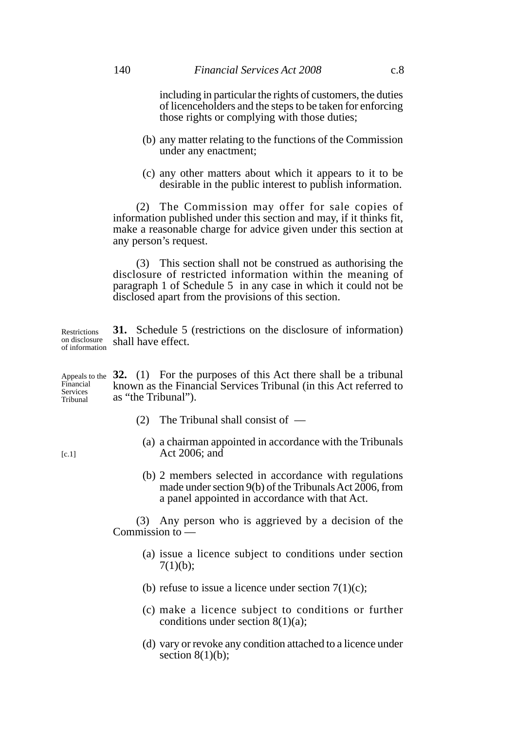including in particular the rights of customers, the duties of licenceholders and the steps to be taken for enforcing those rights or complying with those duties;

(b) any matter relating to the functions of the Commission under any enactment;

(c) any other matters about which it appears to it to be desirable in the public interest to publish information.

(2) The Commission may offer for sale copies of information published under this section and may, if it thinks fit, make a reasonable charge for advice given under this section at any person's request.

(3) This section shall not be construed as authorising the disclosure of restricted information within the meaning of paragraph 1 of Schedule 5 in any case in which it could not be disclosed apart from the provisions of this section.

*Restrictions on disclosure of information*

**31.** Schedule 5 (restrictions on the disclosure of information) shall have effect.

*Appeals to the Financial Services Tribunal*

**32.** (1) For the purposes of this Act there shall be a tribunal known as the Financial Services Tribunal (in this Act referred to as "the Tribunal").

(2) The Tribunal shall consist of —

(a) a chairman appointed in accordance with the Tribunals Act 2006; and [c.1]

(b) 2 members selected in accordance with regulations made under section 9(b) of the Tribunals Act 2006, from a panel appointed in accordance with that Act.

(3) Any person who is aggrieved by a decision of the Commission to —

(a) issue a licence subject to conditions under section 7(1)(b);

(b) refuse to issue a licence under section 7(1)(c);

(c) make a licence subject to conditions or further conditions under section 8(1)(a);

(d) vary or revoke any condition attached to a licence under section 8(1)(b);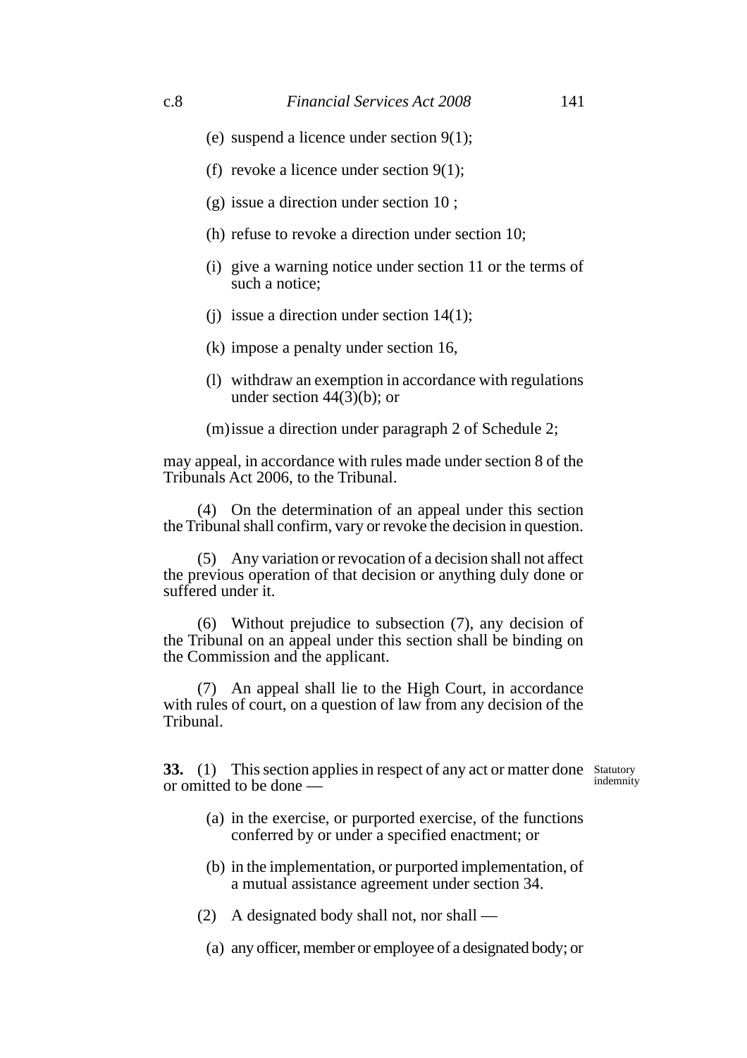(e) suspend a licence under section 9(1);

(f) revoke a licence under section 9(1);

(g) issue a direction under section 10 ;

(h) refuse to revoke a direction under section 10;

(i) give a warning notice under section 11 or the terms of such a notice;

(j) issue a direction under section 14(1);

(k) impose a penalty under section 16,

(l) withdraw an exemption in accordance with regulations under section 44(3)(b); or

(m) issue a direction under paragraph 2 of Schedule 2;

may appeal, in accordance with rules made under section 8 of the Tribunals Act 2006, to the Tribunal.

(4) On the determination of an appeal under this section the Tribunal shall confirm, vary or revoke the decision in question.

(5) Any variation or revocation of a decision shall not affect the previous operation of that decision or anything duly done or suffered under it.

(6) Without prejudice to subsection (7), any decision of the Tribunal on an appeal under this section shall be binding on the Commission and the applicant.

(7) An appeal shall lie to the High Court, in accordance with rules of court, on a question of law from any decision of the Tribunal.

**Statutory indemnity**

**33.** (1) This section applies in respect of any act or matter done or omitted to be done —

(a) in the exercise, or purported exercise, of the functions conferred by or under a specified enactment; or

(b) in the implementation, or purported implementation, of a mutual assistance agreement under section 34.

(2) A designated body shall not, nor shall —

(a) any officer, member or employee of a designated body; or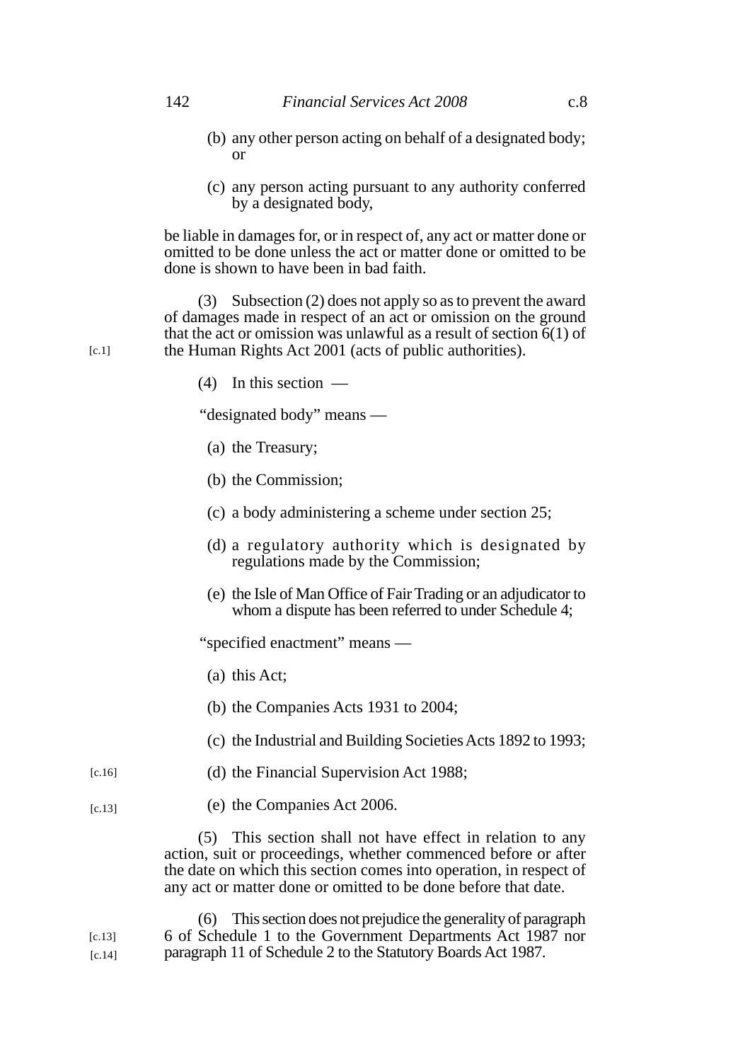(b) any other person acting on behalf of a designated body; or

(c) any person acting pursuant to any authority conferred by a designated body,

be liable in damages for, or in respect of, any act or matter done or omitted to be done unless the act or matter done or omitted to be done is shown to have been in bad faith.

(3) Subsection (2) does not apply so as to prevent the award of damages made in respect of an act or omission on the ground that the act or omission was unlawful as a result of section 6(1) of the Human Rights Act 2001 (acts of public authorities). [c.1]

(4) In this section —

"designated body" means —

(a) the Treasury;

(b) the Commission;

(c) a body administering a scheme under section 25;

(d) a regulatory authority which is designated by regulations made by the Commission;

(e) the Isle of Man Office of Fair Trading or an adjudicator to whom a dispute has been referred to under Schedule 4;

"specified enactment" means —

(a) this Act;

(b) the Companies Acts 1931 to 2004;

(c) the Industrial and Building Societies Acts 1892 to 1993;

(d) the Financial Supervision Act 1988; [c.16]

(e) the Companies Act 2006. [c.13]

(5) This section shall not have effect in relation to any action, suit or proceedings, whether commenced before or after the date on which this section comes into operation, in respect of any act or matter done or omitted to be done before that date.

(6) This section does not prejudice the generality of paragraph 6 of Schedule 1 to the Government Departments Act 1987 nor paragraph 11 of Schedule 2 to the Statutory Boards Act 1987. [c.13] [c.14]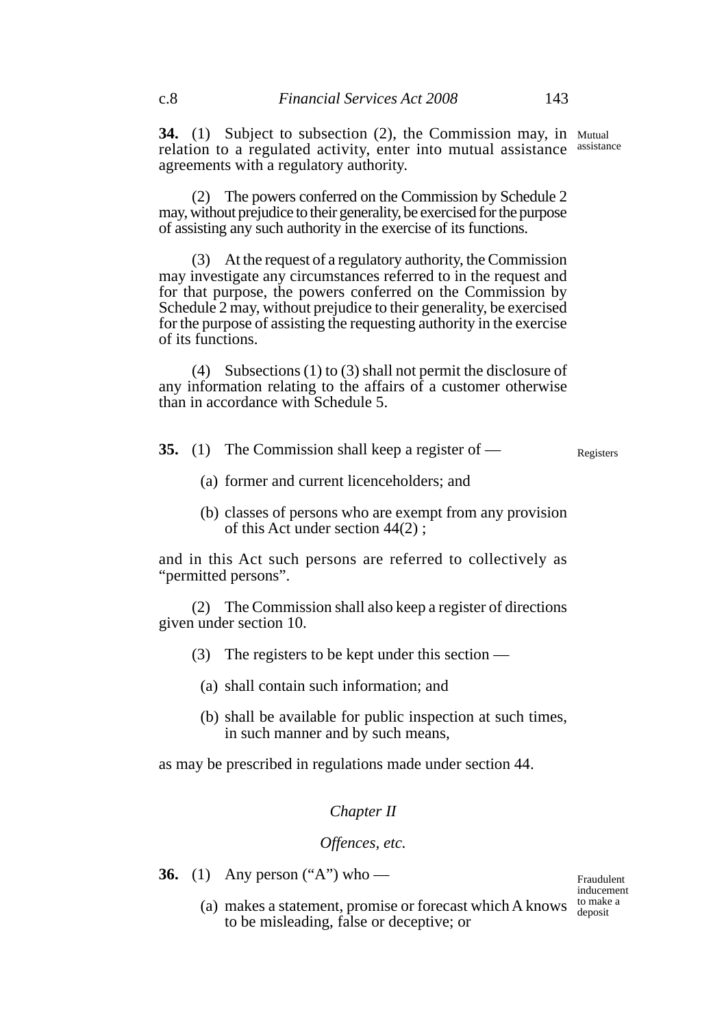**34.** (1) Subject to subsection (2), the Commission may, in relation to a regulated activity, enter into mutual assistance agreements with a regulatory authority.

Mutual assistance

(2) The powers conferred on the Commission by Schedule 2 may, without prejudice to their generality, be exercised for the purpose of assisting any such authority in the exercise of its functions.

(3) At the request of a regulatory authority, the Commission may investigate any circumstances referred to in the request and for that purpose, the powers conferred on the Commission by Schedule 2 may, without prejudice to their generality, be exercised for the purpose of assisting the requesting authority in the exercise of its functions.

(4) Subsections (1) to (3) shall not permit the disclosure of any information relating to the affairs of a customer otherwise than in accordance with Schedule 5.

**35.** (1) The Commission shall keep a register of —

Registers

(a) former and current licenceholders; and

(b) classes of persons who are exempt from any provision of this Act under section 44(2) ;

and in this Act such persons are referred to collectively as "permitted persons".

(2) The Commission shall also keep a register of directions given under section 10.

(3) The registers to be kept under this section —

(a) shall contain such information; and

(b) shall be available for public inspection at such times, in such manner and by such means,

as may be prescribed in regulations made under section 44.

## *Chapter II*

## *Offences, etc.*

**36.** (1) Any person ("A") who —

Fraudulent inducement to make a deposit

(a) makes a statement, promise or forecast which A knows to be misleading, false or deceptive; or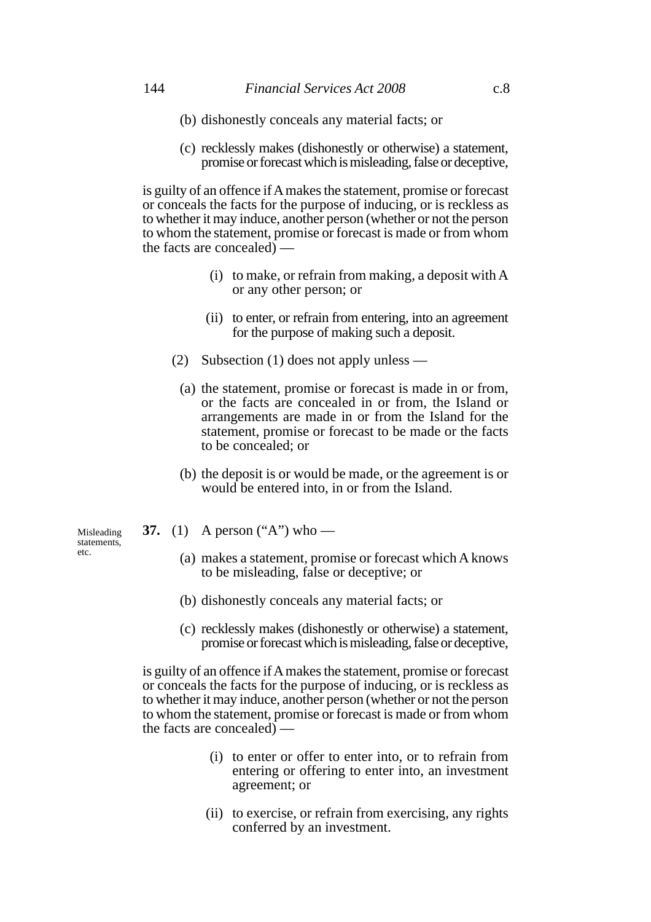(b) dishonestly conceals any material facts; or

(c) recklessly makes (dishonestly or otherwise) a statement, promise or forecast which is misleading, false or deceptive,

is guilty of an offence if A makes the statement, promise or forecast or conceals the facts for the purpose of inducing, or is reckless as to whether it may induce, another person (whether or not the person to whom the statement, promise or forecast is made or from whom the facts are concealed) —

(i) to make, or refrain from making, a deposit with A or any other person; or

(ii) to enter, or refrain from entering, into an agreement for the purpose of making such a deposit.

(2) Subsection (1) does not apply unless —

(a) the statement, promise or forecast is made in or from, or the facts are concealed in or from, the Island or arrangements are made in or from the Island for the statement, promise or forecast to be made or the facts to be concealed; or

(b) the deposit is or would be made, or the agreement is or would be entered into, in or from the Island.

*Misleading statements, etc.*

**37.** (1) A person ("A") who —

(a) makes a statement, promise or forecast which A knows to be misleading, false or deceptive; or

(b) dishonestly conceals any material facts; or

(c) recklessly makes (dishonestly or otherwise) a statement, promise or forecast which is misleading, false or deceptive,

is guilty of an offence if A makes the statement, promise or forecast or conceals the facts for the purpose of inducing, or is reckless as to whether it may induce, another person (whether or not the person to whom the statement, promise or forecast is made or from whom the facts are concealed) —

(i) to enter or offer to enter into, or to refrain from entering or offering to enter into, an investment agreement; or

(ii) to exercise, or refrain from exercising, any rights conferred by an investment.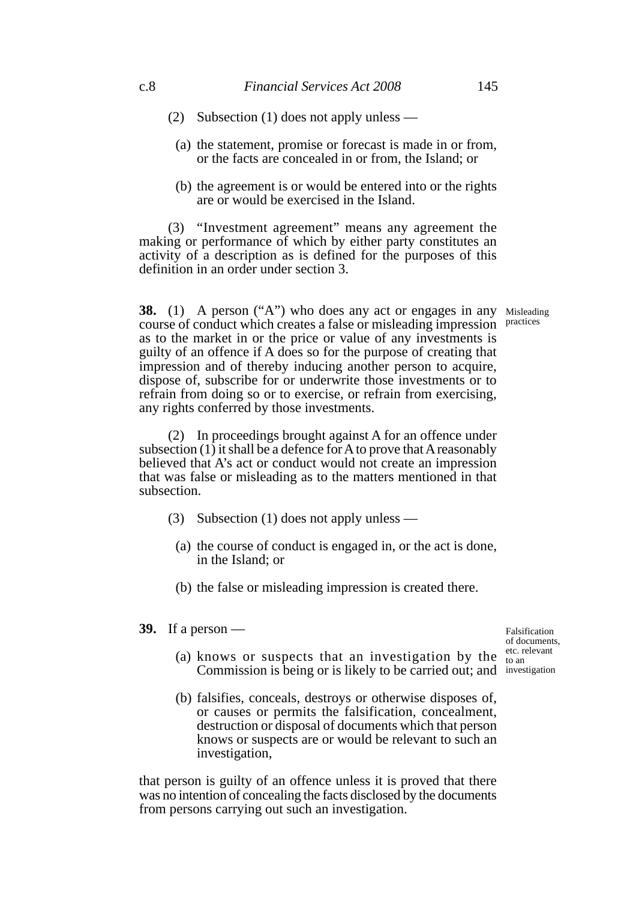(2) Subsection (1) does not apply unless —

(a) the statement, promise or forecast is made in or from, or the facts are concealed in or from, the Island; or

(b) the agreement is or would be entered into or the rights are or would be exercised in the Island.

(3) "Investment agreement" means any agreement the making or performance of which by either party constitutes an activity of a description as is defined for the purposes of this definition in an order under section 3.

**38.** (1) A person ("A") who does any act or engages in any course of conduct which creates a false or misleading impression as to the market in or the price or value of any investments is guilty of an offence if A does so for the purpose of creating that impression and of thereby inducing another person to acquire, dispose of, subscribe for or underwrite those investments or to refrain from doing so or to exercise, or refrain from exercising, any rights conferred by those investments.

*Misleading practices*

(2) In proceedings brought against A for an offence under subsection (1) it shall be a defence for A to prove that A reasonably believed that A's act or conduct would not create an impression that was false or misleading as to the matters mentioned in that subsection.

(3) Subsection (1) does not apply unless —

(a) the course of conduct is engaged in, or the act is done, in the Island; or

(b) the false or misleading impression is created there.

**39.** If a person —

*Falsification of documents, etc. relevant to an investigation*

(a) knows or suspects that an investigation by the Commission is being or is likely to be carried out; and

(b) falsifies, conceals, destroys or otherwise disposes of, or causes or permits the falsification, concealment, destruction or disposal of documents which that person knows or suspects are or would be relevant to such an investigation,

that person is guilty of an offence unless it is proved that there was no intention of concealing the facts disclosed by the documents from persons carrying out such an investigation.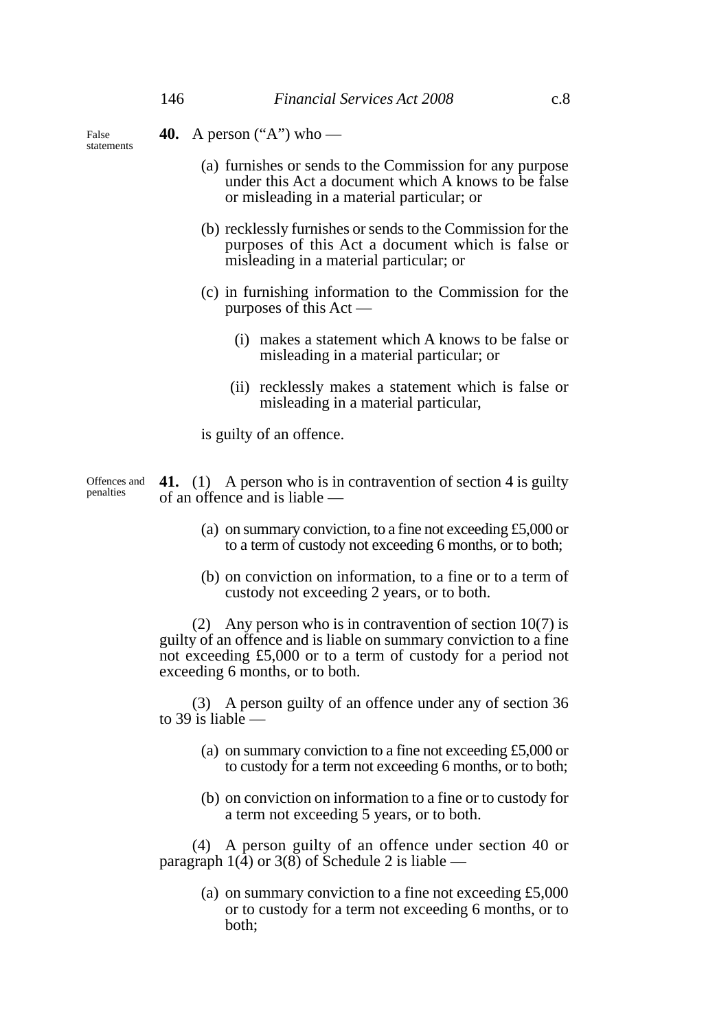**40.** A person ("A") who —

False statements

(a) furnishes or sends to the Commission for any purpose under this Act a document which A knows to be false or misleading in a material particular; or

(b) recklessly furnishes or sends to the Commission for the purposes of this Act a document which is false or misleading in a material particular; or

(c) in furnishing information to the Commission for the purposes of this Act —

(i) makes a statement which A knows to be false or misleading in a material particular; or

(ii) recklessly makes a statement which is false or misleading in a material particular,

is guilty of an offence.

Offences and penalties

**41.** (1) A person who is in contravention of section 4 is guilty of an offence and is liable —

(a) on summary conviction, to a fine not exceeding £5,000 or to a term of custody not exceeding 6 months, or to both;

(b) on conviction on information, to a fine or to a term of custody not exceeding 2 years, or to both.

(2) Any person who is in contravention of section 10(7) is guilty of an offence and is liable on summary conviction to a fine not exceeding £5,000 or to a term of custody for a period not exceeding 6 months, or to both.

(3) A person guilty of an offence under any of section 36 to 39 is liable —

(a) on summary conviction to a fine not exceeding £5,000 or to custody for a term not exceeding 6 months, or to both;

(b) on conviction on information to a fine or to custody for a term not exceeding 5 years, or to both.

(4) A person guilty of an offence under section 40 or paragraph 1(4) or 3(8) of Schedule 2 is liable —

(a) on summary conviction to a fine not exceeding £5,000 or to custody for a term not exceeding 6 months, or to both;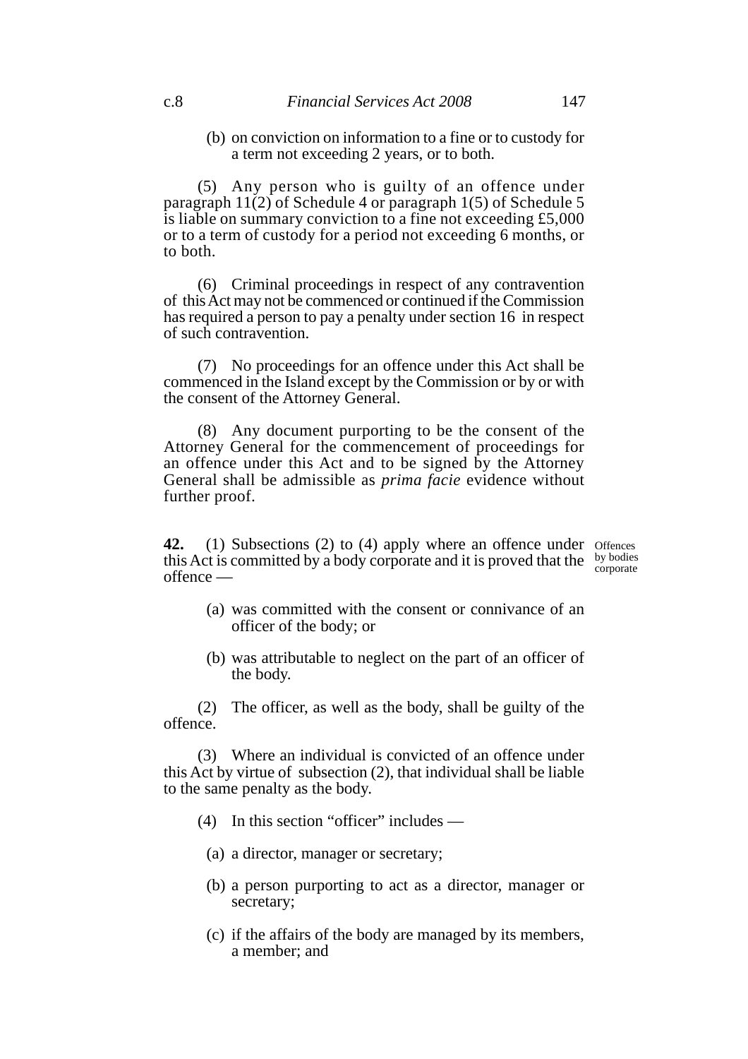(b) on conviction on information to a fine or to custody for a term not exceeding 2 years, or to both.

(5) Any person who is guilty of an offence under paragraph 11(2) of Schedule 4 or paragraph 1(5) of Schedule 5 is liable on summary conviction to a fine not exceeding £5,000 or to a term of custody for a period not exceeding 6 months, or to both.

(6) Criminal proceedings in respect of any contravention of this Act may not be commenced or continued if the Commission has required a person to pay a penalty under section 16 in respect of such contravention.

(7) No proceedings for an offence under this Act shall be commenced in the Island except by the Commission or by or with the consent of the Attorney General.

(8) Any document purporting to be the consent of the Attorney General for the commencement of proceedings for an offence under this Act and to be signed by the Attorney General shall be admissible as *prima facie* evidence without further proof.

**42.** (1) Subsections (2) to (4) apply where an offence under this Act is committed by a body corporate and it is proved that the offence —

Offences by bodies corporate

(a) was committed with the consent or connivance of an officer of the body; or

(b) was attributable to neglect on the part of an officer of the body.

(2) The officer, as well as the body, shall be guilty of the offence.

(3) Where an individual is convicted of an offence under this Act by virtue of subsection (2), that individual shall be liable to the same penalty as the body.

(4) In this section "officer" includes —

(a) a director, manager or secretary;

(b) a person purporting to act as a director, manager or secretary;

(c) if the affairs of the body are managed by its members, a member; and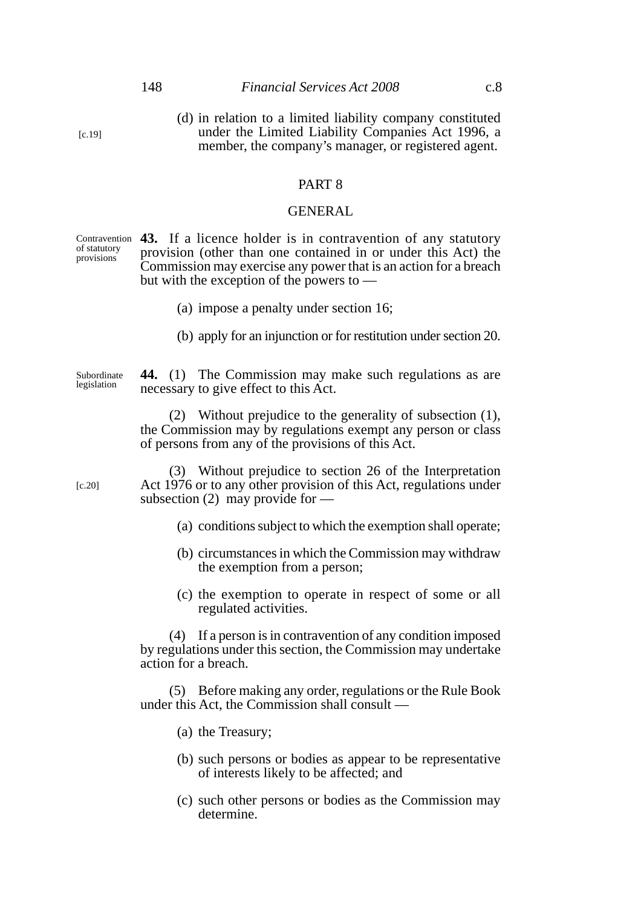(d) in relation to a limited liability company constituted under the Limited Liability Companies Act 1996, a member, the company's manager, or registered agent.

[c.19]

## PART 8

## GENERAL

*Contravention of statutory provisions*

**43.** If a licence holder is in contravention of any statutory provision (other than one contained in or under this Act) the Commission may exercise any power that is an action for a breach but with the exception of the powers to —

(a) impose a penalty under section 16;

(b) apply for an injunction or for restitution under section 20.

*Subordinate legislation*

**44.** (1) The Commission may make such regulations as are necessary to give effect to this Act.

(2) Without prejudice to the generality of subsection (1), the Commission may by regulations exempt any person or class of persons from any of the provisions of this Act.

(3) Without prejudice to section 26 of the Interpretation Act 1976 or to any other provision of this Act, regulations under subsection (2) may provide for —

[c.20]

(a) conditions subject to which the exemption shall operate;

(b) circumstances in which the Commission may withdraw the exemption from a person;

(c) the exemption to operate in respect of some or all regulated activities.

(4) If a person is in contravention of any condition imposed by regulations under this section, the Commission may undertake action for a breach.

(5) Before making any order, regulations or the Rule Book under this Act, the Commission shall consult —

(a) the Treasury;

(b) such persons or bodies as appear to be representative of interests likely to be affected; and

(c) such other persons or bodies as the Commission may determine.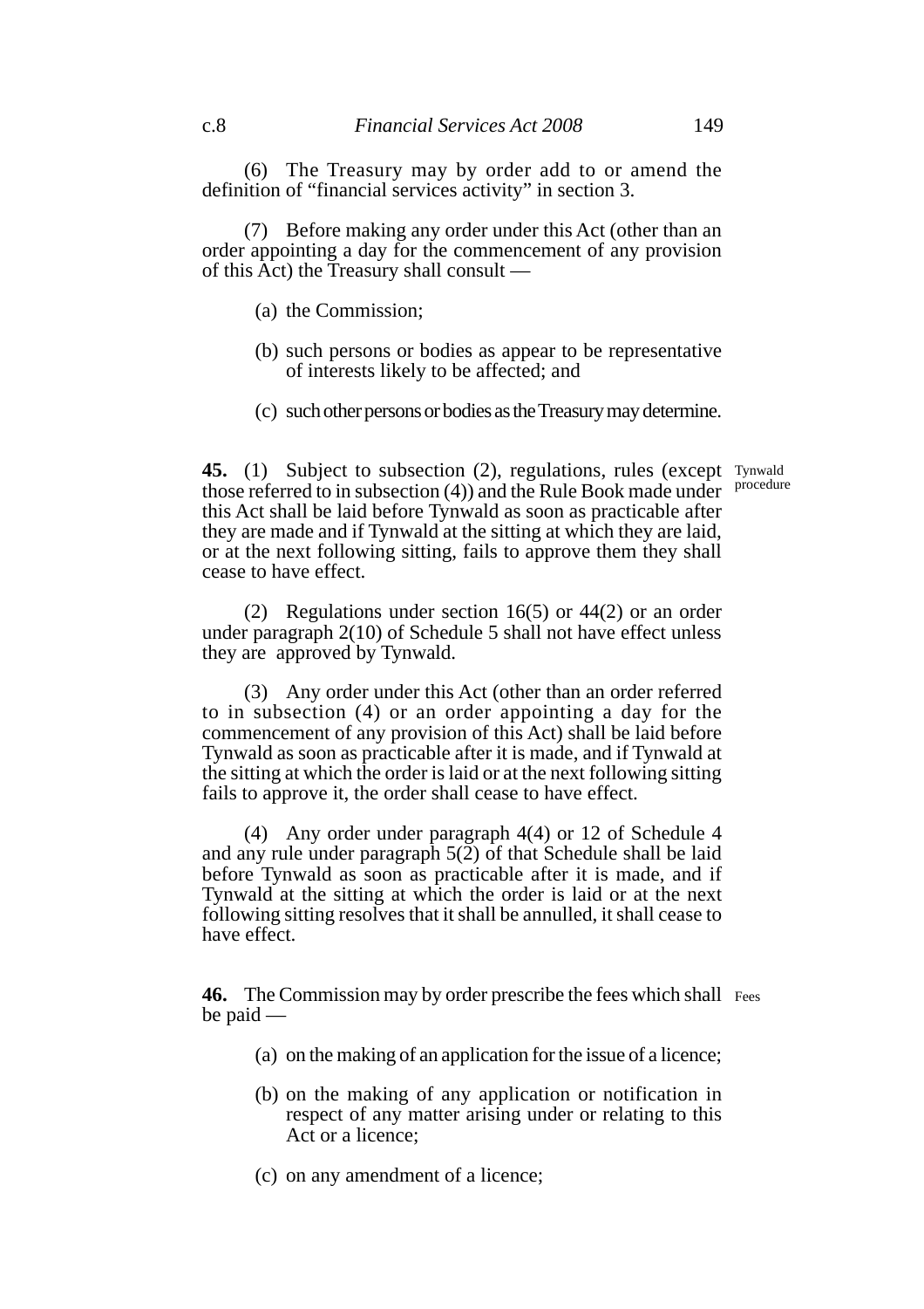(6) The Treasury may by order add to or amend the definition of "financial services activity" in section 3.

(7) Before making any order under this Act (other than an order appointing a day for the commencement of any provision of this Act) the Treasury shall consult —

(a) the Commission;

(b) such persons or bodies as appear to be representative of interests likely to be affected; and

(c) such other persons or bodies as the Treasury may determine.

**45.** (1) Subject to subsection (2), regulations, rules (except those referred to in subsection (4)) and the Rule Book made under this Act shall be laid before Tynwald as soon as practicable after they are made and if Tynwald at the sitting at which they are laid, or at the next following sitting, fails to approve them they shall cease to have effect.

Tynwald procedure

(2) Regulations under section 16(5) or 44(2) or an order under paragraph 2(10) of Schedule 5 shall not have effect unless they are approved by Tynwald.

(3) Any order under this Act (other than an order referred to in subsection (4) or an order appointing a day for the commencement of any provision of this Act) shall be laid before Tynwald as soon as practicable after it is made, and if Tynwald at the sitting at which the order is laid or at the next following sitting fails to approve it, the order shall cease to have effect.

(4) Any order under paragraph 4(4) or 12 of Schedule 4 and any rule under paragraph 5(2) of that Schedule shall be laid before Tynwald as soon as practicable after it is made, and if Tynwald at the sitting at which the order is laid or at the next following sitting resolves that it shall be annulled, it shall cease to have effect.

**46.** The Commission may by order prescribe the fees which shall be paid —

Fees

(a) on the making of an application for the issue of a licence;

(b) on the making of any application or notification in respect of any matter arising under or relating to this Act or a licence;

(c) on any amendment of a licence;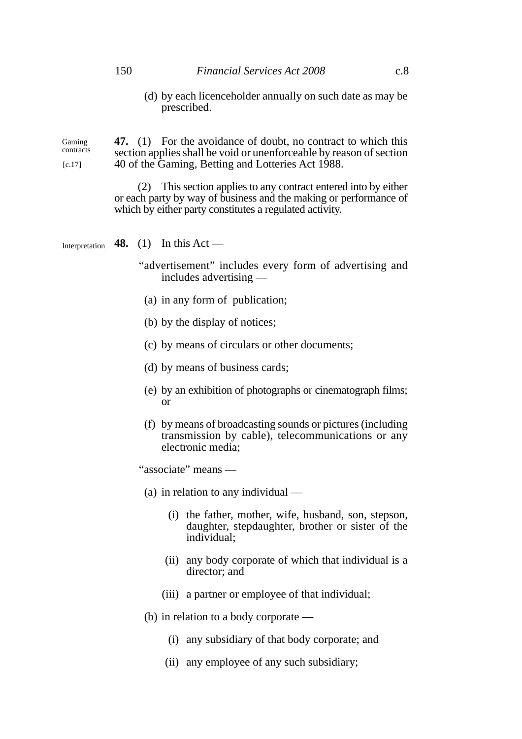(d) by each licenceholder annually on such date as may be prescribed.

Gaming contracts

[c.17]

**47.** (1) For the avoidance of doubt, no contract to which this section applies shall be void or unenforceable by reason of section 40 of the Gaming, Betting and Lotteries Act 1988.

(2) This section applies to any contract entered into by either or each party by way of business and the making or performance of which by either party constitutes a regulated activity.

Interpretation

**48.** (1) In this Act —

"advertisement" includes every form of advertising and includes advertising —

(a) in any form of publication;

(b) by the display of notices;

(c) by means of circulars or other documents;

(d) by means of business cards;

(e) by an exhibition of photographs or cinematograph films; or

(f) by means of broadcasting sounds or pictures (including transmission by cable), telecommunications or any electronic media;

"associate" means —

(a) in relation to any individual —

(i) the father, mother, wife, husband, son, stepson, daughter, stepdaughter, brother or sister of the individual;

(ii) any body corporate of which that individual is a director; and

(iii) a partner or employee of that individual;

(b) in relation to a body corporate —

(i) any subsidiary of that body corporate; and

(ii) any employee of any such subsidiary;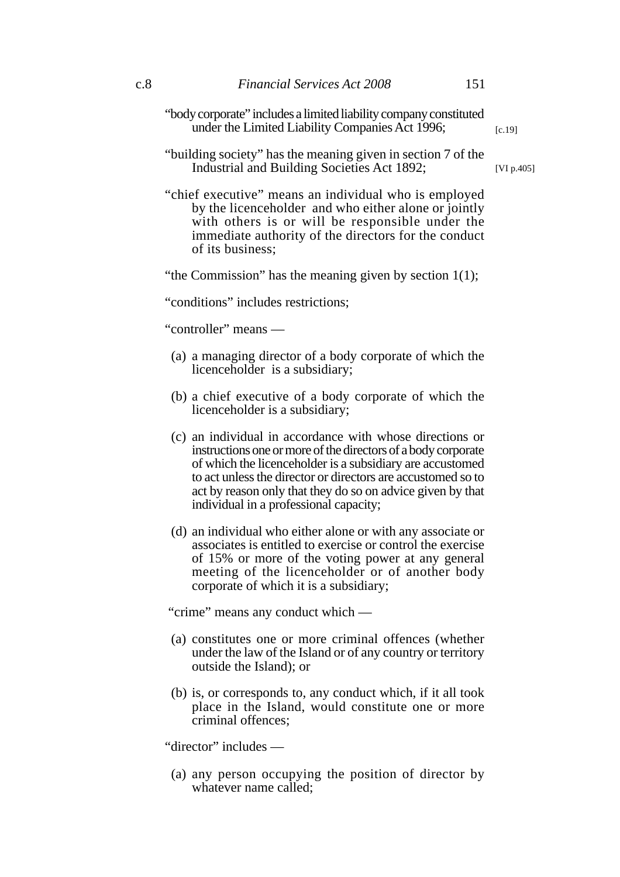"body corporate" includes a limited liability company constituted under the Limited Liability Companies Act 1996; [c.19]

"building society" has the meaning given in section 7 of the Industrial and Building Societies Act 1892; [VI p.405]

"chief executive" means an individual who is employed by the licenceholder and who either alone or jointly with others is or will be responsible under the immediate authority of the directors for the conduct of its business;

"the Commission" has the meaning given by section 1(1);

"conditions" includes restrictions;

"controller" means —

(a) a managing director of a body corporate of which the licenceholder is a subsidiary;

(b) a chief executive of a body corporate of which the licenceholder is a subsidiary;

(c) an individual in accordance with whose directions or instructions one or more of the directors of a body corporate of which the licenceholder is a subsidiary are accustomed to act unless the director or directors are accustomed so to act by reason only that they do so on advice given by that individual in a professional capacity;

(d) an individual who either alone or with any associate or associates is entitled to exercise or control the exercise of 15% or more of the voting power at any general meeting of the licenceholder or of another body corporate of which it is a subsidiary;

"crime" means any conduct which —

(a) constitutes one or more criminal offences (whether under the law of the Island or of any country or territory outside the Island); or

(b) is, or corresponds to, any conduct which, if it all took place in the Island, would constitute one or more criminal offences;

"director" includes —

(a) any person occupying the position of director by whatever name called;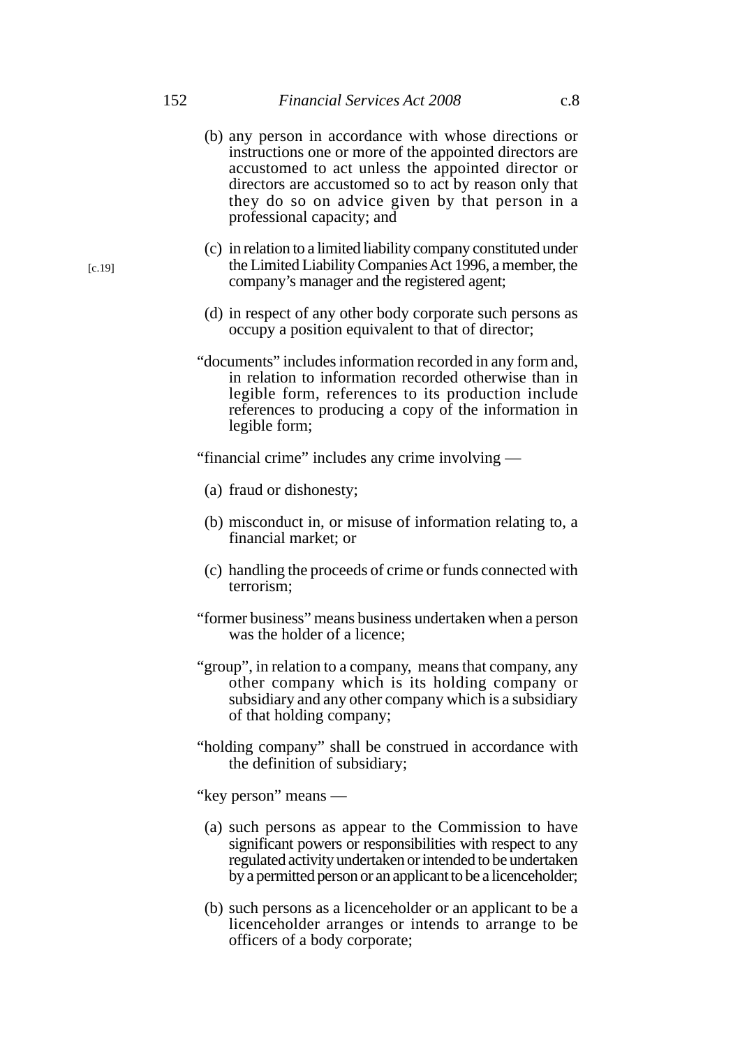(b) any person in accordance with whose directions or instructions one or more of the appointed directors are accustomed to act unless the appointed director or directors are accustomed so to act by reason only that they do so on advice given by that person in a professional capacity; and

(c) in relation to a limited liability company constituted under the Limited Liability Companies Act 1996, a member, the company's manager and the registered agent; [c.19]

(d) in respect of any other body corporate such persons as occupy a position equivalent to that of director;

"documents" includes information recorded in any form and, in relation to information recorded otherwise than in legible form, references to its production include references to producing a copy of the information in legible form;

"financial crime" includes any crime involving —

(a) fraud or dishonesty;

(b) misconduct in, or misuse of information relating to, a financial market; or

(c) handling the proceeds of crime or funds connected with terrorism;

"former business" means business undertaken when a person was the holder of a licence;

"group", in relation to a company, means that company, any other company which is its holding company or subsidiary and any other company which is a subsidiary of that holding company;

"holding company" shall be construed in accordance with the definition of subsidiary;

"key person" means —

(a) such persons as appear to the Commission to have significant powers or responsibilities with respect to any regulated activity undertaken or intended to be undertaken by a permitted person or an applicant to be a licenceholder;

(b) such persons as a licenceholder or an applicant to be a licenceholder arranges or intends to arrange to be officers of a body corporate;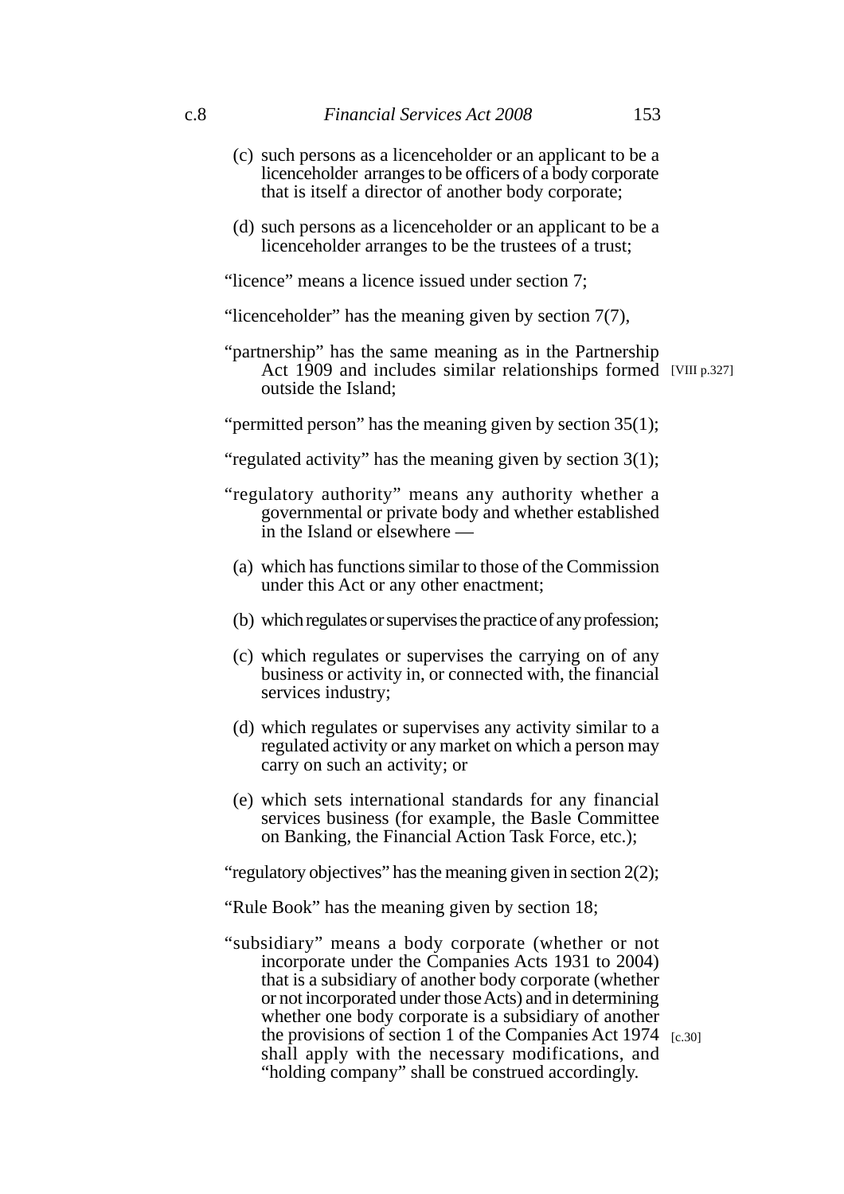(c) such persons as a licenceholder or an applicant to be a licenceholder arranges to be officers of a body corporate that is itself a director of another body corporate;

(d) such persons as a licenceholder or an applicant to be a licenceholder arranges to be the trustees of a trust;

"licence" means a licence issued under section 7;

"licenceholder" has the meaning given by section 7(7),

"partnership" has the same meaning as in the Partnership Act 1909 and includes similar relationships formed outside the Island; [VIII p.327]

"permitted person" has the meaning given by section 35(1);

"regulated activity" has the meaning given by section 3(1);

"regulatory authority" means any authority whether a governmental or private body and whether established in the Island or elsewhere —

(a) which has functions similar to those of the Commission under this Act or any other enactment;

(b) which regulates or supervises the practice of any profession;

(c) which regulates or supervises the carrying on of any business or activity in, or connected with, the financial services industry;

(d) which regulates or supervises any activity similar to a regulated activity or any market on which a person may carry on such an activity; or

(e) which sets international standards for any financial services business (for example, the Basle Committee on Banking, the Financial Action Task Force, etc.);

"regulatory objectives" has the meaning given in section 2(2);

"Rule Book" has the meaning given by section 18;

"subsidiary" means a body corporate (whether or not incorporate under the Companies Acts 1931 to 2004) that is a subsidiary of another body corporate (whether or not incorporated under those Acts) and in determining whether one body corporate is a subsidiary of another the provisions of section 1 of the Companies Act 1974 shall apply with the necessary modifications, and "holding company" shall be construed accordingly. [c.30]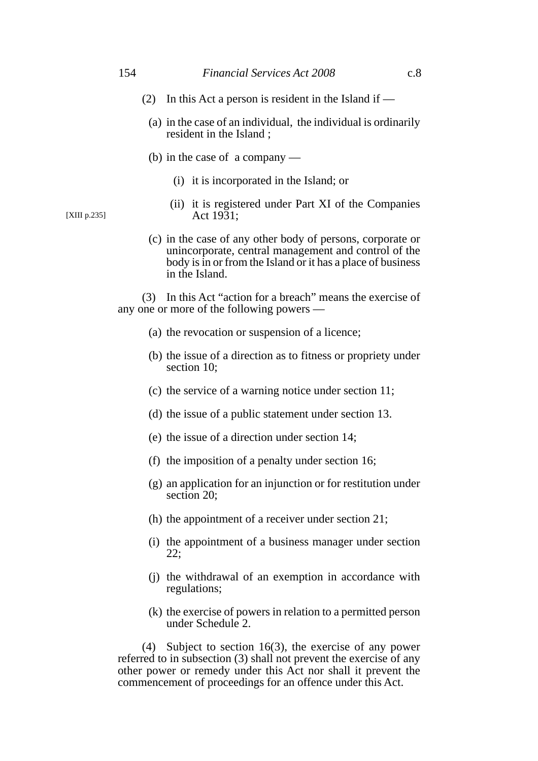(2) In this Act a person is resident in the Island if —

(a) in the case of an individual, the individual is ordinarily resident in the Island ;

(b) in the case of a company —

(i) it is incorporated in the Island; or

(ii) it is registered under Part XI of the Companies Act 1931;

[XIII p.235]

(c) in the case of any other body of persons, corporate or unincorporate, central management and control of the body is in or from the Island or it has a place of business in the Island.

(3) In this Act "action for a breach" means the exercise of any one or more of the following powers —

(a) the revocation or suspension of a licence;

(b) the issue of a direction as to fitness or propriety under section 10;

(c) the service of a warning notice under section 11;

(d) the issue of a public statement under section 13.

(e) the issue of a direction under section 14;

(f) the imposition of a penalty under section 16;

(g) an application for an injunction or for restitution under section 20;

(h) the appointment of a receiver under section 21;

(i) the appointment of a business manager under section 22;

(j) the withdrawal of an exemption in accordance with regulations;

(k) the exercise of powers in relation to a permitted person under Schedule 2.

(4) Subject to section 16(3), the exercise of any power referred to in subsection (3) shall not prevent the exercise of any other power or remedy under this Act nor shall it prevent the commencement of proceedings for an offence under this Act.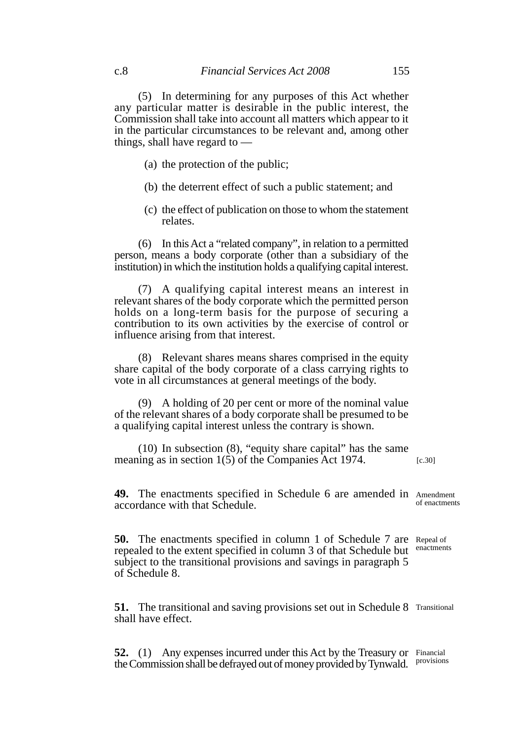(5) In determining for any purposes of this Act whether any particular matter is desirable in the public interest, the Commission shall take into account all matters which appear to it in the particular circumstances to be relevant and, among other things, shall have regard to —

(a) the protection of the public;

(b) the deterrent effect of such a public statement; and

(c) the effect of publication on those to whom the statement relates.

(6) In this Act a "related company", in relation to a permitted person, means a body corporate (other than a subsidiary of the institution) in which the institution holds a qualifying capital interest.

(7) A qualifying capital interest means an interest in relevant shares of the body corporate which the permitted person holds on a long-term basis for the purpose of securing a contribution to its own activities by the exercise of control or influence arising from that interest.

(8) Relevant shares means shares comprised in the equity share capital of the body corporate of a class carrying rights to vote in all circumstances at general meetings of the body.

(9) A holding of 20 per cent or more of the nominal value of the relevant shares of a body corporate shall be presumed to be a qualifying capital interest unless the contrary is shown.

(10) In subsection (8), "equity share capital" has the same meaning as in section 1(5) of the Companies Act 1974. [c.30]

**49.** The enactments specified in Schedule 6 are amended in accordance with that Schedule. *Amendment of enactments*

**50.** The enactments specified in column 1 of Schedule 7 are repealed to the extent specified in column 3 of that Schedule but subject to the transitional provisions and savings in paragraph 5 of Schedule 8. *Repeal of enactments*

**51.** The transitional and saving provisions set out in Schedule 8 shall have effect. *Transitional*

**52.** (1) Any expenses incurred under this Act by the Treasury or the Commission shall be defrayed out of money provided by Tynwald. *Financial provisions*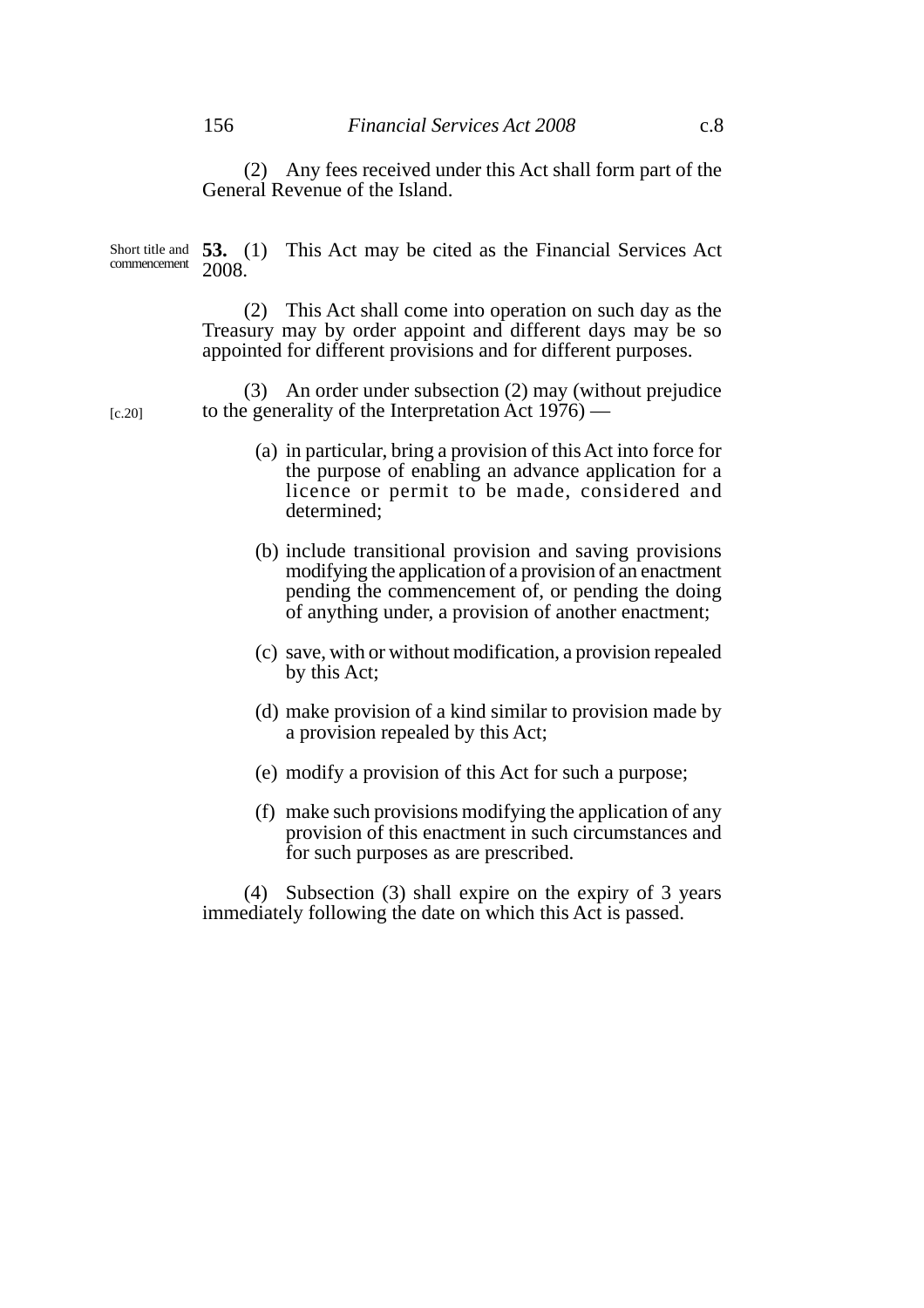(2) Any fees received under this Act shall form part of the General Revenue of the Island.

Short title and commencement

**53.** (1) This Act may be cited as the Financial Services Act 2008.

(2) This Act shall come into operation on such day as the Treasury may by order appoint and different days may be so appointed for different provisions and for different purposes.

[c.20]

(3) An order under subsection (2) may (without prejudice to the generality of the Interpretation Act 1976) —

(a) in particular, bring a provision of this Act into force for the purpose of enabling an advance application for a licence or permit to be made, considered and determined;

(b) include transitional provision and saving provisions modifying the application of a provision of an enactment pending the commencement of, or pending the doing of anything under, a provision of another enactment;

(c) save, with or without modification, a provision repealed by this Act;

(d) make provision of a kind similar to provision made by a provision repealed by this Act;

(e) modify a provision of this Act for such a purpose;

(f) make such provisions modifying the application of any provision of this enactment in such circumstances and for such purposes as are prescribed.

(4) Subsection (3) shall expire on the expiry of 3 years immediately following the date on which this Act is passed.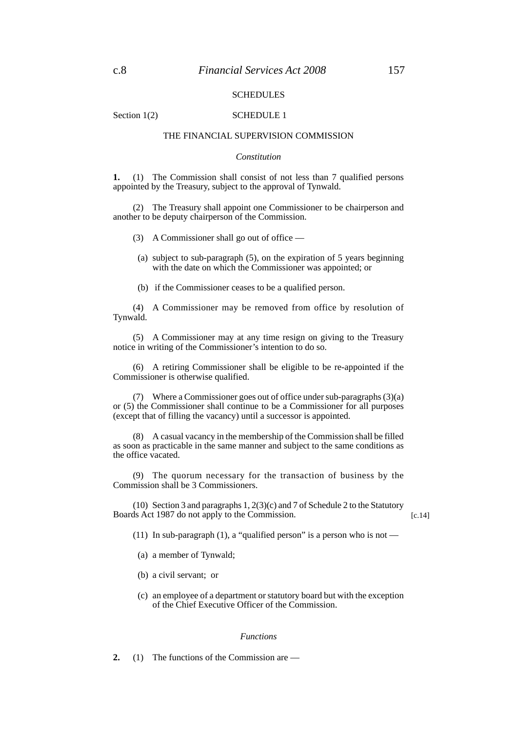## SCHEDULES

Section 1(2)

## SCHEDULE 1

### THE FINANCIAL SUPERVISION COMMISSION

*Constitution*

**1.** (1) The Commission shall consist of not less than 7 qualified persons appointed by the Treasury, subject to the approval of Tynwald.

(2) The Treasury shall appoint one Commissioner to be chairperson and another to be deputy chairperson of the Commission.

(3) A Commissioner shall go out of office —

(a) subject to sub-paragraph (5), on the expiration of 5 years beginning with the date on which the Commissioner was appointed; or

(b) if the Commissioner ceases to be a qualified person.

(4) A Commissioner may be removed from office by resolution of Tynwald.

(5) A Commissioner may at any time resign on giving to the Treasury notice in writing of the Commissioner's intention to do so.

(6) A retiring Commissioner shall be eligible to be re-appointed if the Commissioner is otherwise qualified.

(7) Where a Commissioner goes out of office under sub-paragraphs (3)(a) or (5) the Commissioner shall continue to be a Commissioner for all purposes (except that of filling the vacancy) until a successor is appointed.

(8) A casual vacancy in the membership of the Commission shall be filled as soon as practicable in the same manner and subject to the same conditions as the office vacated.

(9) The quorum necessary for the transaction of business by the Commission shall be 3 Commissioners.

(10) Section 3 and paragraphs 1, 2(3)(c) and 7 of Schedule 2 to the Statutory Boards Act 1987 do not apply to the Commission. [c.14]

(11) In sub-paragraph (1), a "qualified person" is a person who is not —

(a) a member of Tynwald;

(b) a civil servant; or

(c) an employee of a department or statutory board but with the exception of the Chief Executive Officer of the Commission.

*Functions*

**2.** (1) The functions of the Commission are —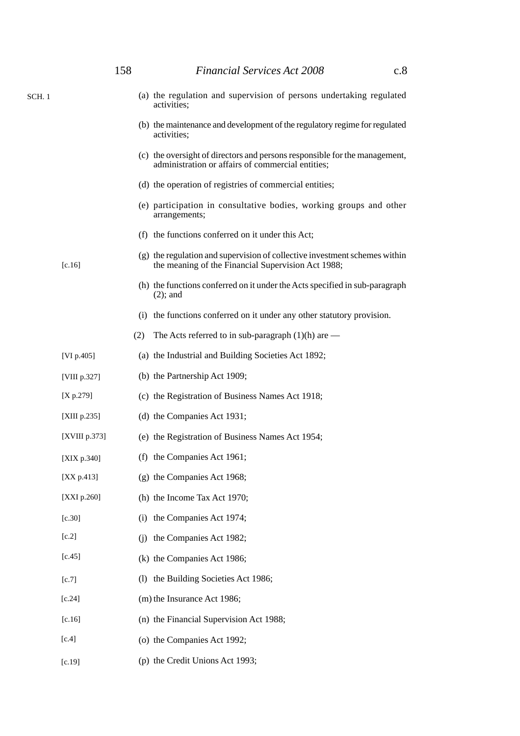SCH. 1

(a) the regulation and supervision of persons undertaking regulated activities;

(b) the maintenance and development of the regulatory regime for regulated activities;

(c) the oversight of directors and persons responsible for the management, administration or affairs of commercial entities;

(d) the operation of registries of commercial entities;

(e) participation in consultative bodies, working groups and other arrangements;

(f) the functions conferred on it under this Act;

(g) the regulation and supervision of collective investment schemes within the meaning of the Financial Supervision Act 1988; [c.16]

(h) the functions conferred on it under the Acts specified in sub-paragraph (2); and

(i) the functions conferred on it under any other statutory provision.

(2) The Acts referred to in sub-paragraph (1)(h) are —

(a) the Industrial and Building Societies Act 1892; [VI p.405]

(b) the Partnership Act 1909; [VIII p.327]

(c) the Registration of Business Names Act 1918; [X p.279]

(d) the Companies Act 1931; [XIII p.235]

(e) the Registration of Business Names Act 1954; [XVIII p.373]

(f) the Companies Act 1961; [XIX p.340]

(g) the Companies Act 1968; [XX p.413]

(h) the Income Tax Act 1970; [XXI p.260]

(i) the Companies Act 1974; [c.30]

(j) the Companies Act 1982; [c.2]

(k) the Companies Act 1986; [c.45]

(l) the Building Societies Act 1986; [c.7]

(m) the Insurance Act 1986; [c.24]

(n) the Financial Supervision Act 1988; [c.16]

(o) the Companies Act 1992; [c.4]

(p) the Credit Unions Act 1993; [c.19]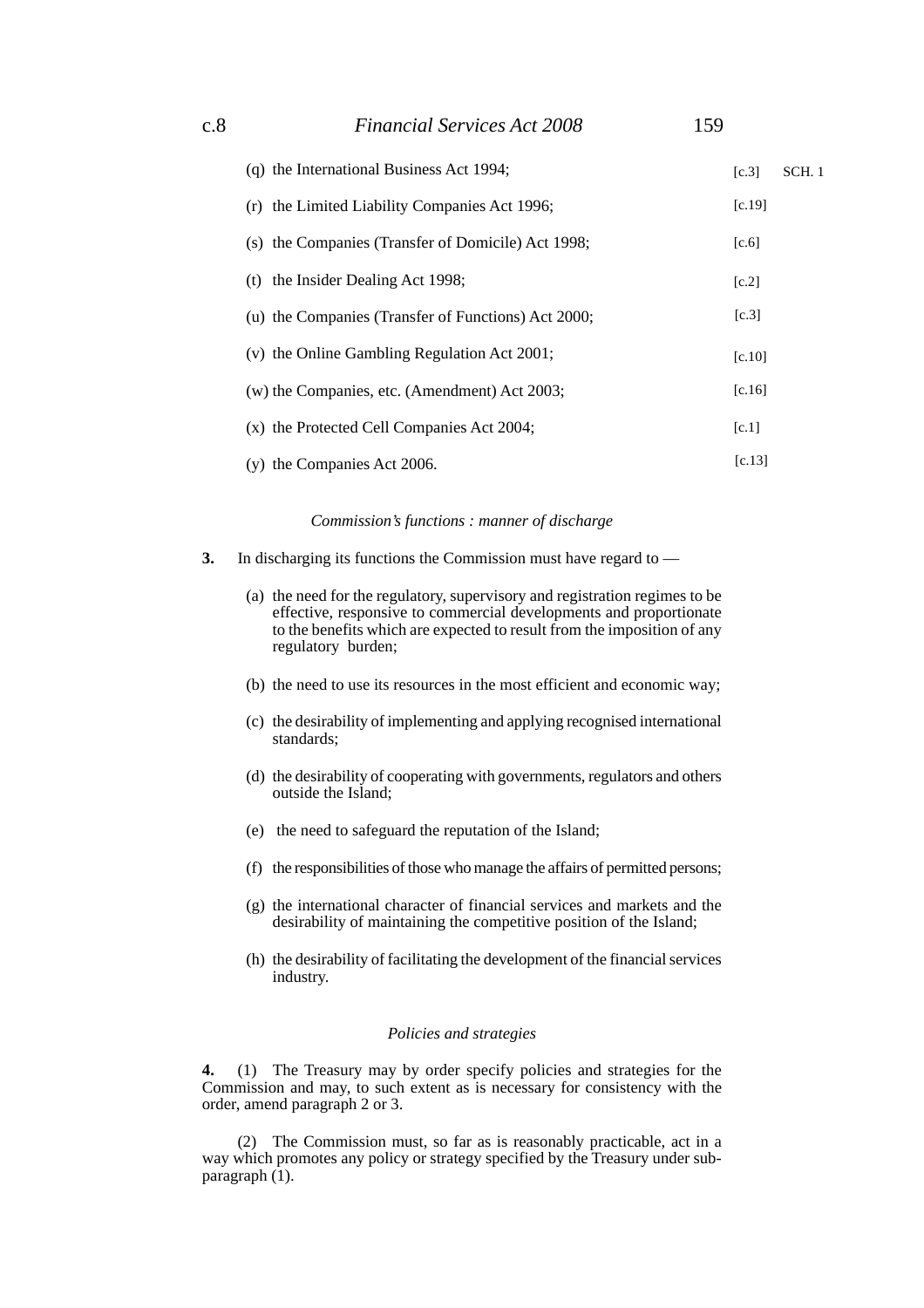(q) the International Business Act 1994; [c.3]

(r) the Limited Liability Companies Act 1996; [c.19]

(s) the Companies (Transfer of Domicile) Act 1998; [c.6]

(t) the Insider Dealing Act 1998; [c.2]

(u) the Companies (Transfer of Functions) Act 2000; [c.3]

(v) the Online Gambling Regulation Act 2001; [c.10]

(w) the Companies, etc. (Amendment) Act 2003; [c.16]

(x) the Protected Cell Companies Act 2004; [c.1]

(y) the Companies Act 2006. [c.13]

*Commission's functions : manner of discharge*

**3.** In discharging its functions the Commission must have regard to —

(a) the need for the regulatory, supervisory and registration regimes to be effective, responsive to commercial developments and proportionate to the benefits which are expected to result from the imposition of any regulatory burden;

(b) the need to use its resources in the most efficient and economic way;

(c) the desirability of implementing and applying recognised international standards;

(d) the desirability of cooperating with governments, regulators and others outside the Island;

(e) the need to safeguard the reputation of the Island;

(f) the responsibilities of those who manage the affairs of permitted persons;

(g) the international character of financial services and markets and the desirability of maintaining the competitive position of the Island;

(h) the desirability of facilitating the development of the financial services industry.

*Policies and strategies*

**4.** (1) The Treasury may by order specify policies and strategies for the Commission and may, to such extent as is necessary for consistency with the order, amend paragraph 2 or 3.

(2) The Commission must, so far as is reasonably practicable, act in a way which promotes any policy or strategy specified by the Treasury under sub-paragraph (1).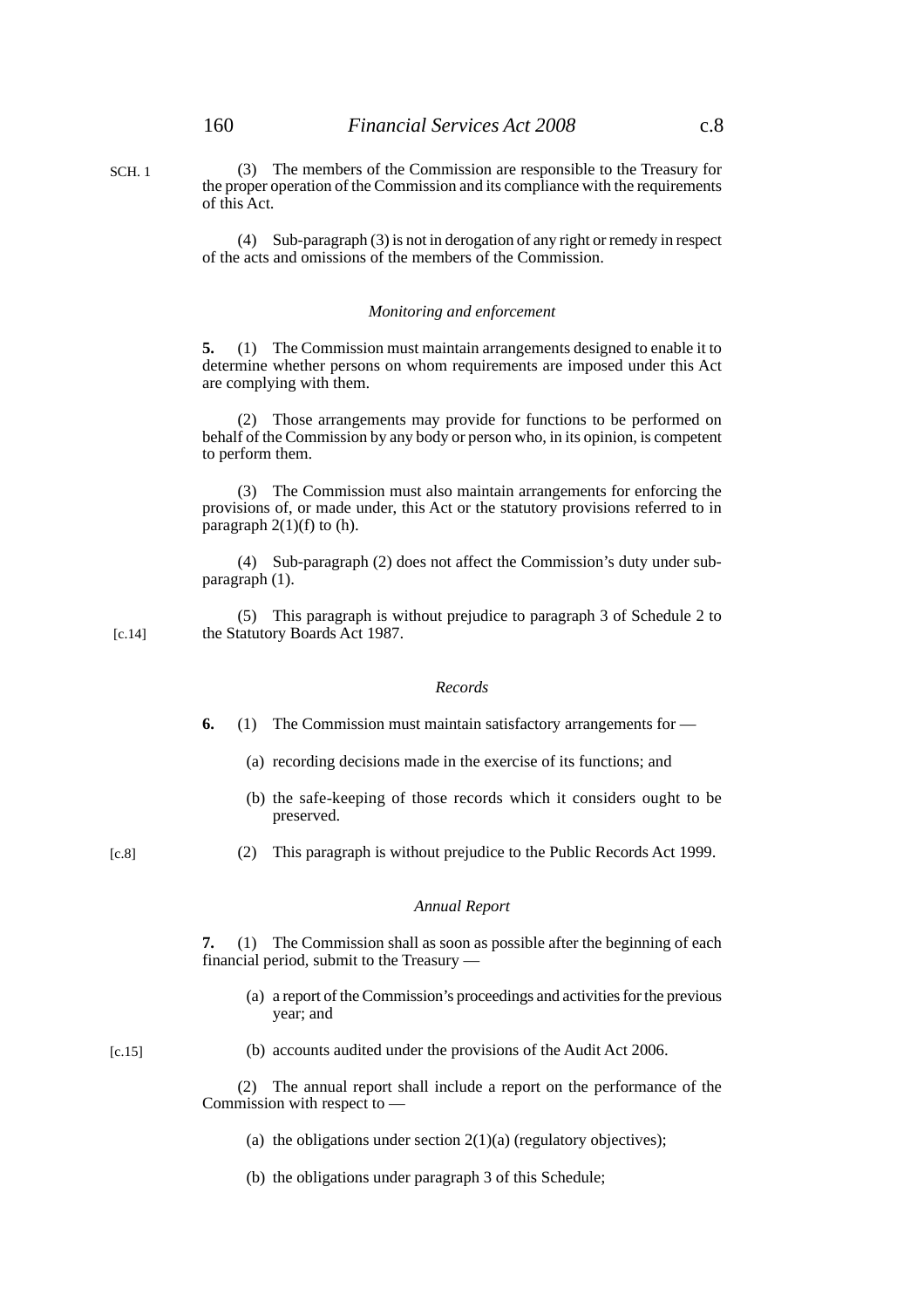(3) The members of the Commission are responsible to the Treasury for the proper operation of the Commission and its compliance with the requirements of this Act.

(4) Sub-paragraph (3) is not in derogation of any right or remedy in respect of the acts and omissions of the members of the Commission.

*Monitoring and enforcement*

**5.** (1) The Commission must maintain arrangements designed to enable it to determine whether persons on whom requirements are imposed under this Act are complying with them.

(2) Those arrangements may provide for functions to be performed on behalf of the Commission by any body or person who, in its opinion, is competent to perform them.

(3) The Commission must also maintain arrangements for enforcing the provisions of, or made under, this Act or the statutory provisions referred to in paragraph 2(1)(f) to (h).

(4) Sub-paragraph (2) does not affect the Commission's duty under sub-paragraph (1).

(5) This paragraph is without prejudice to paragraph 3 of Schedule 2 to the Statutory Boards Act 1987. [c.14]

*Records*

**6.** (1) The Commission must maintain satisfactory arrangements for —

(a) recording decisions made in the exercise of its functions; and

(b) the safe-keeping of those records which it considers ought to be preserved.

(2) This paragraph is without prejudice to the Public Records Act 1999. [c.8]

*Annual Report*

**7.** (1) The Commission shall as soon as possible after the beginning of each financial period, submit to the Treasury —

(a) a report of the Commission's proceedings and activities for the previous year; and

(b) accounts audited under the provisions of the Audit Act 2006. [c.15]

(2) The annual report shall include a report on the performance of the Commission with respect to —

(a) the obligations under section 2(1)(a) (regulatory objectives);

(b) the obligations under paragraph 3 of this Schedule;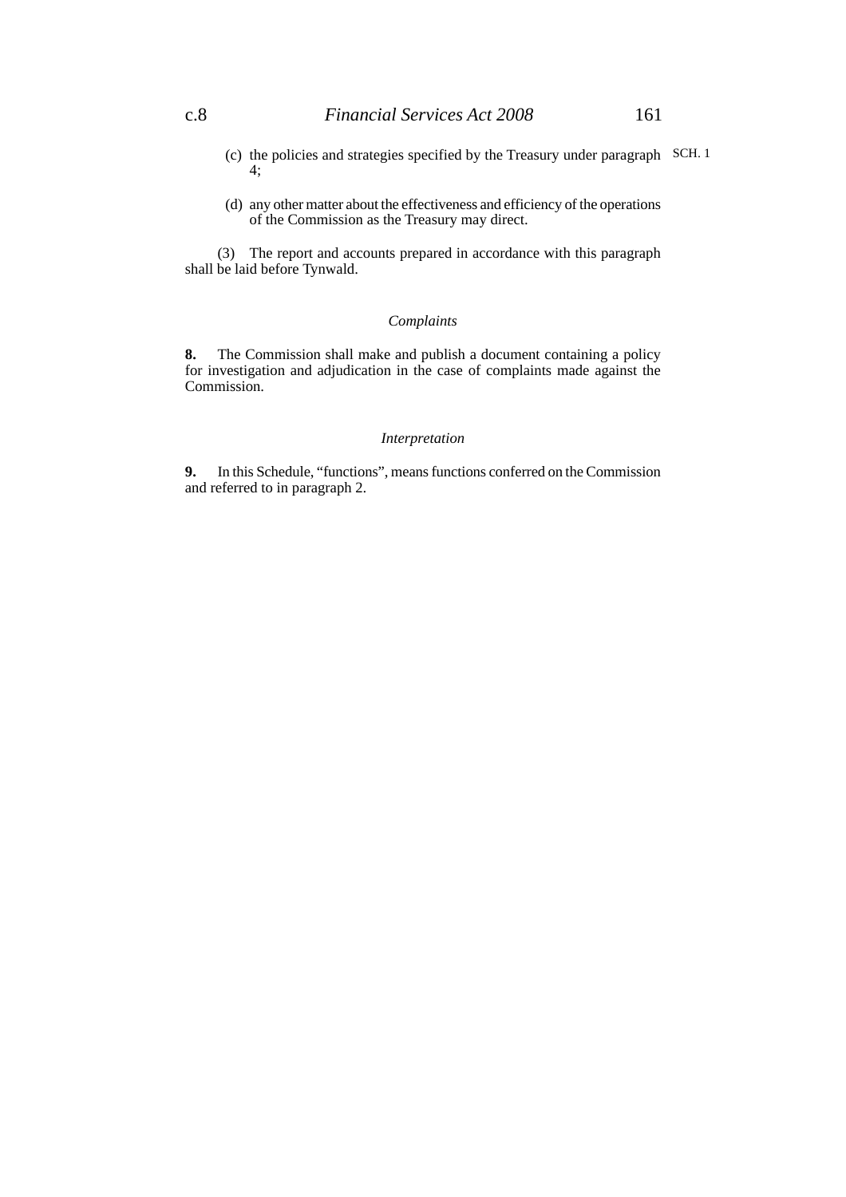(c) the policies and strategies specified by the Treasury under paragraph 4;

(d) any other matter about the effectiveness and efficiency of the operations of the Commission as the Treasury may direct.

(3) The report and accounts prepared in accordance with this paragraph shall be laid before Tynwald.

*Complaints*

**8.** The Commission shall make and publish a document containing a policy for investigation and adjudication in the case of complaints made against the Commission.

*Interpretation*

**9.** In this Schedule, "functions", means functions conferred on the Commission and referred to in paragraph 2.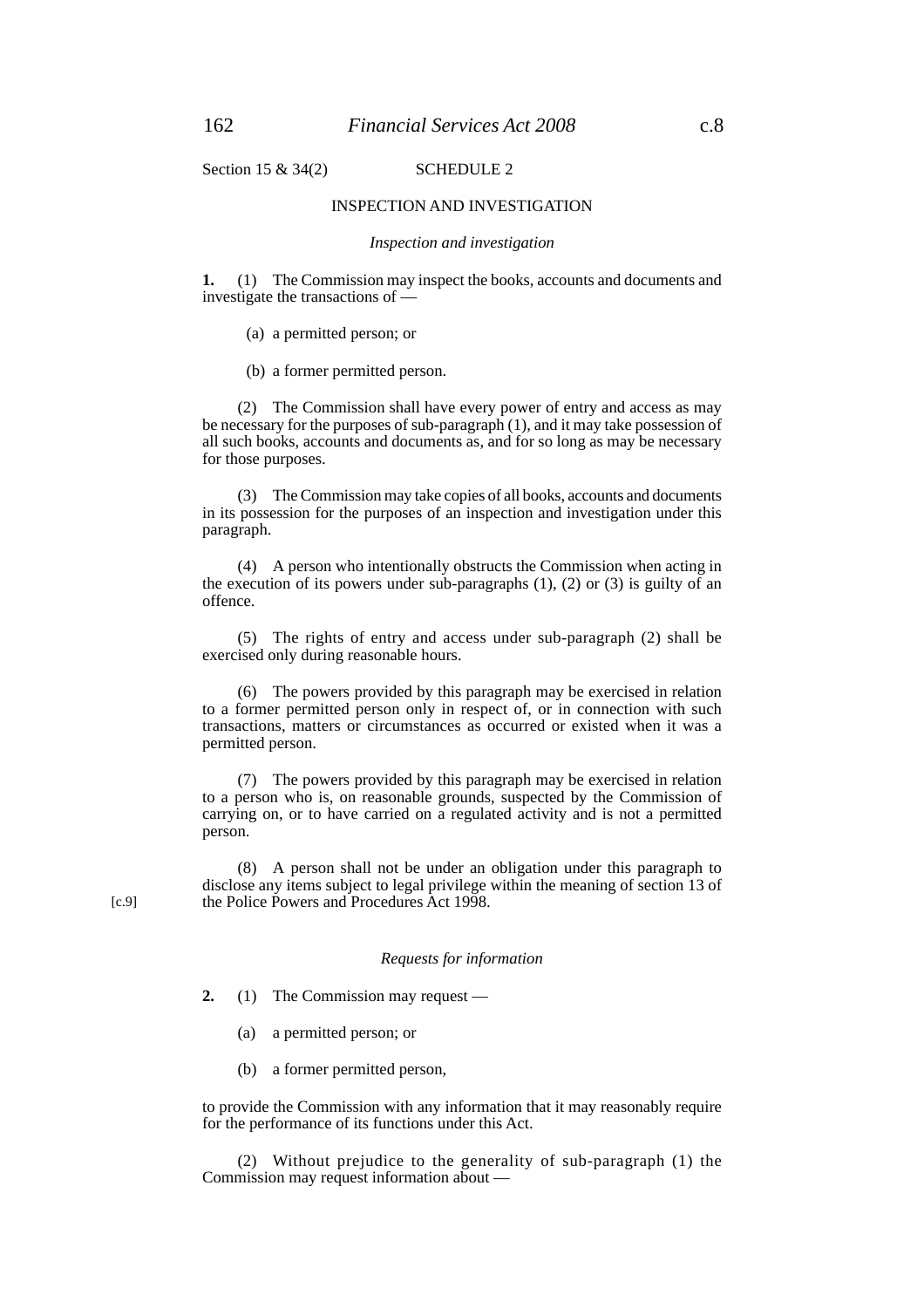Section 15 & 34(2)

## SCHEDULE 2

### INSPECTION AND INVESTIGATION

*Inspection and investigation*

**1.** (1) The Commission may inspect the books, accounts and documents and investigate the transactions of —

(a) a permitted person; or

(b) a former permitted person.

(2) The Commission shall have every power of entry and access as may be necessary for the purposes of sub-paragraph (1), and it may take possession of all such books, accounts and documents as, and for so long as may be necessary for those purposes.

(3) The Commission may take copies of all books, accounts and documents in its possession for the purposes of an inspection and investigation under this paragraph.

(4) A person who intentionally obstructs the Commission when acting in the execution of its powers under sub-paragraphs (1), (2) or (3) is guilty of an offence.

(5) The rights of entry and access under sub-paragraph (2) shall be exercised only during reasonable hours.

(6) The powers provided by this paragraph may be exercised in relation to a former permitted person only in respect of, or in connection with such transactions, matters or circumstances as occurred or existed when it was a permitted person.

(7) The powers provided by this paragraph may be exercised in relation to a person who is, on reasonable grounds, suspected by the Commission of carrying on, or to have carried on a regulated activity and is not a permitted person.

(8) A person shall not be under an obligation under this paragraph to disclose any items subject to legal privilege within the meaning of section 13 of the Police Powers and Procedures Act 1998. [c.9]

*Requests for information*

**2.** (1) The Commission may request —

(a) a permitted person; or

(b) a former permitted person,

to provide the Commission with any information that it may reasonably require for the performance of its functions under this Act.

(2) Without prejudice to the generality of sub-paragraph (1) the Commission may request information about —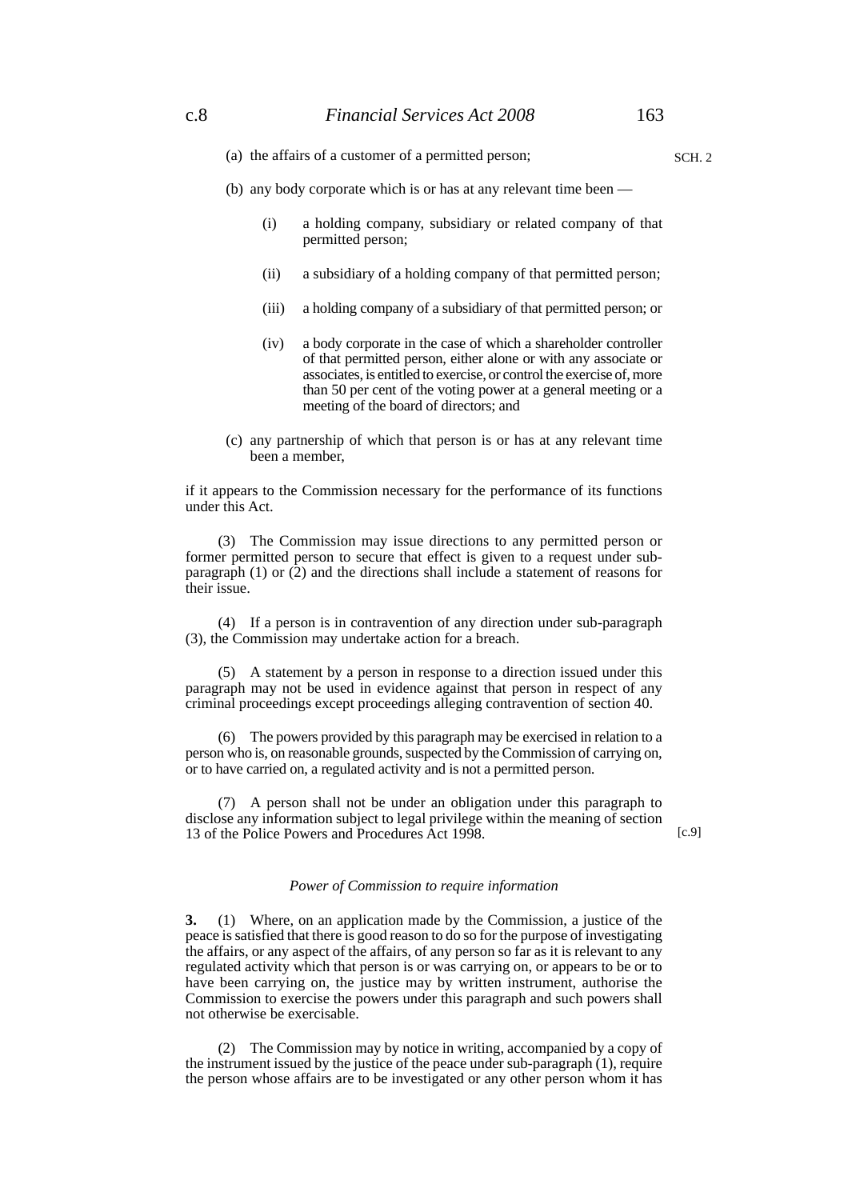(a) the affairs of a customer of a permitted person;

(b) any body corporate which is or has at any relevant time been —

(i) a holding company, subsidiary or related company of that permitted person;

(ii) a subsidiary of a holding company of that permitted person;

(iii) a holding company of a subsidiary of that permitted person; or

(iv) a body corporate in the case of which a shareholder controller of that permitted person, either alone or with any associate or associates, is entitled to exercise, or control the exercise of, more than 50 per cent of the voting power at a general meeting or a meeting of the board of directors; and

(c) any partnership of which that person is or has at any relevant time been a member,

if it appears to the Commission necessary for the performance of its functions under this Act.

(3) The Commission may issue directions to any permitted person or former permitted person to secure that effect is given to a request under sub-paragraph (1) or (2) and the directions shall include a statement of reasons for their issue.

(4) If a person is in contravention of any direction under sub-paragraph (3), the Commission may undertake action for a breach.

(5) A statement by a person in response to a direction issued under this paragraph may not be used in evidence against that person in respect of any criminal proceedings except proceedings alleging contravention of section 40.

(6) The powers provided by this paragraph may be exercised in relation to a person who is, on reasonable grounds, suspected by the Commission of carrying on, or to have carried on, a regulated activity and is not a permitted person.

(7) A person shall not be under an obligation under this paragraph to disclose any information subject to legal privilege within the meaning of section 13 of the Police Powers and Procedures Act 1998. [c.9]

*Power of Commission to require information*

**3.** (1) Where, on an application made by the Commission, a justice of the peace is satisfied that there is good reason to do so for the purpose of investigating the affairs, or any aspect of the affairs, of any person so far as it is relevant to any regulated activity which that person is or was carrying on, or appears to be or to have been carrying on, the justice may by written instrument, authorise the Commission to exercise the powers under this paragraph and such powers shall not otherwise be exercisable.

(2) The Commission may by notice in writing, accompanied by a copy of the instrument issued by the justice of the peace under sub-paragraph (1), require the person whose affairs are to be investigated or any other person whom it has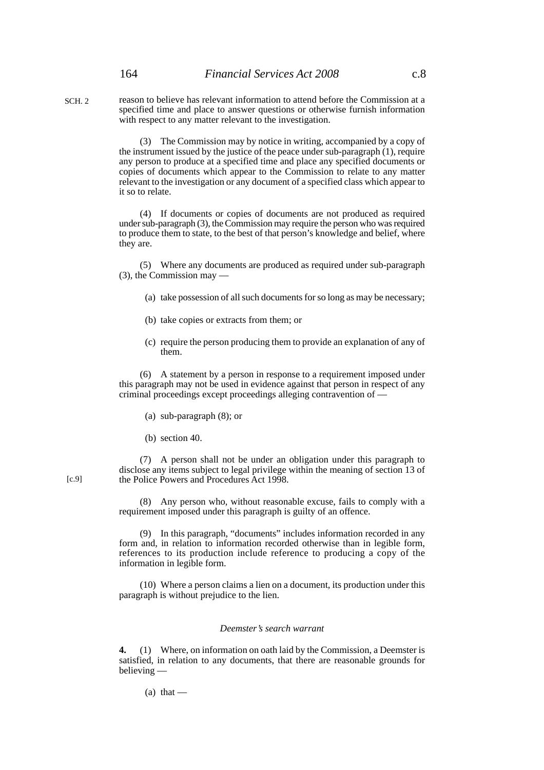reason to believe has relevant information to attend before the Commission at a specified time and place to answer questions or otherwise furnish information with respect to any matter relevant to the investigation.

(3) The Commission may by notice in writing, accompanied by a copy of the instrument issued by the justice of the peace under sub-paragraph (1), require any person to produce at a specified time and place any specified documents or copies of documents which appear to the Commission to relate to any matter relevant to the investigation or any document of a specified class which appear to it so to relate.

(4) If documents or copies of documents are not produced as required under sub-paragraph (3), the Commission may require the person who was required to produce them to state, to the best of that person's knowledge and belief, where they are.

(5) Where any documents are produced as required under sub-paragraph (3), the Commission may —

(a) take possession of all such documents for so long as may be necessary;

(b) take copies or extracts from them; or

(c) require the person producing them to provide an explanation of any of them.

(6) A statement by a person in response to a requirement imposed under this paragraph may not be used in evidence against that person in respect of any criminal proceedings except proceedings alleging contravention of —

(a) sub-paragraph (8); or

(b) section 40.

(7) A person shall not be under an obligation under this paragraph to disclose any items subject to legal privilege within the meaning of section 13 of the Police Powers and Procedures Act 1998. [c.9]

(8) Any person who, without reasonable excuse, fails to comply with a requirement imposed under this paragraph is guilty of an offence.

(9) In this paragraph, "documents" includes information recorded in any form and, in relation to information recorded otherwise than in legible form, references to its production include reference to producing a copy of the information in legible form.

(10) Where a person claims a lien on a document, its production under this paragraph is without prejudice to the lien.

*Deemster's search warrant*

**4.** (1) Where, on information on oath laid by the Commission, a Deemster is satisfied, in relation to any documents, that there are reasonable grounds for believing —

(a) that —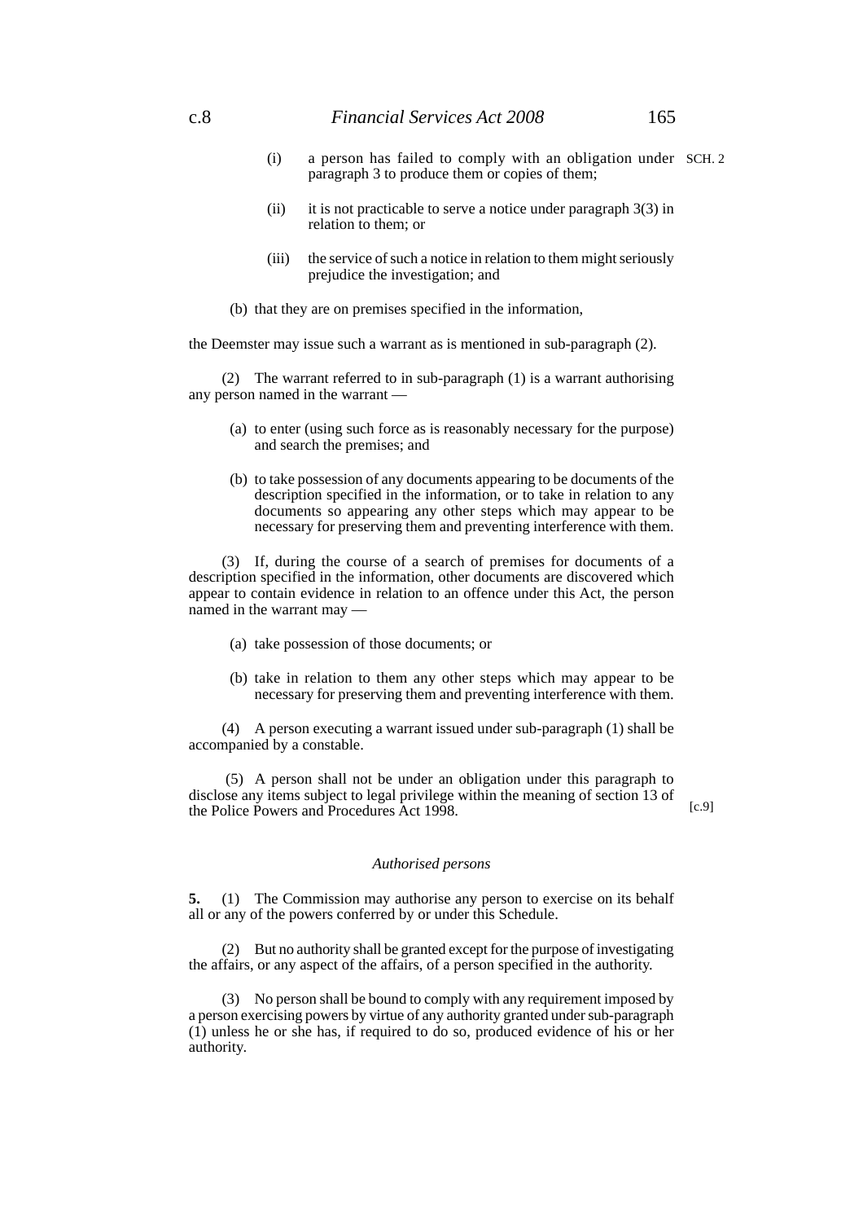(i) a person has failed to comply with an obligation under paragraph 3 to produce them or copies of them;

(ii) it is not practicable to serve a notice under paragraph 3(3) in relation to them; or

(iii) the service of such a notice in relation to them might seriously prejudice the investigation; and

(b) that they are on premises specified in the information,

the Deemster may issue such a warrant as is mentioned in sub-paragraph (2).

(2) The warrant referred to in sub-paragraph (1) is a warrant authorising any person named in the warrant —

(a) to enter (using such force as is reasonably necessary for the purpose) and search the premises; and

(b) to take possession of any documents appearing to be documents of the description specified in the information, or to take in relation to any documents so appearing any other steps which may appear to be necessary for preserving them and preventing interference with them.

(3) If, during the course of a search of premises for documents of a description specified in the information, other documents are discovered which appear to contain evidence in relation to an offence under this Act, the person named in the warrant may —

(a) take possession of those documents; or

(b) take in relation to them any other steps which may appear to be necessary for preserving them and preventing interference with them.

(4) A person executing a warrant issued under sub-paragraph (1) shall be accompanied by a constable.

(5) A person shall not be under an obligation under this paragraph to disclose any items subject to legal privilege within the meaning of section 13 of the Police Powers and Procedures Act 1998. [c.9]

*Authorised persons*

**5.** (1) The Commission may authorise any person to exercise on its behalf all or any of the powers conferred by or under this Schedule.

(2) But no authority shall be granted except for the purpose of investigating the affairs, or any aspect of the affairs, of a person specified in the authority.

(3) No person shall be bound to comply with any requirement imposed by a person exercising powers by virtue of any authority granted under sub-paragraph (1) unless he or she has, if required to do so, produced evidence of his or her authority.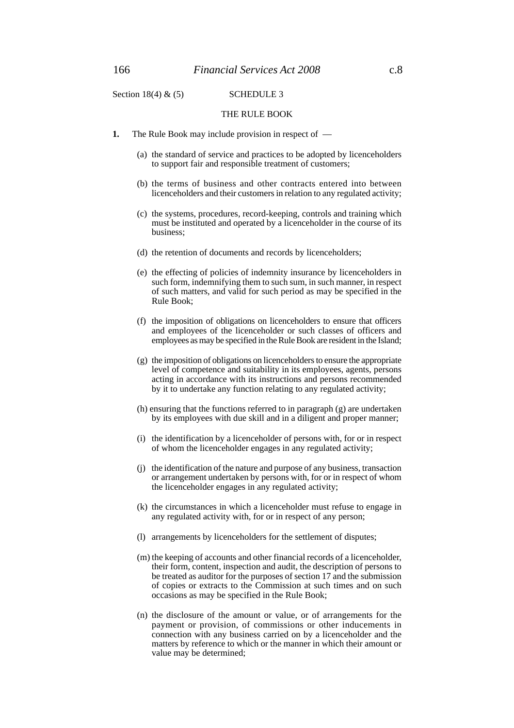Section 18(4) & (5)

## SCHEDULE 3

## THE RULE BOOK

**1.** The Rule Book may include provision in respect of —

(a) the standard of service and practices to be adopted by licenceholders to support fair and responsible treatment of customers;

(b) the terms of business and other contracts entered into between licenceholders and their customers in relation to any regulated activity;

(c) the systems, procedures, record-keeping, controls and training which must be instituted and operated by a licenceholder in the course of its business;

(d) the retention of documents and records by licenceholders;

(e) the effecting of policies of indemnity insurance by licenceholders in such form, indemnifying them to such sum, in such manner, in respect of such matters, and valid for such period as may be specified in the Rule Book;

(f) the imposition of obligations on licenceholders to ensure that officers and employees of the licenceholder or such classes of officers and employees as may be specified in the Rule Book are resident in the Island;

(g) the imposition of obligations on licenceholders to ensure the appropriate level of competence and suitability in its employees, agents, persons acting in accordance with its instructions and persons recommended by it to undertake any function relating to any regulated activity;

(h) ensuring that the functions referred to in paragraph (g) are undertaken by its employees with due skill and in a diligent and proper manner;

(i) the identification by a licenceholder of persons with, for or in respect of whom the licenceholder engages in any regulated activity;

(j) the identification of the nature and purpose of any business, transaction or arrangement undertaken by persons with, for or in respect of whom the licenceholder engages in any regulated activity;

(k) the circumstances in which a licenceholder must refuse to engage in any regulated activity with, for or in respect of any person;

(l) arrangements by licenceholders for the settlement of disputes;

(m) the keeping of accounts and other financial records of a licenceholder, their form, content, inspection and audit, the description of persons to be treated as auditor for the purposes of section 17 and the submission of copies or extracts to the Commission at such times and on such occasions as may be specified in the Rule Book;

(n) the disclosure of the amount or value, or of arrangements for the payment or provision, of commissions or other inducements in connection with any business carried on by a licenceholder and the matters by reference to which or the manner in which their amount or value may be determined;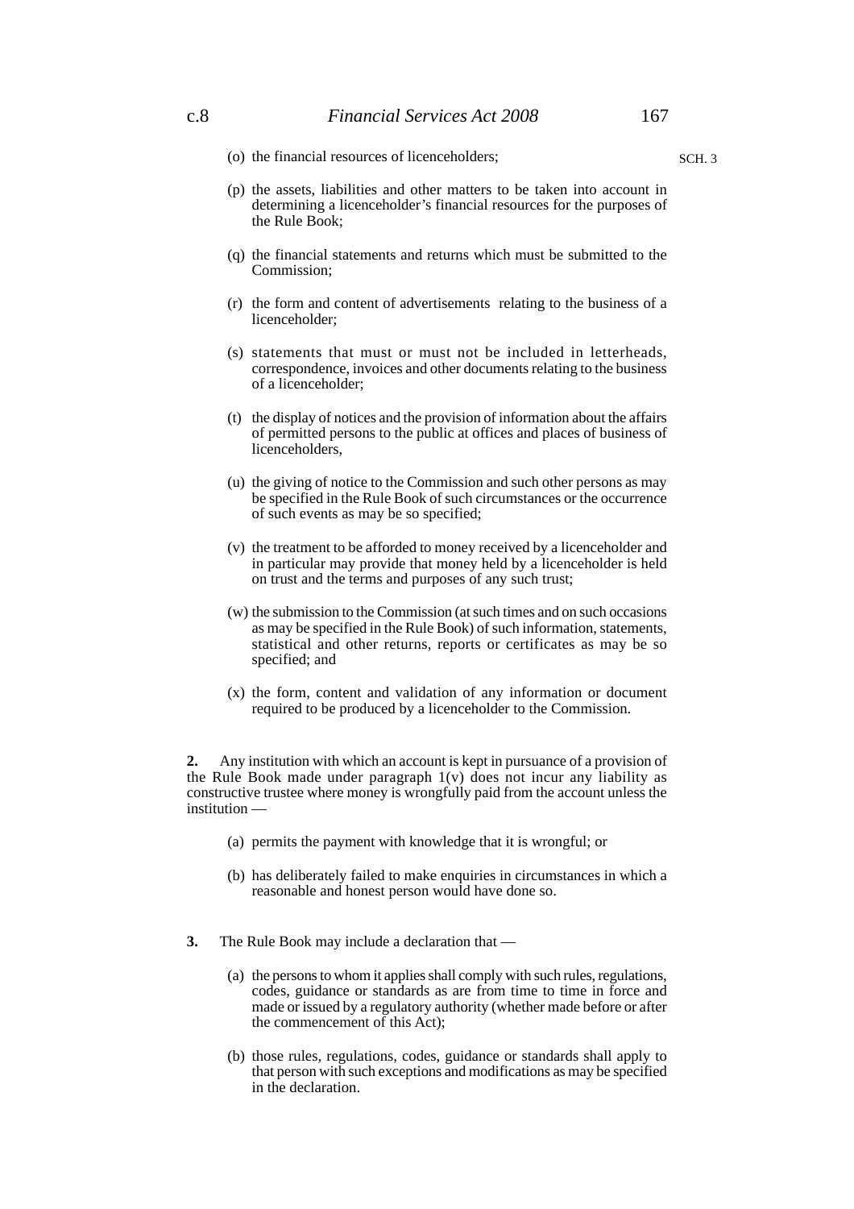(o) the financial resources of licenceholders;

(p) the assets, liabilities and other matters to be taken into account in determining a licenceholder's financial resources for the purposes of the Rule Book;

(q) the financial statements and returns which must be submitted to the Commission;

(r) the form and content of advertisements relating to the business of a licenceholder;

(s) statements that must or must not be included in letterheads, correspondence, invoices and other documents relating to the business of a licenceholder;

(t) the display of notices and the provision of information about the affairs of permitted persons to the public at offices and places of business of licenceholders,

(u) the giving of notice to the Commission and such other persons as may be specified in the Rule Book of such circumstances or the occurrence of such events as may be so specified;

(v) the treatment to be afforded to money received by a licenceholder and in particular may provide that money held by a licenceholder is held on trust and the terms and purposes of any such trust;

(w) the submission to the Commission (at such times and on such occasions as may be specified in the Rule Book) of such information, statements, statistical and other returns, reports or certificates as may be so specified; and

(x) the form, content and validation of any information or document required to be produced by a licenceholder to the Commission.

**2.** Any institution with which an account is kept in pursuance of a provision of the Rule Book made under paragraph 1(v) does not incur any liability as constructive trustee where money is wrongfully paid from the account unless the institution —

(a) permits the payment with knowledge that it is wrongful; or

(b) has deliberately failed to make enquiries in circumstances in which a reasonable and honest person would have done so.

**3.** The Rule Book may include a declaration that —

(a) the persons to whom it applies shall comply with such rules, regulations, codes, guidance or standards as are from time to time in force and made or issued by a regulatory authority (whether made before or after the commencement of this Act);

(b) those rules, regulations, codes, guidance or standards shall apply to that person with such exceptions and modifications as may be specified in the declaration.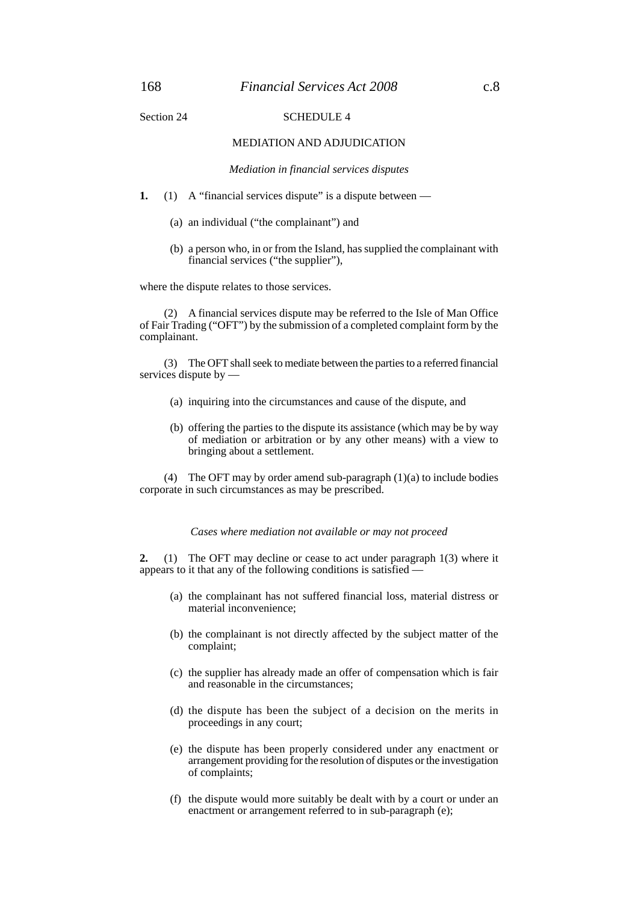Section 24

## SCHEDULE 4

## MEDIATION AND ADJUDICATION

*Mediation in financial services disputes*

**1.** (1) A "financial services dispute" is a dispute between —

(a) an individual ("the complainant") and

(b) a person who, in or from the Island, has supplied the complainant with financial services ("the supplier"),

where the dispute relates to those services.

(2) A financial services dispute may be referred to the Isle of Man Office of Fair Trading ("OFT") by the submission of a completed complaint form by the complainant.

(3) The OFT shall seek to mediate between the parties to a referred financial services dispute by —

(a) inquiring into the circumstances and cause of the dispute, and

(b) offering the parties to the dispute its assistance (which may be by way of mediation or arbitration or by any other means) with a view to bringing about a settlement.

(4) The OFT may by order amend sub-paragraph (1)(a) to include bodies corporate in such circumstances as may be prescribed.

*Cases where mediation not available or may not proceed*

**2.** (1) The OFT may decline or cease to act under paragraph 1(3) where it appears to it that any of the following conditions is satisfied —

(a) the complainant has not suffered financial loss, material distress or material inconvenience;

(b) the complainant is not directly affected by the subject matter of the complaint;

(c) the supplier has already made an offer of compensation which is fair and reasonable in the circumstances;

(d) the dispute has been the subject of a decision on the merits in proceedings in any court;

(e) the dispute has been properly considered under any enactment or arrangement providing for the resolution of disputes or the investigation of complaints;

(f) the dispute would more suitably be dealt with by a court or under an enactment or arrangement referred to in sub-paragraph (e);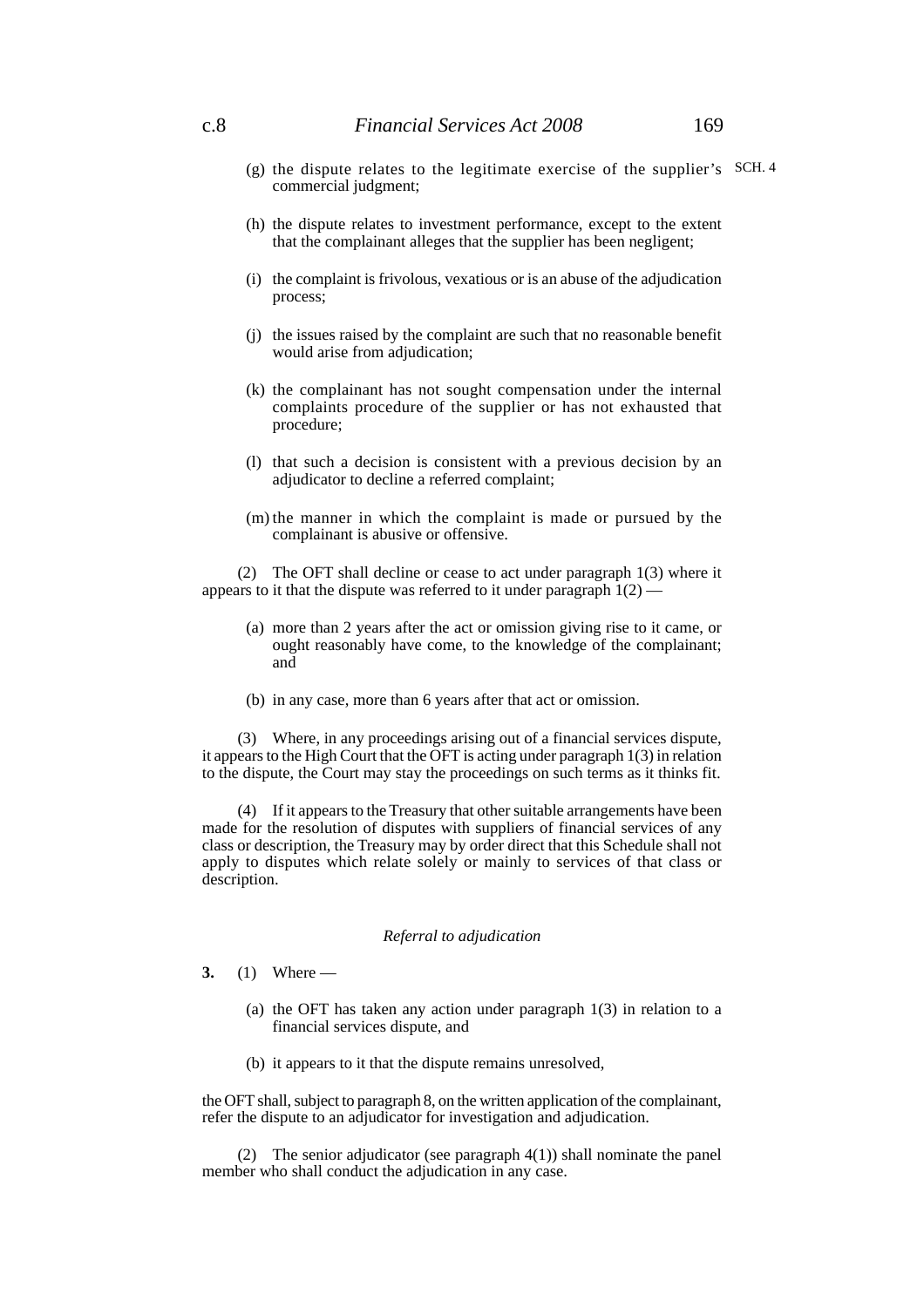(g) the dispute relates to the legitimate exercise of the supplier's commercial judgment;

(h) the dispute relates to investment performance, except to the extent that the complainant alleges that the supplier has been negligent;

(i) the complaint is frivolous, vexatious or is an abuse of the adjudication process;

(j) the issues raised by the complaint are such that no reasonable benefit would arise from adjudication;

(k) the complainant has not sought compensation under the internal complaints procedure of the supplier or has not exhausted that procedure;

(l) that such a decision is consistent with a previous decision by an adjudicator to decline a referred complaint;

(m) the manner in which the complaint is made or pursued by the complainant is abusive or offensive.

(2) The OFT shall decline or cease to act under paragraph 1(3) where it appears to it that the dispute was referred to it under paragraph 1(2) —

(a) more than 2 years after the act or omission giving rise to it came, or ought reasonably have come, to the knowledge of the complainant; and

(b) in any case, more than 6 years after that act or omission.

(3) Where, in any proceedings arising out of a financial services dispute, it appears to the High Court that the OFT is acting under paragraph 1(3) in relation to the dispute, the Court may stay the proceedings on such terms as it thinks fit.

(4) If it appears to the Treasury that other suitable arrangements have been made for the resolution of disputes with suppliers of financial services of any class or description, the Treasury may by order direct that this Schedule shall not apply to disputes which relate solely or mainly to services of that class or description.

*Referral to adjudication*

**3.** (1) Where —

(a) the OFT has taken any action under paragraph 1(3) in relation to a financial services dispute, and

(b) it appears to it that the dispute remains unresolved,

the OFT shall, subject to paragraph 8, on the written application of the complainant, refer the dispute to an adjudicator for investigation and adjudication.

(2) The senior adjudicator (see paragraph 4(1)) shall nominate the panel member who shall conduct the adjudication in any case.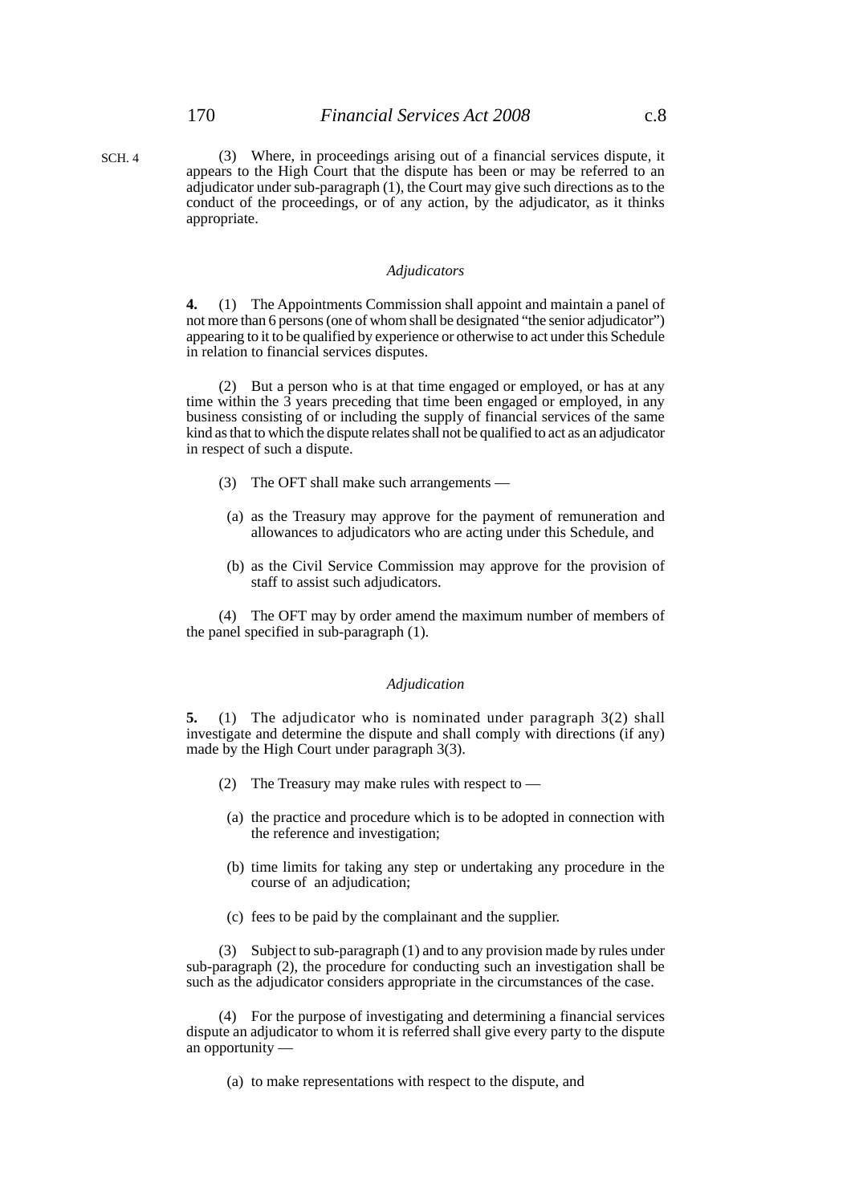(3) Where, in proceedings arising out of a financial services dispute, it appears to the High Court that the dispute has been or may be referred to an adjudicator under sub-paragraph (1), the Court may give such directions as to the conduct of the proceedings, or of any action, by the adjudicator, as it thinks appropriate.

*Adjudicators*

**4.** (1) The Appointments Commission shall appoint and maintain a panel of not more than 6 persons (one of whom shall be designated "the senior adjudicator") appearing to it to be qualified by experience or otherwise to act under this Schedule in relation to financial services disputes.

(2) But a person who is at that time engaged or employed, or has at any time within the 3 years preceding that time been engaged or employed, in any business consisting of or including the supply of financial services of the same kind as that to which the dispute relates shall not be qualified to act as an adjudicator in respect of such a dispute.

(3) The OFT shall make such arrangements —

(a) as the Treasury may approve for the payment of remuneration and allowances to adjudicators who are acting under this Schedule, and

(b) as the Civil Service Commission may approve for the provision of staff to assist such adjudicators.

(4) The OFT may by order amend the maximum number of members of the panel specified in sub-paragraph (1).

*Adjudication*

**5.** (1) The adjudicator who is nominated under paragraph 3(2) shall investigate and determine the dispute and shall comply with directions (if any) made by the High Court under paragraph 3(3).

(2) The Treasury may make rules with respect to —

(a) the practice and procedure which is to be adopted in connection with the reference and investigation;

(b) time limits for taking any step or undertaking any procedure in the course of an adjudication;

(c) fees to be paid by the complainant and the supplier.

(3) Subject to sub-paragraph (1) and to any provision made by rules under sub-paragraph (2), the procedure for conducting such an investigation shall be such as the adjudicator considers appropriate in the circumstances of the case.

(4) For the purpose of investigating and determining a financial services dispute an adjudicator to whom it is referred shall give every party to the dispute an opportunity —

(a) to make representations with respect to the dispute, and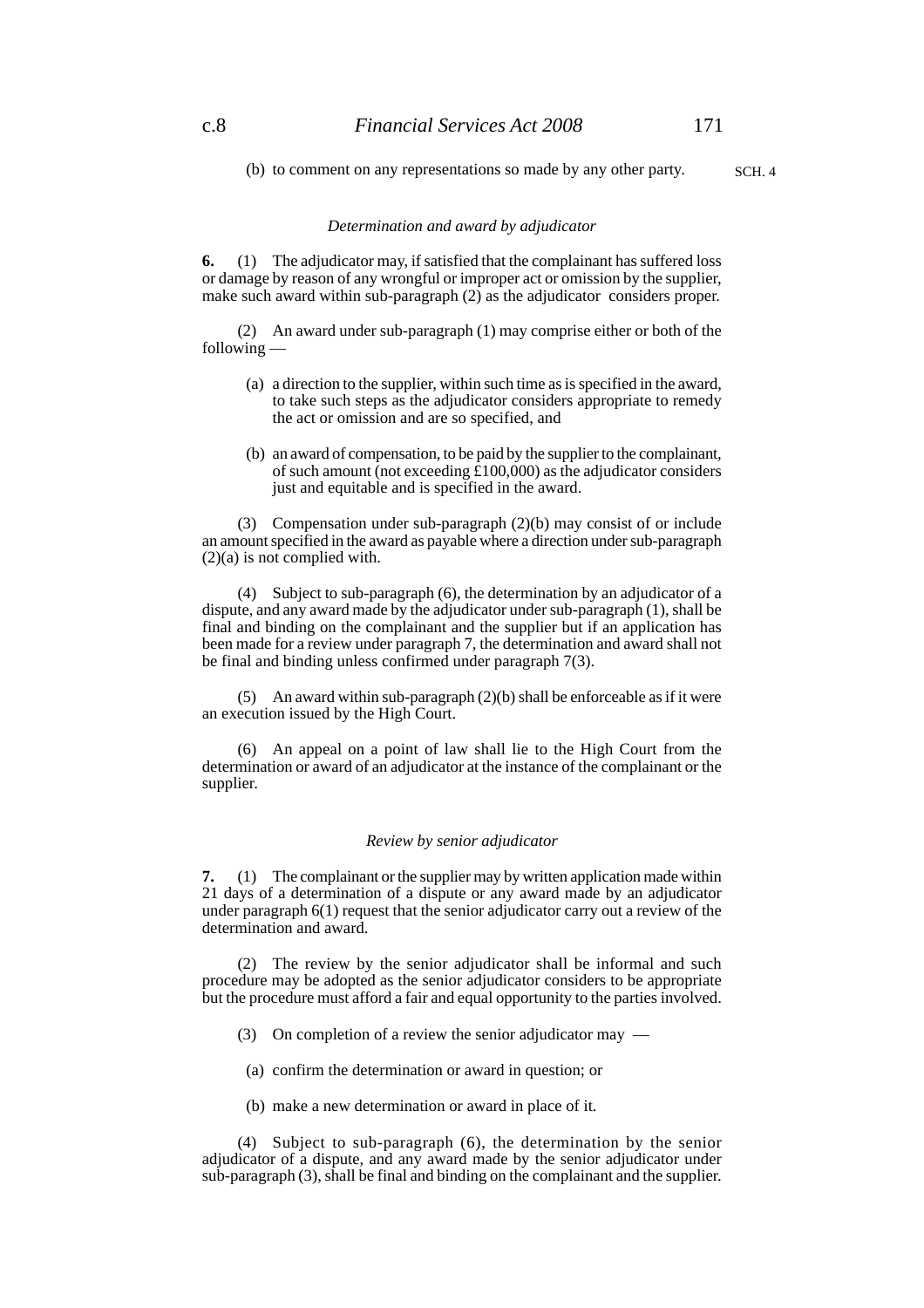(b) to comment on any representations so made by any other party.

*Determination and award by adjudicator*

**6.** (1) The adjudicator may, if satisfied that the complainant has suffered loss or damage by reason of any wrongful or improper act or omission by the supplier, make such award within sub-paragraph (2) as the adjudicator considers proper.

(2) An award under sub-paragraph (1) may comprise either or both of the following —

(a) a direction to the supplier, within such time as is specified in the award, to take such steps as the adjudicator considers appropriate to remedy the act or omission and are so specified, and

(b) an award of compensation, to be paid by the supplier to the complainant, of such amount (not exceeding £100,000) as the adjudicator considers just and equitable and is specified in the award.

(3) Compensation under sub-paragraph (2)(b) may consist of or include an amount specified in the award as payable where a direction under sub-paragraph (2)(a) is not complied with.

(4) Subject to sub-paragraph (6), the determination by an adjudicator of a dispute, and any award made by the adjudicator under sub-paragraph (1), shall be final and binding on the complainant and the supplier but if an application has been made for a review under paragraph 7, the determination and award shall not be final and binding unless confirmed under paragraph 7(3).

(5) An award within sub-paragraph (2)(b) shall be enforceable as if it were an execution issued by the High Court.

(6) An appeal on a point of law shall lie to the High Court from the determination or award of an adjudicator at the instance of the complainant or the supplier.

*Review by senior adjudicator*

**7.** (1) The complainant or the supplier may by written application made within 21 days of a determination of a dispute or any award made by an adjudicator under paragraph 6(1) request that the senior adjudicator carry out a review of the determination and award.

(2) The review by the senior adjudicator shall be informal and such procedure may be adopted as the senior adjudicator considers to be appropriate but the procedure must afford a fair and equal opportunity to the parties involved.

(3) On completion of a review the senior adjudicator may —

(a) confirm the determination or award in question; or

(b) make a new determination or award in place of it.

(4) Subject to sub-paragraph (6), the determination by the senior adjudicator of a dispute, and any award made by the senior adjudicator under sub-paragraph (3), shall be final and binding on the complainant and the supplier.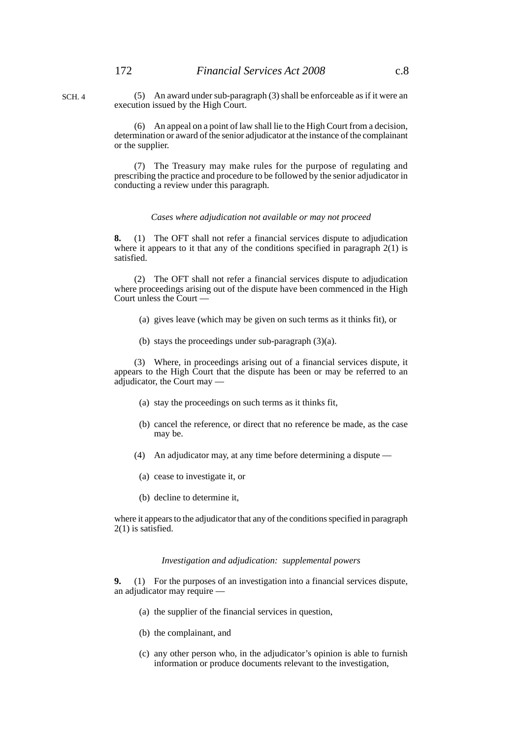(5) An award under sub-paragraph (3) shall be enforceable as if it were an execution issued by the High Court.

(6) An appeal on a point of law shall lie to the High Court from a decision, determination or award of the senior adjudicator at the instance of the complainant or the supplier.

(7) The Treasury may make rules for the purpose of regulating and prescribing the practice and procedure to be followed by the senior adjudicator in conducting a review under this paragraph.

*Cases where adjudication not available or may not proceed*

**8.** (1) The OFT shall not refer a financial services dispute to adjudication where it appears to it that any of the conditions specified in paragraph 2(1) is satisfied.

(2) The OFT shall not refer a financial services dispute to adjudication where proceedings arising out of the dispute have been commenced in the High Court unless the Court —

(a) gives leave (which may be given on such terms as it thinks fit), or

(b) stays the proceedings under sub-paragraph (3)(a).

(3) Where, in proceedings arising out of a financial services dispute, it appears to the High Court that the dispute has been or may be referred to an adjudicator, the Court may —

(a) stay the proceedings on such terms as it thinks fit,

(b) cancel the reference, or direct that no reference be made, as the case may be.

(4) An adjudicator may, at any time before determining a dispute —

(a) cease to investigate it, or

(b) decline to determine it,

where it appears to the adjudicator that any of the conditions specified in paragraph 2(1) is satisfied.

*Investigation and adjudication: supplemental powers*

**9.** (1) For the purposes of an investigation into a financial services dispute, an adjudicator may require —

(a) the supplier of the financial services in question,

(b) the complainant, and

(c) any other person who, in the adjudicator's opinion is able to furnish information or produce documents relevant to the investigation,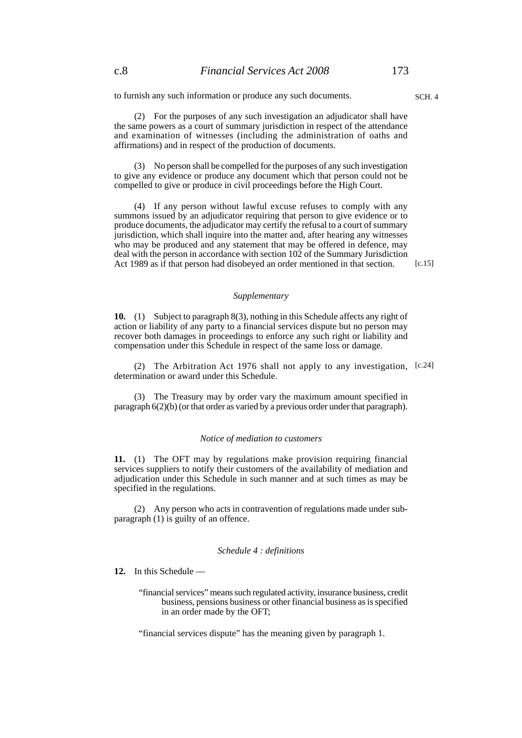to furnish any such information or produce any such documents.

(2) For the purposes of any such investigation an adjudicator shall have the same powers as a court of summary jurisdiction in respect of the attendance and examination of witnesses (including the administration of oaths and affirmations) and in respect of the production of documents.

(3) No person shall be compelled for the purposes of any such investigation to give any evidence or produce any document which that person could not be compelled to give or produce in civil proceedings before the High Court.

(4) If any person without lawful excuse refuses to comply with any summons issued by an adjudicator requiring that person to give evidence or to produce documents, the adjudicator may certify the refusal to a court of summary jurisdiction, which shall inquire into the matter and, after hearing any witnesses who may be produced and any statement that may be offered in defence, may deal with the person in accordance with section 102 of the Summary Jurisdiction Act 1989 as if that person had disobeyed an order mentioned in that section. [c.15]

*Supplementary*

**10.** (1) Subject to paragraph 8(3), nothing in this Schedule affects any right of action or liability of any party to a financial services dispute but no person may recover both damages in proceedings to enforce any such right or liability and compensation under this Schedule in respect of the same loss or damage.

(2) The Arbitration Act 1976 shall not apply to any investigation, determination or award under this Schedule. [c.24]

(3) The Treasury may by order vary the maximum amount specified in paragraph 6(2)(b) (or that order as varied by a previous order under that paragraph).

*Notice of mediation to customers*

**11.** (1) The OFT may by regulations make provision requiring financial services suppliers to notify their customers of the availability of mediation and adjudication under this Schedule in such manner and at such times as may be specified in the regulations.

(2) Any person who acts in contravention of regulations made under sub-paragraph (1) is guilty of an offence.

*Schedule 4 : definitions*

**12.** In this Schedule —

"financial services" means such regulated activity, insurance business, credit business, pensions business or other financial business as is specified in an order made by the OFT;

"financial services dispute" has the meaning given by paragraph 1.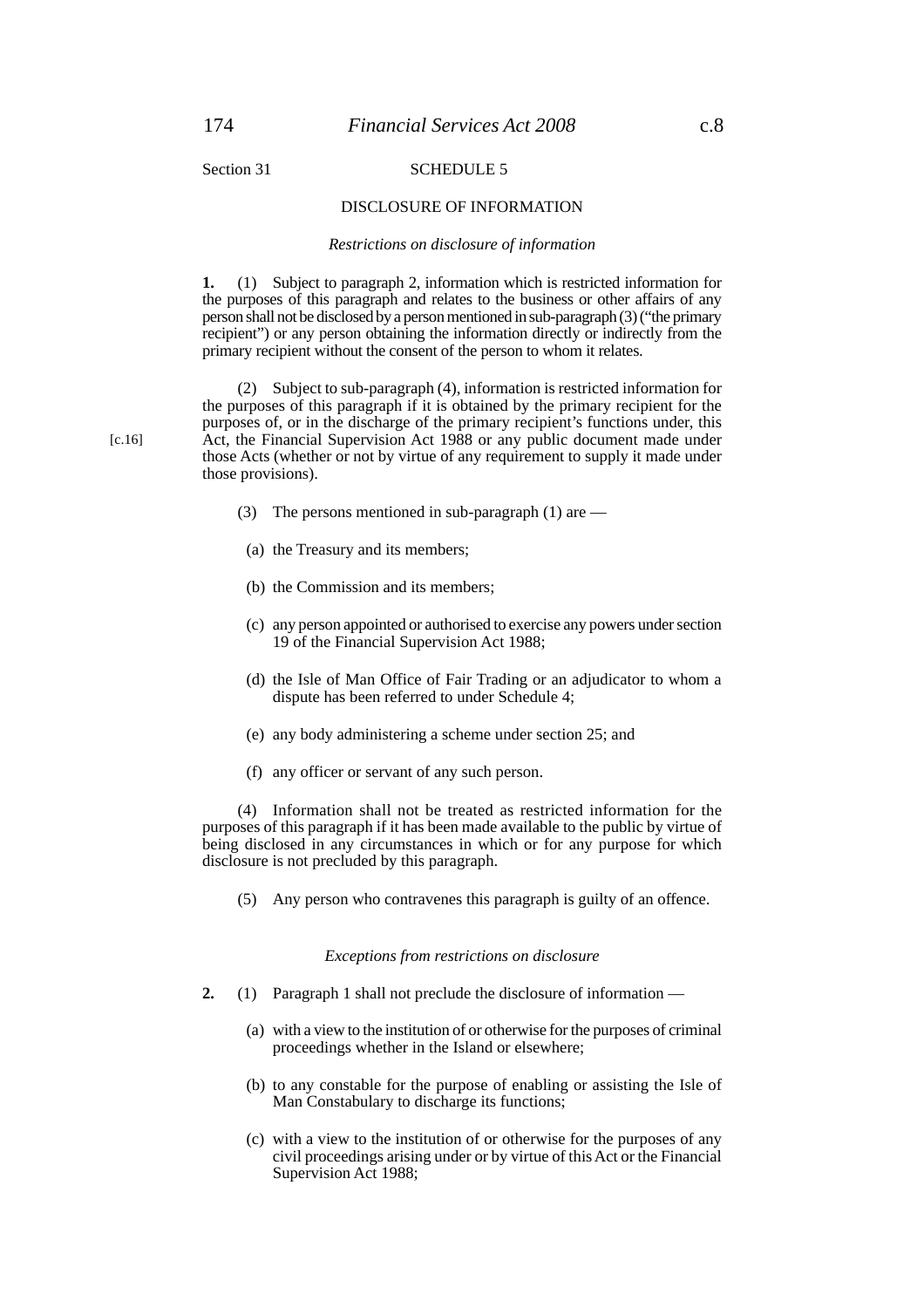Section 31

## SCHEDULE 5

## DISCLOSURE OF INFORMATION

*Restrictions on disclosure of information*

**1.** (1) Subject to paragraph 2, information which is restricted information for the purposes of this paragraph and relates to the business or other affairs of any person shall not be disclosed by a person mentioned in sub-paragraph (3) ("the primary recipient") or any person obtaining the information directly or indirectly from the primary recipient without the consent of the person to whom it relates.

(2) Subject to sub-paragraph (4), information is restricted information for the purposes of this paragraph if it is obtained by the primary recipient for the purposes of, or in the discharge of the primary recipient's functions under, this Act, the Financial Supervision Act 1988 or any public document made under those Acts (whether or not by virtue of any requirement to supply it made under those provisions).

[c.16]

(3) The persons mentioned in sub-paragraph (1) are —

(a) the Treasury and its members;

(b) the Commission and its members;

(c) any person appointed or authorised to exercise any powers under section 19 of the Financial Supervision Act 1988;

(d) the Isle of Man Office of Fair Trading or an adjudicator to whom a dispute has been referred to under Schedule 4;

(e) any body administering a scheme under section 25; and

(f) any officer or servant of any such person.

(4) Information shall not be treated as restricted information for the purposes of this paragraph if it has been made available to the public by virtue of being disclosed in any circumstances in which or for any purpose for which disclosure is not precluded by this paragraph.

(5) Any person who contravenes this paragraph is guilty of an offence.

*Exceptions from restrictions on disclosure*

**2.** (1) Paragraph 1 shall not preclude the disclosure of information —

(a) with a view to the institution of or otherwise for the purposes of criminal proceedings whether in the Island or elsewhere;

(b) to any constable for the purpose of enabling or assisting the Isle of Man Constabulary to discharge its functions;

(c) with a view to the institution of or otherwise for the purposes of any civil proceedings arising under or by virtue of this Act or the Financial Supervision Act 1988;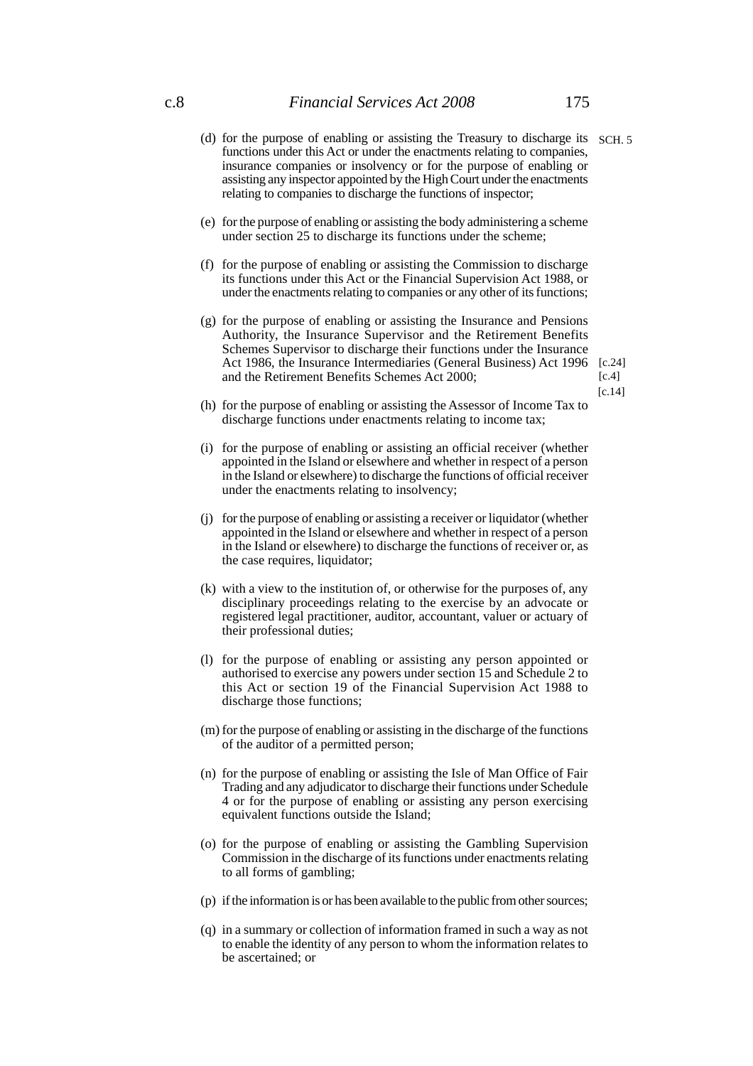(d) for the purpose of enabling or assisting the Treasury to discharge its functions under this Act or under the enactments relating to companies, insurance companies or insolvency or for the purpose of enabling or assisting any inspector appointed by the High Court under the enactments relating to companies to discharge the functions of inspector;

(e) for the purpose of enabling or assisting the body administering a scheme under section 25 to discharge its functions under the scheme;

(f) for the purpose of enabling or assisting the Commission to discharge its functions under this Act or the Financial Supervision Act 1988, or under the enactments relating to companies or any other of its functions;

(g) for the purpose of enabling or assisting the Insurance and Pensions Authority, the Insurance Supervisor and the Retirement Benefits Schemes Supervisor to discharge their functions under the Insurance Act 1986, the Insurance Intermediaries (General Business) Act 1996 and the Retirement Benefits Schemes Act 2000; [c.24] [c.4] [c.14]

(h) for the purpose of enabling or assisting the Assessor of Income Tax to discharge functions under enactments relating to income tax;

(i) for the purpose of enabling or assisting an official receiver (whether appointed in the Island or elsewhere and whether in respect of a person in the Island or elsewhere) to discharge the functions of official receiver under the enactments relating to insolvency;

(j) for the purpose of enabling or assisting a receiver or liquidator (whether appointed in the Island or elsewhere and whether in respect of a person in the Island or elsewhere) to discharge the functions of receiver or, as the case requires, liquidator;

(k) with a view to the institution of, or otherwise for the purposes of, any disciplinary proceedings relating to the exercise by an advocate or registered legal practitioner, auditor, accountant, valuer or actuary of their professional duties;

(l) for the purpose of enabling or assisting any person appointed or authorised to exercise any powers under section 15 and Schedule 2 to this Act or section 19 of the Financial Supervision Act 1988 to discharge those functions;

(m) for the purpose of enabling or assisting in the discharge of the functions of the auditor of a permitted person;

(n) for the purpose of enabling or assisting the Isle of Man Office of Fair Trading and any adjudicator to discharge their functions under Schedule 4 or for the purpose of enabling or assisting any person exercising equivalent functions outside the Island;

(o) for the purpose of enabling or assisting the Gambling Supervision Commission in the discharge of its functions under enactments relating to all forms of gambling;

(p) if the information is or has been available to the public from other sources;

(q) in a summary or collection of information framed in such a way as not to enable the identity of any person to whom the information relates to be ascertained; or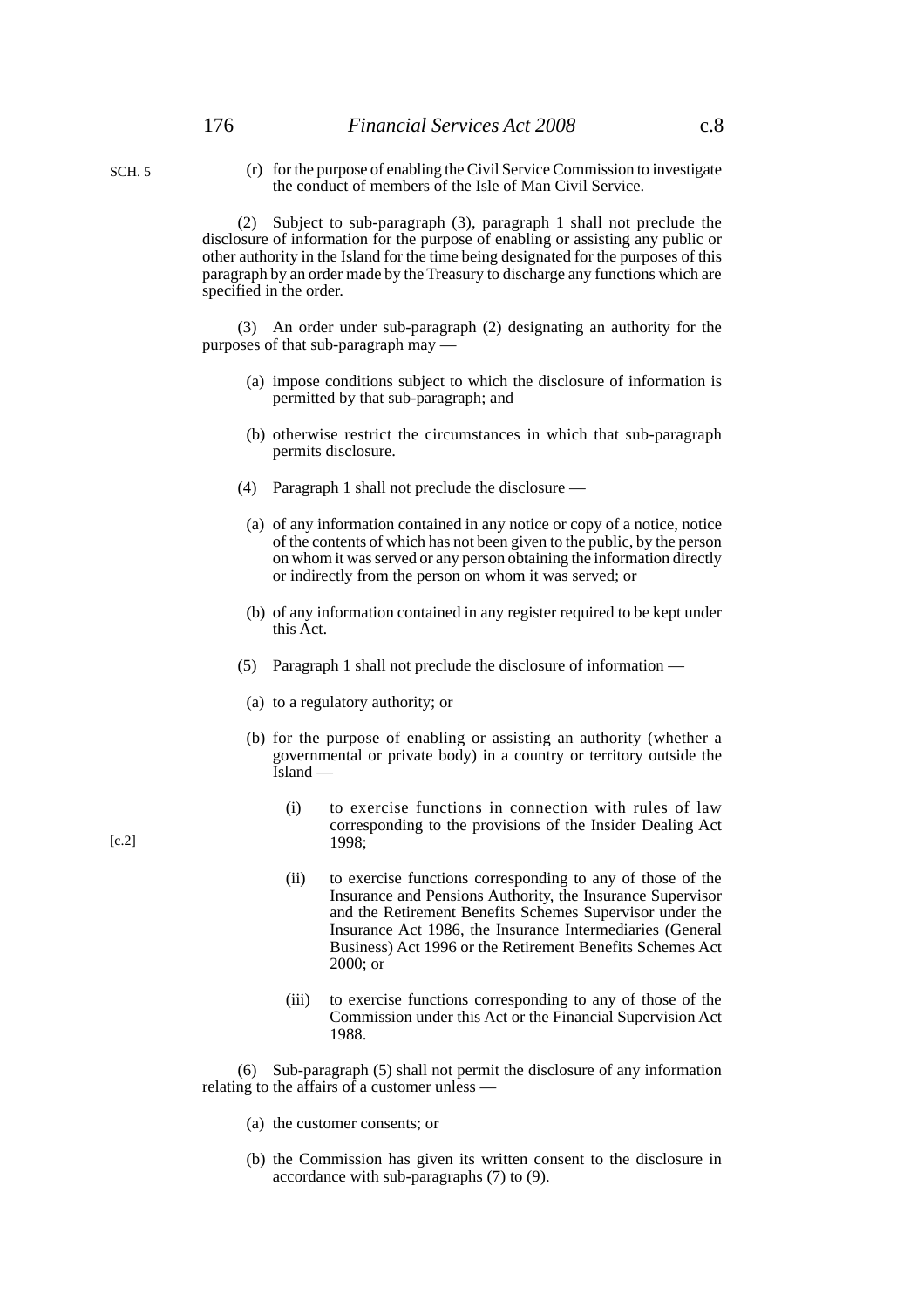(r) for the purpose of enabling the Civil Service Commission to investigate the conduct of members of the Isle of Man Civil Service.

(2) Subject to sub-paragraph (3), paragraph 1 shall not preclude the disclosure of information for the purpose of enabling or assisting any public or other authority in the Island for the time being designated for the purposes of this paragraph by an order made by the Treasury to discharge any functions which are specified in the order.

(3) An order under sub-paragraph (2) designating an authority for the purposes of that sub-paragraph may —

(a) impose conditions subject to which the disclosure of information is permitted by that sub-paragraph; and

(b) otherwise restrict the circumstances in which that sub-paragraph permits disclosure.

(4) Paragraph 1 shall not preclude the disclosure —

(a) of any information contained in any notice or copy of a notice, notice of the contents of which has not been given to the public, by the person on whom it was served or any person obtaining the information directly or indirectly from the person on whom it was served; or

(b) of any information contained in any register required to be kept under this Act.

(5) Paragraph 1 shall not preclude the disclosure of information —

(a) to a regulatory authority; or

(b) for the purpose of enabling or assisting an authority (whether a governmental or private body) in a country or territory outside the Island —

(i) to exercise functions in connection with rules of law corresponding to the provisions of the Insider Dealing Act 1998; [c.2]

(ii) to exercise functions corresponding to any of those of the Insurance and Pensions Authority, the Insurance Supervisor and the Retirement Benefits Schemes Supervisor under the Insurance Act 1986, the Insurance Intermediaries (General Business) Act 1996 or the Retirement Benefits Schemes Act 2000; or

(iii) to exercise functions corresponding to any of those of the Commission under this Act or the Financial Supervision Act 1988.

(6) Sub-paragraph (5) shall not permit the disclosure of any information relating to the affairs of a customer unless —

(a) the customer consents; or

(b) the Commission has given its written consent to the disclosure in accordance with sub-paragraphs (7) to (9).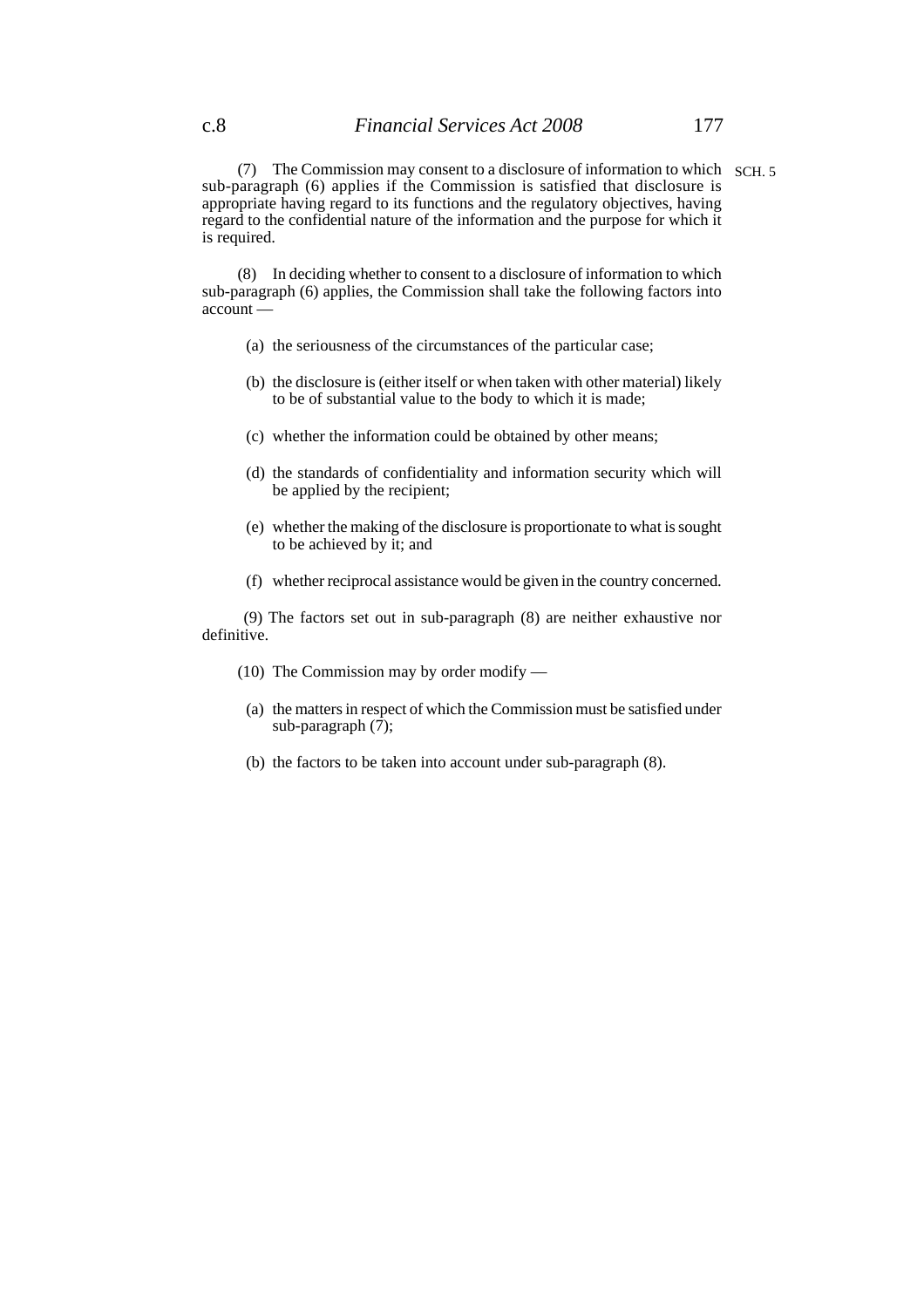(7) The Commission may consent to a disclosure of information to which sub-paragraph (6) applies if the Commission is satisfied that disclosure is appropriate having regard to its functions and the regulatory objectives, having regard to the confidential nature of the information and the purpose for which it is required.

(8) In deciding whether to consent to a disclosure of information to which sub-paragraph (6) applies, the Commission shall take the following factors into account —

(a) the seriousness of the circumstances of the particular case;

(b) the disclosure is (either itself or when taken with other material) likely to be of substantial value to the body to which it is made;

(c) whether the information could be obtained by other means;

(d) the standards of confidentiality and information security which will be applied by the recipient;

(e) whether the making of the disclosure is proportionate to what is sought to be achieved by it; and

(f) whether reciprocal assistance would be given in the country concerned.

(9) The factors set out in sub-paragraph (8) are neither exhaustive nor definitive.

(10) The Commission may by order modify —

(a) the matters in respect of which the Commission must be satisfied under sub-paragraph (7);

(b) the factors to be taken into account under sub-paragraph (8).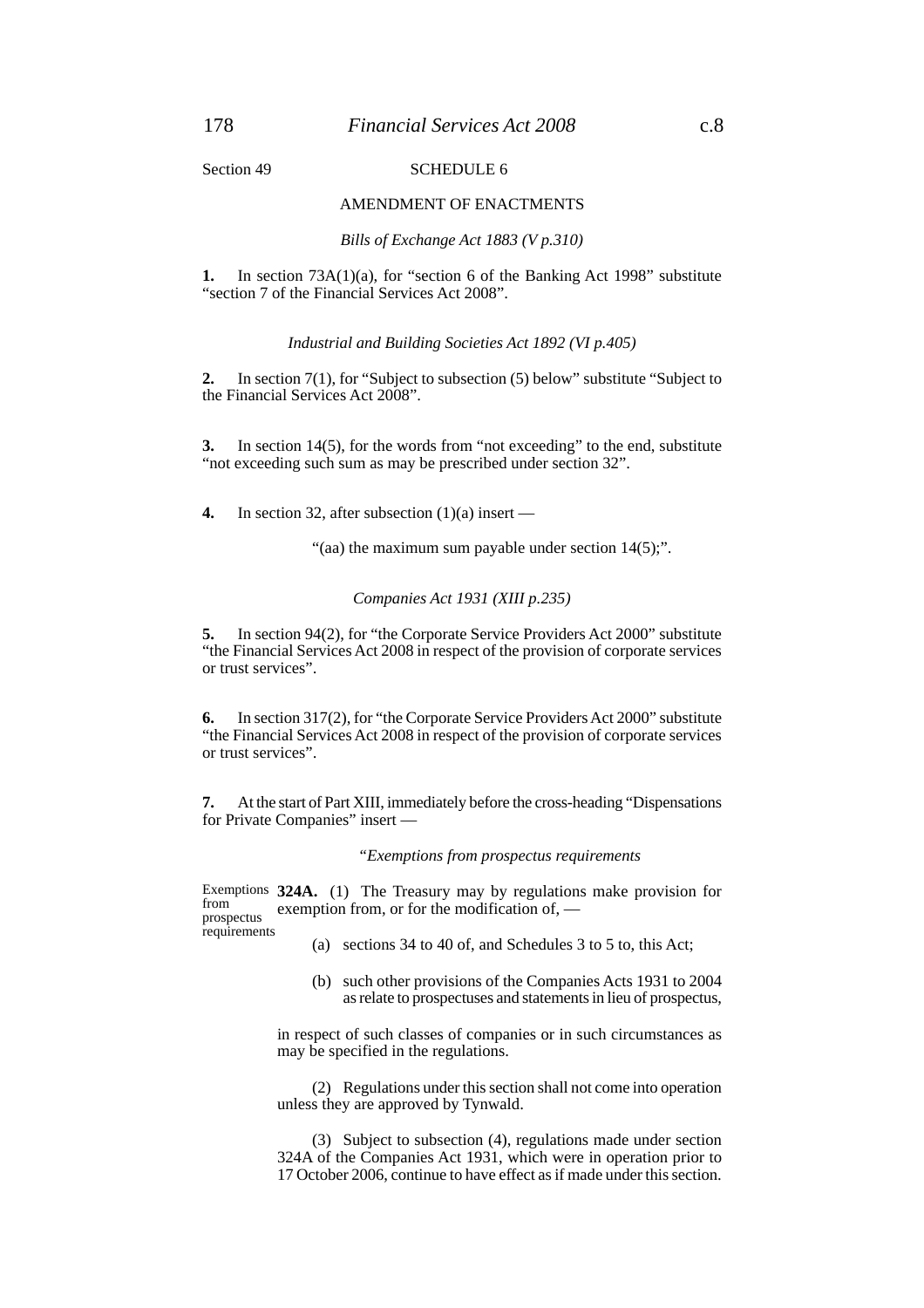Section 49

## SCHEDULE 6

## AMENDMENT OF ENACTMENTS

*Bills of Exchange Act 1883 (V p.310)*

**1.** In section 73A(1)(a), for "section 6 of the Banking Act 1998" substitute "section 7 of the Financial Services Act 2008".

*Industrial and Building Societies Act 1892 (VI p.405)*

**2.** In section 7(1), for "Subject to subsection (5) below" substitute "Subject to the Financial Services Act 2008".

**3.** In section 14(5), for the words from "not exceeding" to the end, substitute "not exceeding such sum as may be prescribed under section 32".

**4.** In section 32, after subsection (1)(a) insert —

"(aa) the maximum sum payable under section 14(5);".

*Companies Act 1931 (XIII p.235)*

**5.** In section 94(2), for "the Corporate Service Providers Act 2000" substitute "the Financial Services Act 2008 in respect of the provision of corporate services or trust services".

**6.** In section 317(2), for "the Corporate Service Providers Act 2000" substitute "the Financial Services Act 2008 in respect of the provision of corporate services or trust services".

**7.** At the start of Part XIII, immediately before the cross-heading "Dispensations for Private Companies" insert —

"*Exemptions from prospectus requirements*

Exemptions from prospectus requirements

**324A.** (1) The Treasury may by regulations make provision for exemption from, or for the modification of, —

(a) sections 34 to 40 of, and Schedules 3 to 5 to, this Act;

(b) such other provisions of the Companies Acts 1931 to 2004 as relate to prospectuses and statements in lieu of prospectus,

in respect of such classes of companies or in such circumstances as may be specified in the regulations.

(2) Regulations under this section shall not come into operation unless they are approved by Tynwald.

(3) Subject to subsection (4), regulations made under section 324A of the Companies Act 1931, which were in operation prior to 17 October 2006, continue to have effect as if made under this section.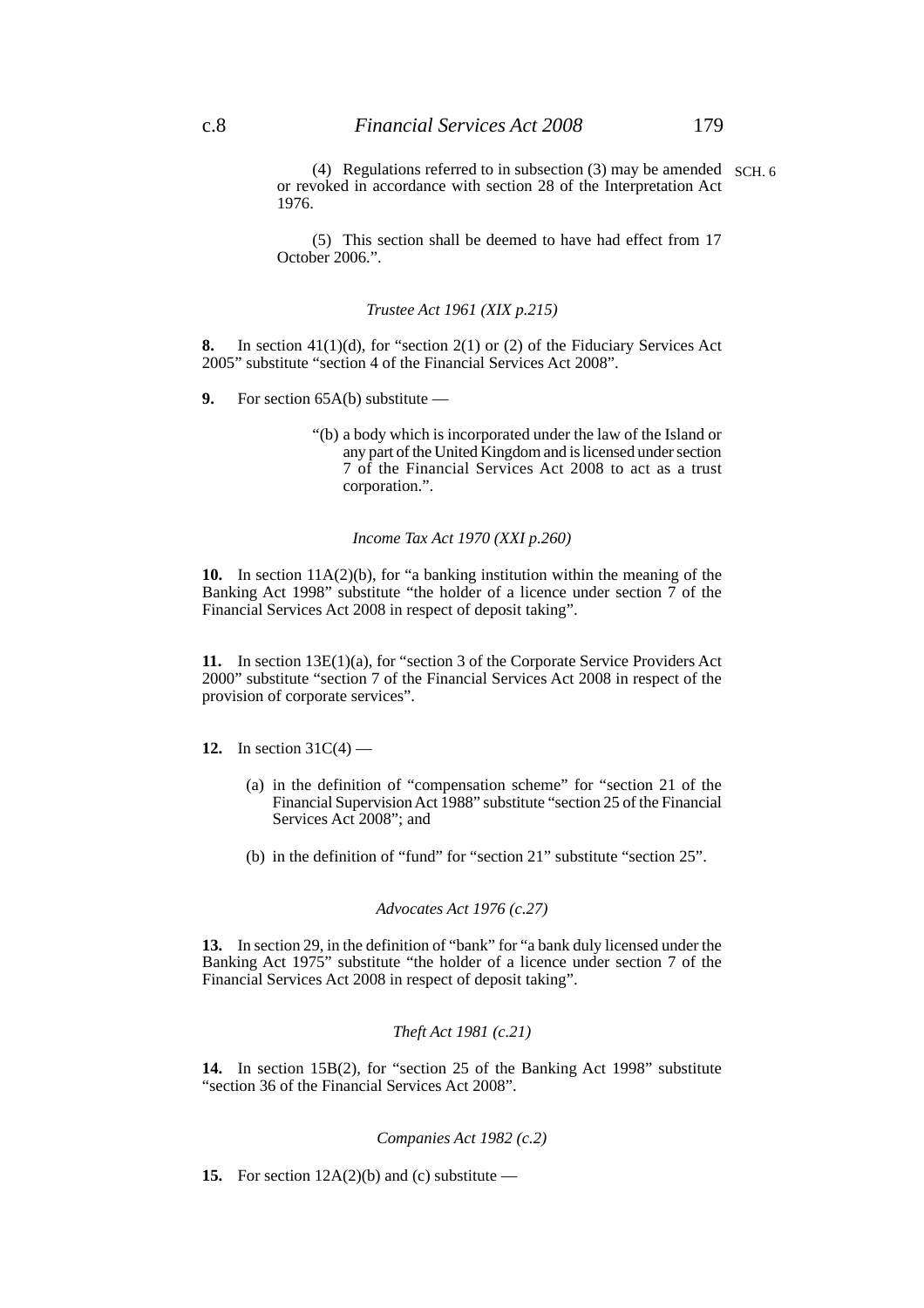(4) Regulations referred to in subsection (3) may be amended or revoked in accordance with section 28 of the Interpretation Act 1976.

(5) This section shall be deemed to have had effect from 17 October 2006.".

*Trustee Act 1961 (XIX p.215)*

**8.** In section 41(1)(d), for "section 2(1) or (2) of the Fiduciary Services Act 2005" substitute "section 4 of the Financial Services Act 2008".

**9.** For section 65A(b) substitute —

"(b) a body which is incorporated under the law of the Island or any part of the United Kingdom and is licensed under section 7 of the Financial Services Act 2008 to act as a trust corporation.".

*Income Tax Act 1970 (XXI p.260)*

**10.** In section 11A(2)(b), for "a banking institution within the meaning of the Banking Act 1998" substitute "the holder of a licence under section 7 of the Financial Services Act 2008 in respect of deposit taking".

**11.** In section 13E(1)(a), for "section 3 of the Corporate Service Providers Act 2000" substitute "section 7 of the Financial Services Act 2008 in respect of the provision of corporate services".

**12.** In section 31C(4) —

(a) in the definition of "compensation scheme" for "section 21 of the Financial Supervision Act 1988" substitute "section 25 of the Financial Services Act 2008"; and

(b) in the definition of "fund" for "section 21" substitute "section 25".

*Advocates Act 1976 (c.27)*

**13.** In section 29, in the definition of "bank" for "a bank duly licensed under the Banking Act 1975" substitute "the holder of a licence under section 7 of the Financial Services Act 2008 in respect of deposit taking".

*Theft Act 1981 (c.21)*

**14.** In section 15B(2), for "section 25 of the Banking Act 1998" substitute "section 36 of the Financial Services Act 2008".

*Companies Act 1982 (c.2)*

**15.** For section 12A(2)(b) and (c) substitute —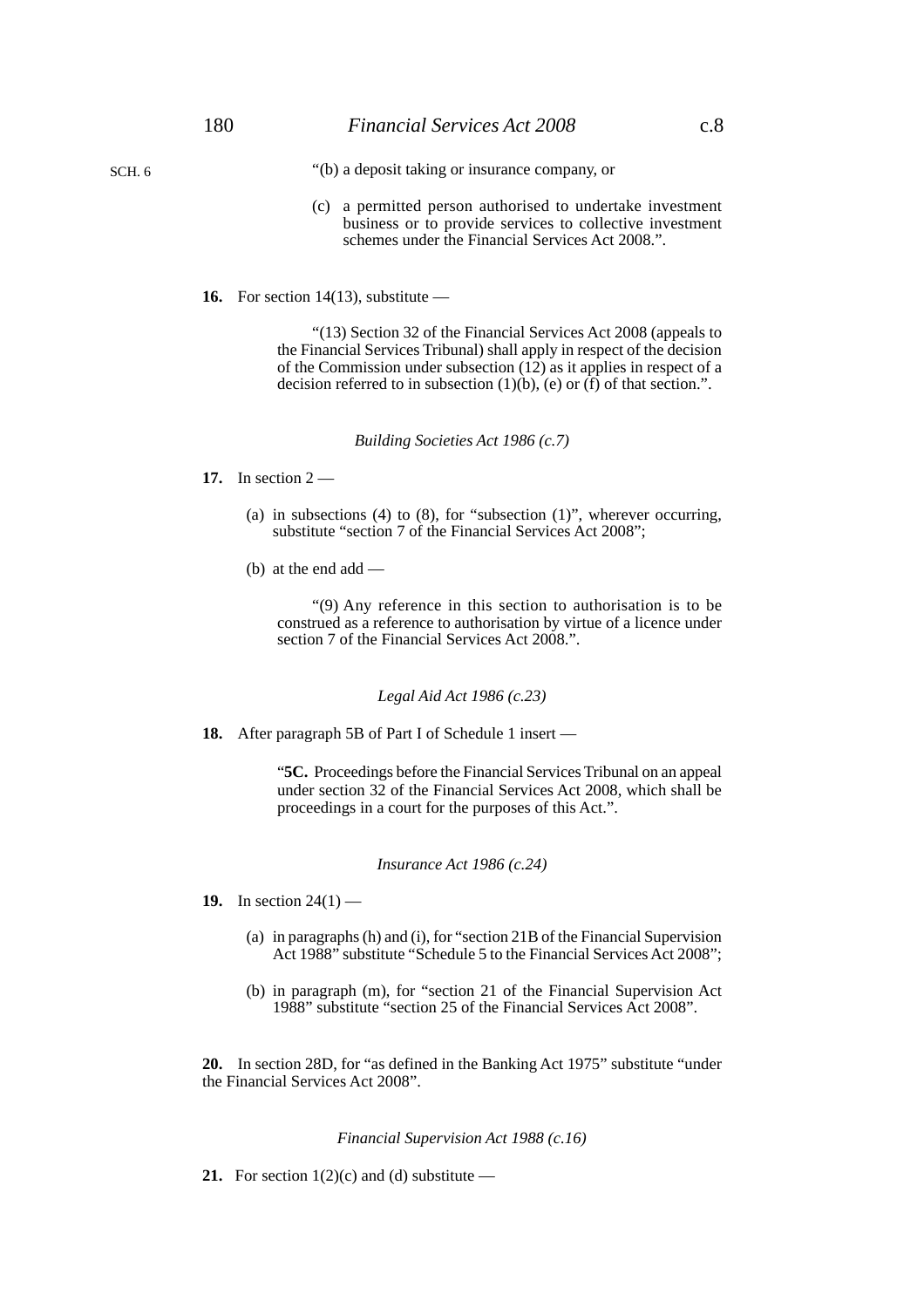"(b) a deposit taking or insurance company, or

(c) a permitted person authorised to undertake investment business or to provide services to collective investment schemes under the Financial Services Act 2008.".

**16.** For section 14(13), substitute —

"(13) Section 32 of the Financial Services Act 2008 (appeals to the Financial Services Tribunal) shall apply in respect of the decision of the Commission under subsection (12) as it applies in respect of a decision referred to in subsection (1)(b), (e) or (f) of that section.".

*Building Societies Act 1986 (c.7)*

**17.** In section 2 —

(a) in subsections (4) to (8), for "subsection (1)", wherever occurring, substitute "section 7 of the Financial Services Act 2008";

(b) at the end add —

"(9) Any reference in this section to authorisation is to be construed as a reference to authorisation by virtue of a licence under section 7 of the Financial Services Act 2008.".

*Legal Aid Act 1986 (c.23)*

**18.** After paragraph 5B of Part I of Schedule 1 insert —

"**5C.** Proceedings before the Financial Services Tribunal on an appeal under section 32 of the Financial Services Act 2008, which shall be proceedings in a court for the purposes of this Act.".

*Insurance Act 1986 (c.24)*

**19.** In section 24(1) —

(a) in paragraphs (h) and (i), for "section 21B of the Financial Supervision Act 1988" substitute "Schedule 5 to the Financial Services Act 2008";

(b) in paragraph (m), for "section 21 of the Financial Supervision Act 1988" substitute "section 25 of the Financial Services Act 2008".

**20.** In section 28D, for "as defined in the Banking Act 1975" substitute "under the Financial Services Act 2008".

*Financial Supervision Act 1988 (c.16)*

**21.** For section 1(2)(c) and (d) substitute —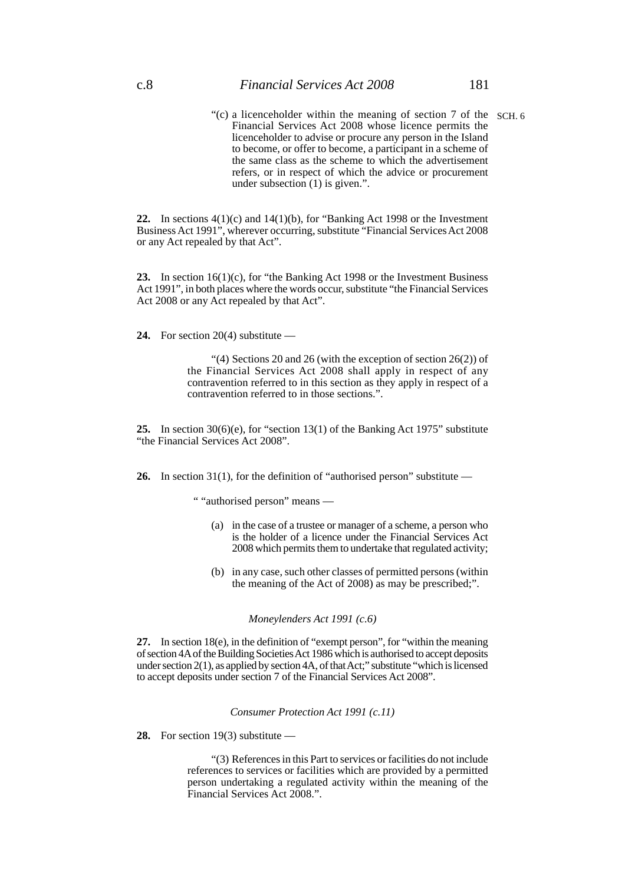"(c) a licenceholder within the meaning of section 7 of the Financial Services Act 2008 whose licence permits the licenceholder to advise or procure any person in the Island to become, or offer to become, a participant in a scheme of the same class as the scheme to which the advertisement refers, or in respect of which the advice or procurement under subsection (1) is given.".

**22.** In sections 4(1)(c) and 14(1)(b), for "Banking Act 1998 or the Investment Business Act 1991", wherever occurring, substitute "Financial Services Act 2008 or any Act repealed by that Act".

**23.** In section 16(1)(c), for "the Banking Act 1998 or the Investment Business Act 1991", in both places where the words occur, substitute "the Financial Services Act 2008 or any Act repealed by that Act".

**24.** For section 20(4) substitute —

"(4) Sections 20 and 26 (with the exception of section 26(2)) of the Financial Services Act 2008 shall apply in respect of any contravention referred to in this section as they apply in respect of a contravention referred to in those sections.".

**25.** In section 30(6)(e), for "section 13(1) of the Banking Act 1975" substitute "the Financial Services Act 2008".

**26.** In section 31(1), for the definition of "authorised person" substitute —

" "authorised person" means —

(a) in the case of a trustee or manager of a scheme, a person who is the holder of a licence under the Financial Services Act 2008 which permits them to undertake that regulated activity;

(b) in any case, such other classes of permitted persons (within the meaning of the Act of 2008) as may be prescribed;".

*Moneylenders Act 1991 (c.6)*

**27.** In section 18(e), in the definition of "exempt person", for "within the meaning of section 4A of the Building Societies Act 1986 which is authorised to accept deposits under section 2(1), as applied by section 4A, of that Act;" substitute "which is licensed to accept deposits under section 7 of the Financial Services Act 2008".

*Consumer Protection Act 1991 (c.11)*

**28.** For section 19(3) substitute —

"(3) References in this Part to services or facilities do not include references to services or facilities which are provided by a permitted person undertaking a regulated activity within the meaning of the Financial Services Act 2008.".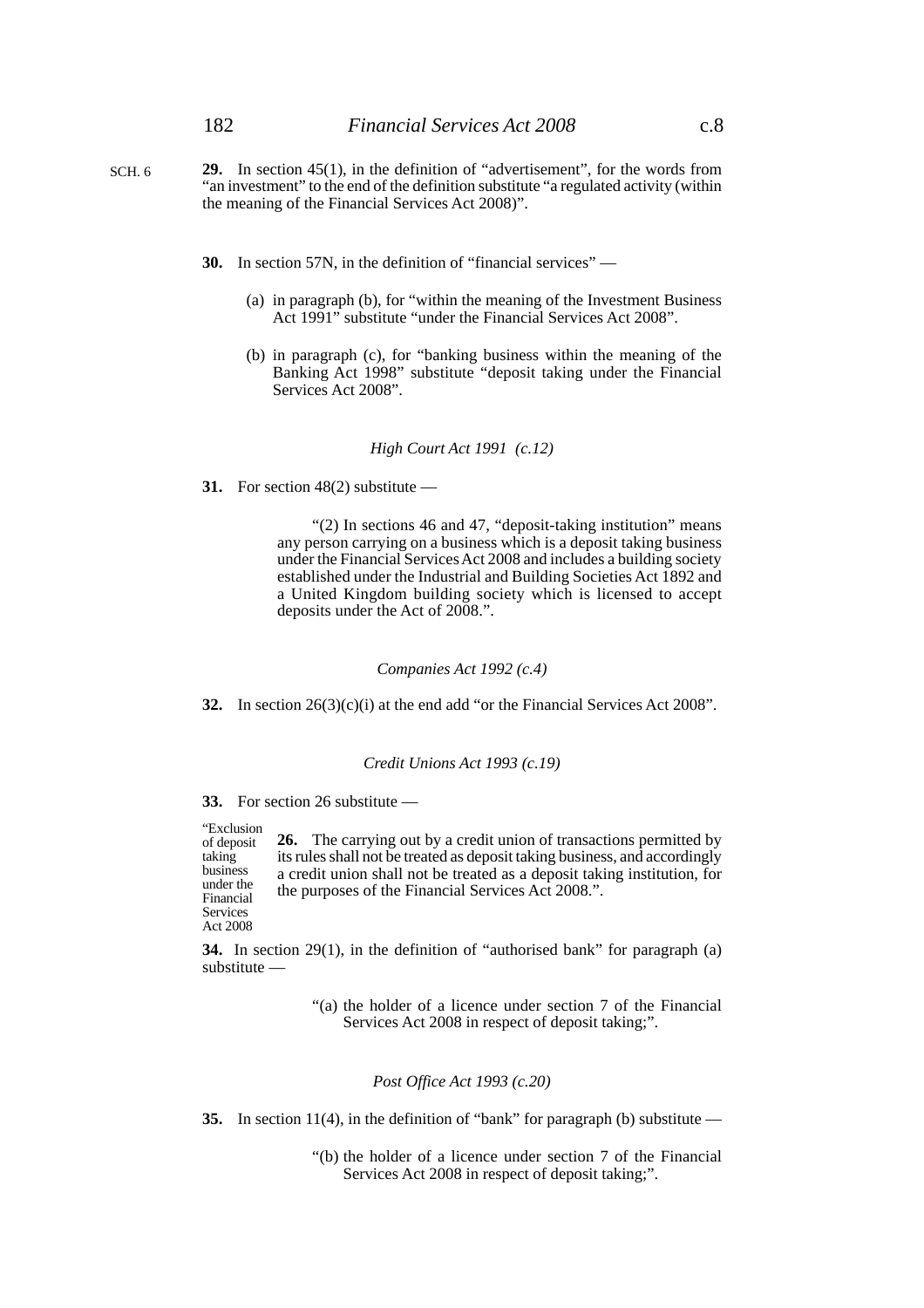SCH. 6

**29.** In section 45(1), in the definition of "advertisement", for the words from "an investment" to the end of the definition substitute "a regulated activity (within the meaning of the Financial Services Act 2008)".

**30.** In section 57N, in the definition of "financial services" —

(a) in paragraph (b), for "within the meaning of the Investment Business Act 1991" substitute "under the Financial Services Act 2008".

(b) in paragraph (c), for "banking business within the meaning of the Banking Act 1998" substitute "deposit taking under the Financial Services Act 2008".

*High Court Act 1991 (c.12)*

**31.** For section 48(2) substitute —

"(2) In sections 46 and 47, "deposit-taking institution" means any person carrying on a business which is a deposit taking business under the Financial Services Act 2008 and includes a building society established under the Industrial and Building Societies Act 1892 and a United Kingdom building society which is licensed to accept deposits under the Act of 2008.".

*Companies Act 1992 (c.4)*

**32.** In section 26(3)(c)(i) at the end add "or the Financial Services Act 2008".

*Credit Unions Act 1993 (c.19)*

**33.** For section 26 substitute —

"Exclusion of deposit taking business under the Financial Services Act 2008

**26.** The carrying out by a credit union of transactions permitted by its rules shall not be treated as deposit taking business, and accordingly a credit union shall not be treated as a deposit taking institution, for the purposes of the Financial Services Act 2008.".

**34.** In section 29(1), in the definition of "authorised bank" for paragraph (a) substitute —

"(a) the holder of a licence under section 7 of the Financial Services Act 2008 in respect of deposit taking;".

*Post Office Act 1993 (c.20)*

**35.** In section 11(4), in the definition of "bank" for paragraph (b) substitute —

"(b) the holder of a licence under section 7 of the Financial Services Act 2008 in respect of deposit taking;".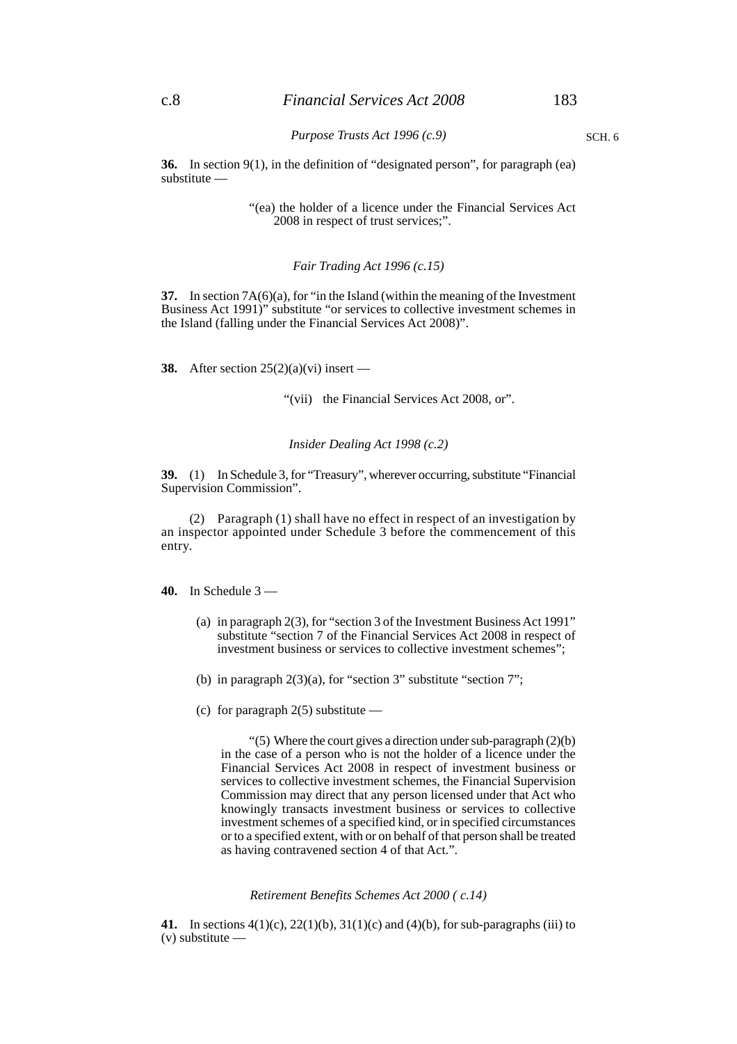*Purpose Trusts Act 1996 (c.9)*

**36.** In section 9(1), in the definition of "designated person", for paragraph (ea) substitute —

> "(ea) the holder of a licence under the Financial Services Act 2008 in respect of trust services;".

*Fair Trading Act 1996 (c.15)*

**37.** In section 7A(6)(a), for "in the Island (within the meaning of the Investment Business Act 1991)" substitute "or services to collective investment schemes in the Island (falling under the Financial Services Act 2008)".

**38.** After section 25(2)(a)(vi) insert —

> "(vii) the Financial Services Act 2008, or".

*Insider Dealing Act 1998 (c.2)*

**39.** (1) In Schedule 3, for "Treasury", wherever occurring, substitute "Financial Supervision Commission".

(2) Paragraph (1) shall have no effect in respect of an investigation by an inspector appointed under Schedule 3 before the commencement of this entry.

**40.** In Schedule 3 —

(a) in paragraph 2(3), for "section 3 of the Investment Business Act 1991" substitute "section 7 of the Financial Services Act 2008 in respect of investment business or services to collective investment schemes";

(b) in paragraph 2(3)(a), for "section 3" substitute "section 7";

(c) for paragraph 2(5) substitute —

> "(5) Where the court gives a direction under sub-paragraph (2)(b) in the case of a person who is not the holder of a licence under the Financial Services Act 2008 in respect of investment business or services to collective investment schemes, the Financial Supervision Commission may direct that any person licensed under that Act who knowingly transacts investment business or services to collective investment schemes of a specified kind, or in specified circumstances or to a specified extent, with or on behalf of that person shall be treated as having contravened section 4 of that Act.".

*Retirement Benefits Schemes Act 2000 ( c.14)*

**41.** In sections 4(1)(c), 22(1)(b), 31(1)(c) and (4)(b), for sub-paragraphs (iii) to (v) substitute —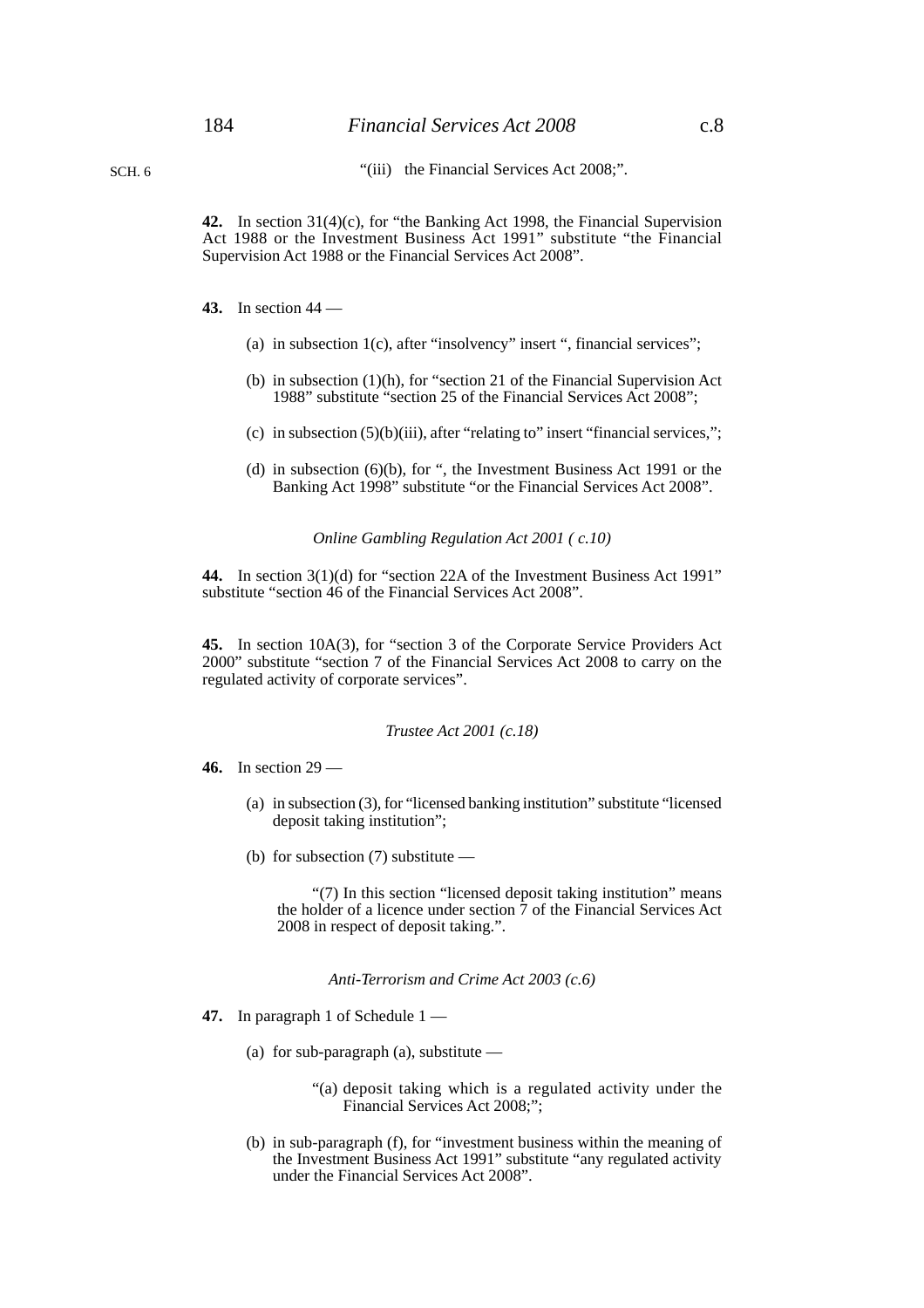"(iii) the Financial Services Act 2008;".

**42.** In section 31(4)(c), for "the Banking Act 1998, the Financial Supervision Act 1988 or the Investment Business Act 1991" substitute "the Financial Supervision Act 1988 or the Financial Services Act 2008".

**43.** In section 44 —

(a) in subsection 1(c), after "insolvency" insert ", financial services";

(b) in subsection (1)(h), for "section 21 of the Financial Supervision Act 1988" substitute "section 25 of the Financial Services Act 2008";

(c) in subsection (5)(b)(iii), after "relating to" insert "financial services,";

(d) in subsection (6)(b), for ", the Investment Business Act 1991 or the Banking Act 1998" substitute "or the Financial Services Act 2008".

*Online Gambling Regulation Act 2001 ( c.10)*

**44.** In section 3(1)(d) for "section 22A of the Investment Business Act 1991" substitute "section 46 of the Financial Services Act 2008".

**45.** In section 10A(3), for "section 3 of the Corporate Service Providers Act 2000" substitute "section 7 of the Financial Services Act 2008 to carry on the regulated activity of corporate services".

*Trustee Act 2001 (c.18)*

**46.** In section 29 —

(a) in subsection (3), for "licensed banking institution" substitute "licensed deposit taking institution";

(b) for subsection (7) substitute —

"(7) In this section "licensed deposit taking institution" means the holder of a licence under section 7 of the Financial Services Act 2008 in respect of deposit taking.".

*Anti-Terrorism and Crime Act 2003 (c.6)*

**47.** In paragraph 1 of Schedule 1 —

(a) for sub-paragraph (a), substitute —

"(a) deposit taking which is a regulated activity under the Financial Services Act 2008;";

(b) in sub-paragraph (f), for "investment business within the meaning of the Investment Business Act 1991" substitute "any regulated activity under the Financial Services Act 2008".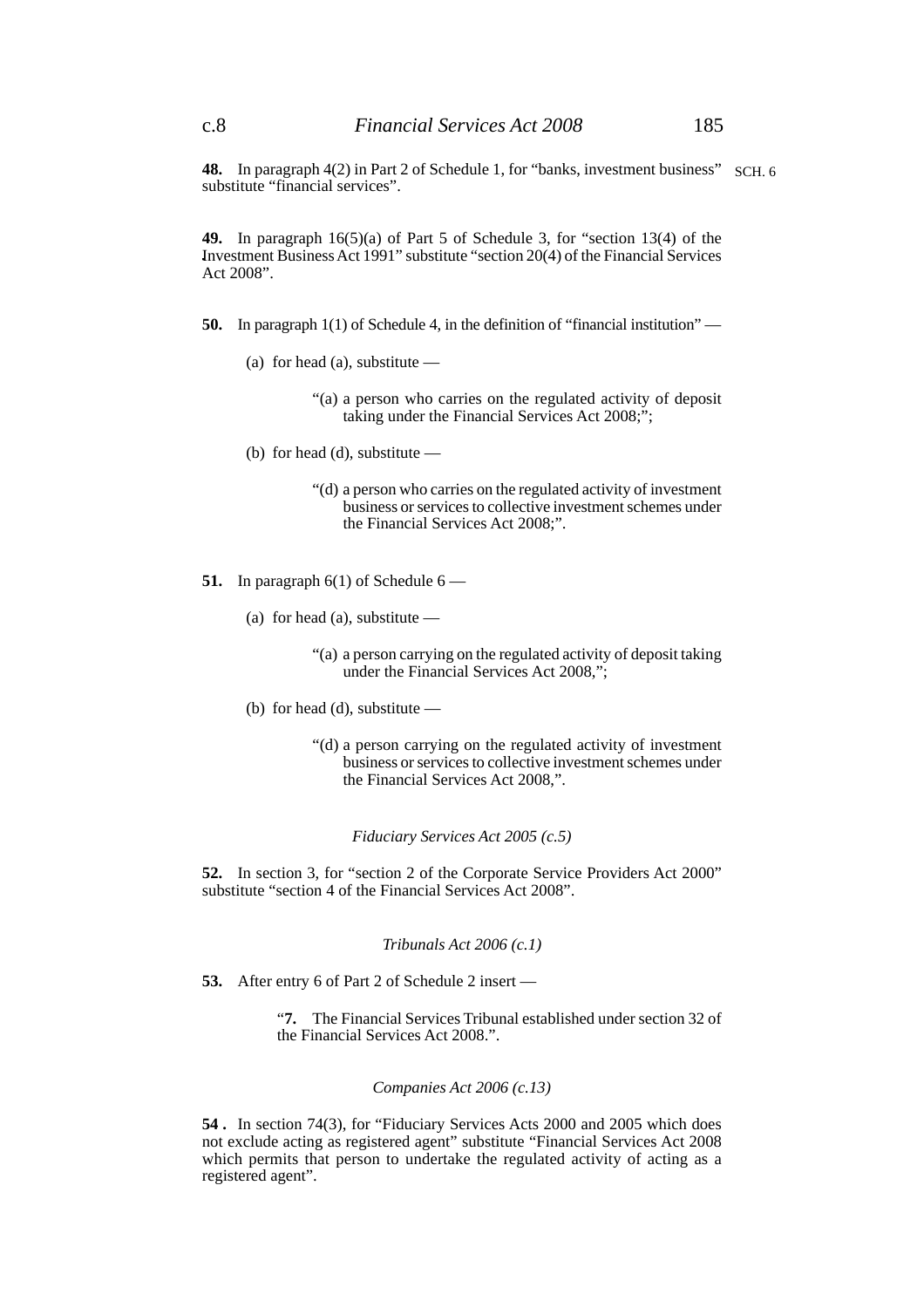**48.** In paragraph 4(2) in Part 2 of Schedule 1, for "banks, investment business" substitute "financial services".

SCH. 6

**49.** In paragraph 16(5)(a) of Part 5 of Schedule 3, for "section 13(4) of the Investment Business Act 1991" substitute "section 20(4) of the Financial Services Act 2008".

**50.** In paragraph 1(1) of Schedule 4, in the definition of "financial institution" —

(a) for head (a), substitute —

> "(a) a person who carries on the regulated activity of deposit taking under the Financial Services Act 2008;";

(b) for head (d), substitute —

> "(d) a person who carries on the regulated activity of investment business or services to collective investment schemes under the Financial Services Act 2008;".

**51.** In paragraph 6(1) of Schedule 6 —

(a) for head (a), substitute —

> "(a) a person carrying on the regulated activity of deposit taking under the Financial Services Act 2008,";

(b) for head (d), substitute —

> "(d) a person carrying on the regulated activity of investment business or services to collective investment schemes under the Financial Services Act 2008,".

*Fiduciary Services Act 2005 (c.5)*

**52.** In section 3, for "section 2 of the Corporate Service Providers Act 2000" substitute "section 4 of the Financial Services Act 2008".

*Tribunals Act 2006 (c.1)*

**53.** After entry 6 of Part 2 of Schedule 2 insert —

> "**7.** The Financial Services Tribunal established under section 32 of the Financial Services Act 2008.".

*Companies Act 2006 (c.13)*

**54 .** In section 74(3), for "Fiduciary Services Acts 2000 and 2005 which does not exclude acting as registered agent" substitute "Financial Services Act 2008 which permits that person to undertake the regulated activity of acting as a registered agent".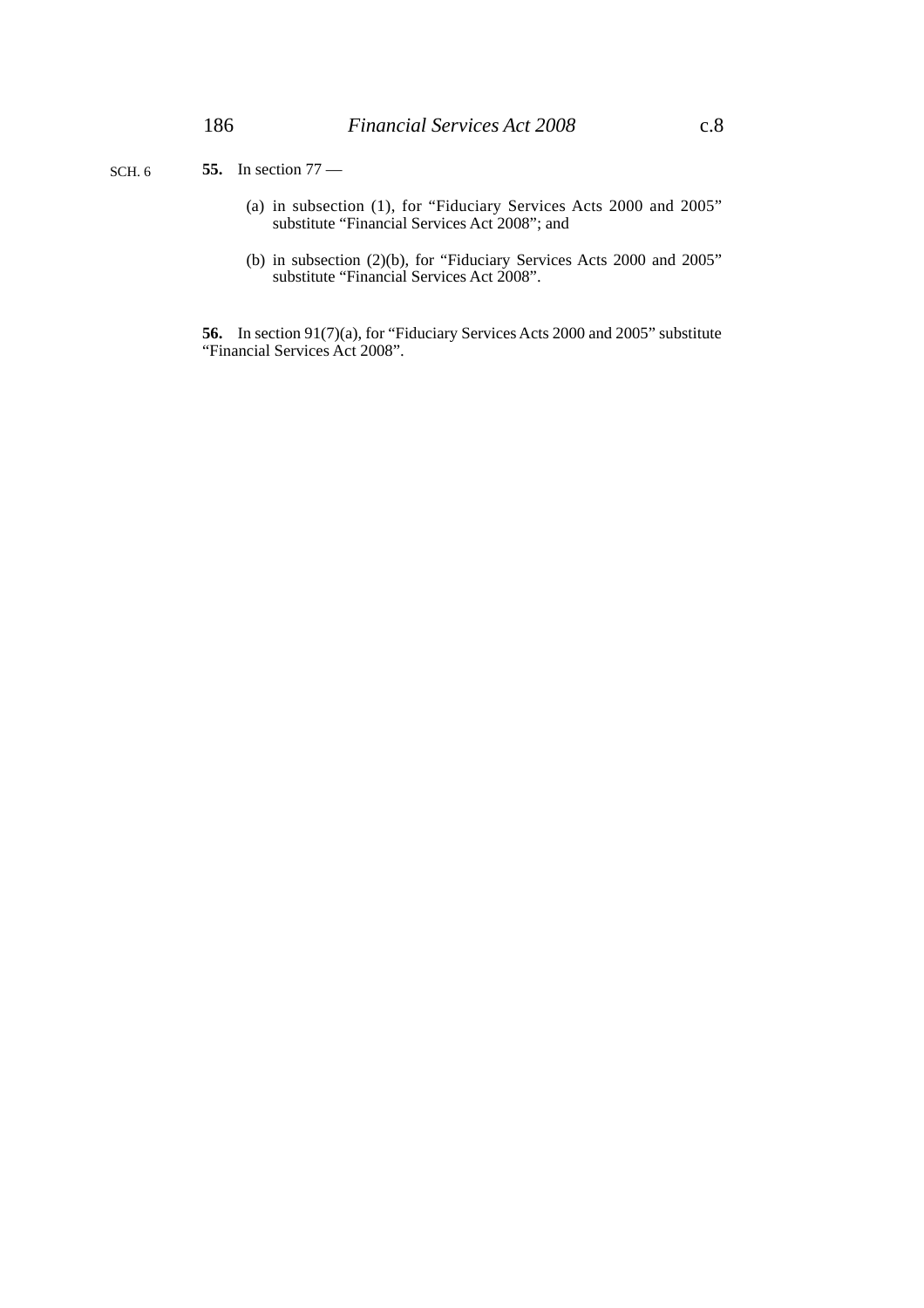**55.** In section 77 —

(a) in subsection (1), for "Fiduciary Services Acts 2000 and 2005" substitute "Financial Services Act 2008"; and

(b) in subsection (2)(b), for "Fiduciary Services Acts 2000 and 2005" substitute "Financial Services Act 2008".

**56.** In section 91(7)(a), for "Fiduciary Services Acts 2000 and 2005" substitute "Financial Services Act 2008".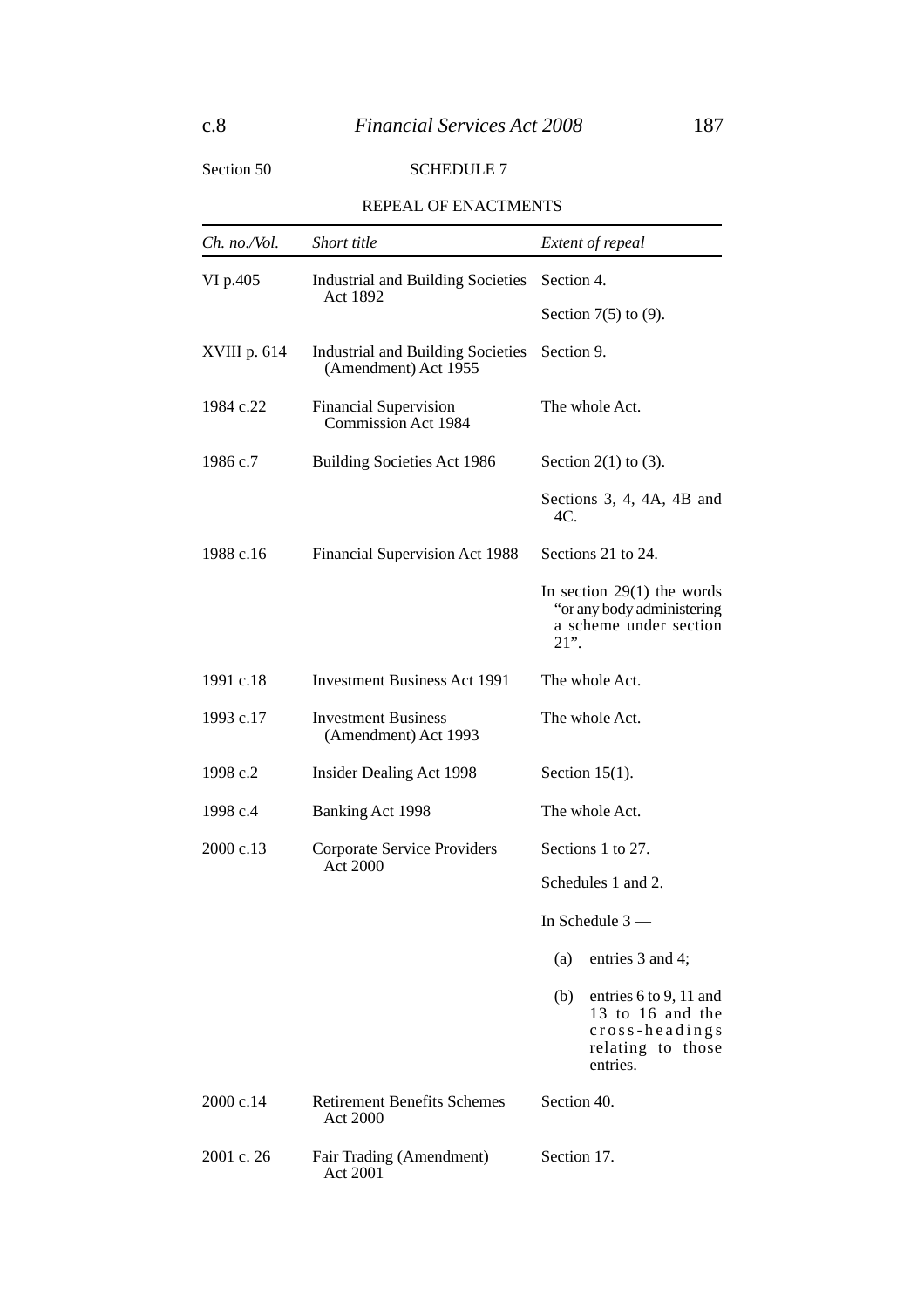Section 50

## SCHEDULE 7

### REPEAL OF ENACTMENTS

| *Ch. no./Vol.* | *Short title* | *Extent of repeal* |
|---|---|---|
| VI p.405 | Industrial and Building Societies Act 1892 | Section 4. |
| | | Section 7(5) to (9). |
| XVIII p. 614 | Industrial and Building Societies (Amendment) Act 1955 | Section 9. |
| 1984 c.22 | Financial Supervision Commission Act 1984 | The whole Act. |
| 1986 c.7 | Building Societies Act 1986 | Section 2(1) to (3). |
| | | Sections 3, 4, 4A, 4B and 4C. |
| 1988 c.16 | Financial Supervision Act 1988 | Sections 21 to 24. |
| | | In section 29(1) the words "or any body administering a scheme under section 21". |
| 1991 c.18 | Investment Business Act 1991 | The whole Act. |
| 1993 c.17 | Investment Business (Amendment) Act 1993 | The whole Act. |
| 1998 c.2 | Insider Dealing Act 1998 | Section 15(1). |
| 1998 c.4 | Banking Act 1998 | The whole Act. |
| 2000 c.13 | Corporate Service Providers Act 2000 | Sections 1 to 27. |
| | | Schedules 1 and 2. |
| | | In Schedule 3 — |
| | | (a) entries 3 and 4; |
| | | (b) entries 6 to 9, 11 and 13 to 16 and the cross-headings relating to those entries. |
| 2000 c.14 | Retirement Benefits Schemes Act 2000 | Section 40. |
| 2001 c. 26 | Fair Trading (Amendment) Act 2001 | Section 17. |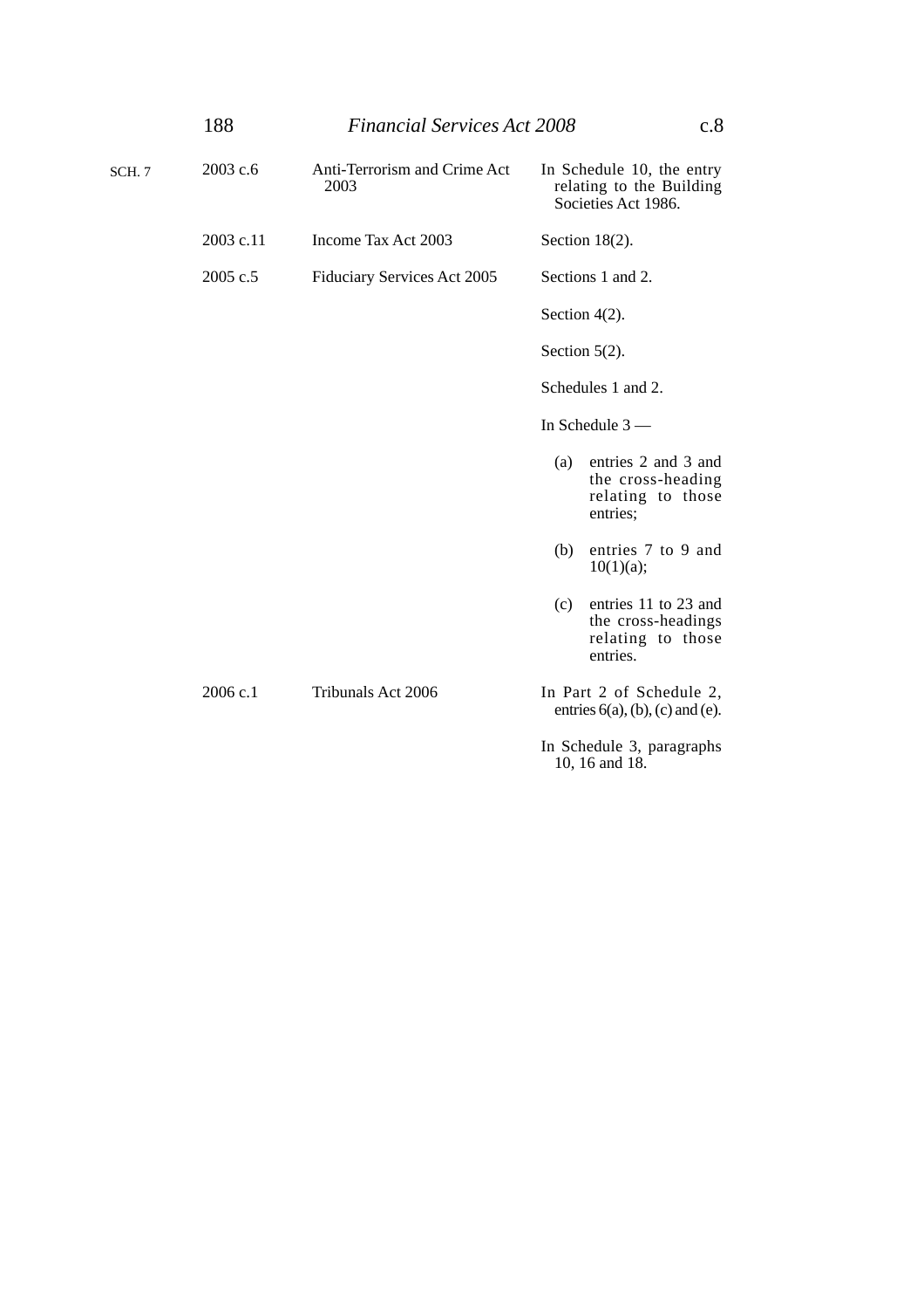SCH. 7

| | | |
|---|---|---|
| 2003 c.6 | Anti-Terrorism and Crime Act 2003 | In Schedule 10, the entry relating to the Building Societies Act 1986. |
| 2003 c.11 | Income Tax Act 2003 | Section 18(2). |
| 2005 c.5 | Fiduciary Services Act 2005 | Sections 1 and 2. |
| | | Section 4(2). |
| | | Section 5(2). |
| | | Schedules 1 and 2. |
| | | In Schedule 3 — |
| | | (a) entries 2 and 3 and the cross-heading relating to those entries; |
| | | (b) entries 7 to 9 and 10(1)(a); |
| | | (c) entries 11 to 23 and the cross-headings relating to those entries. |
| 2006 c.1 | Tribunals Act 2006 | In Part 2 of Schedule 2, entries 6(a), (b), (c) and (e). |
| | | In Schedule 3, paragraphs 10, 16 and 18. |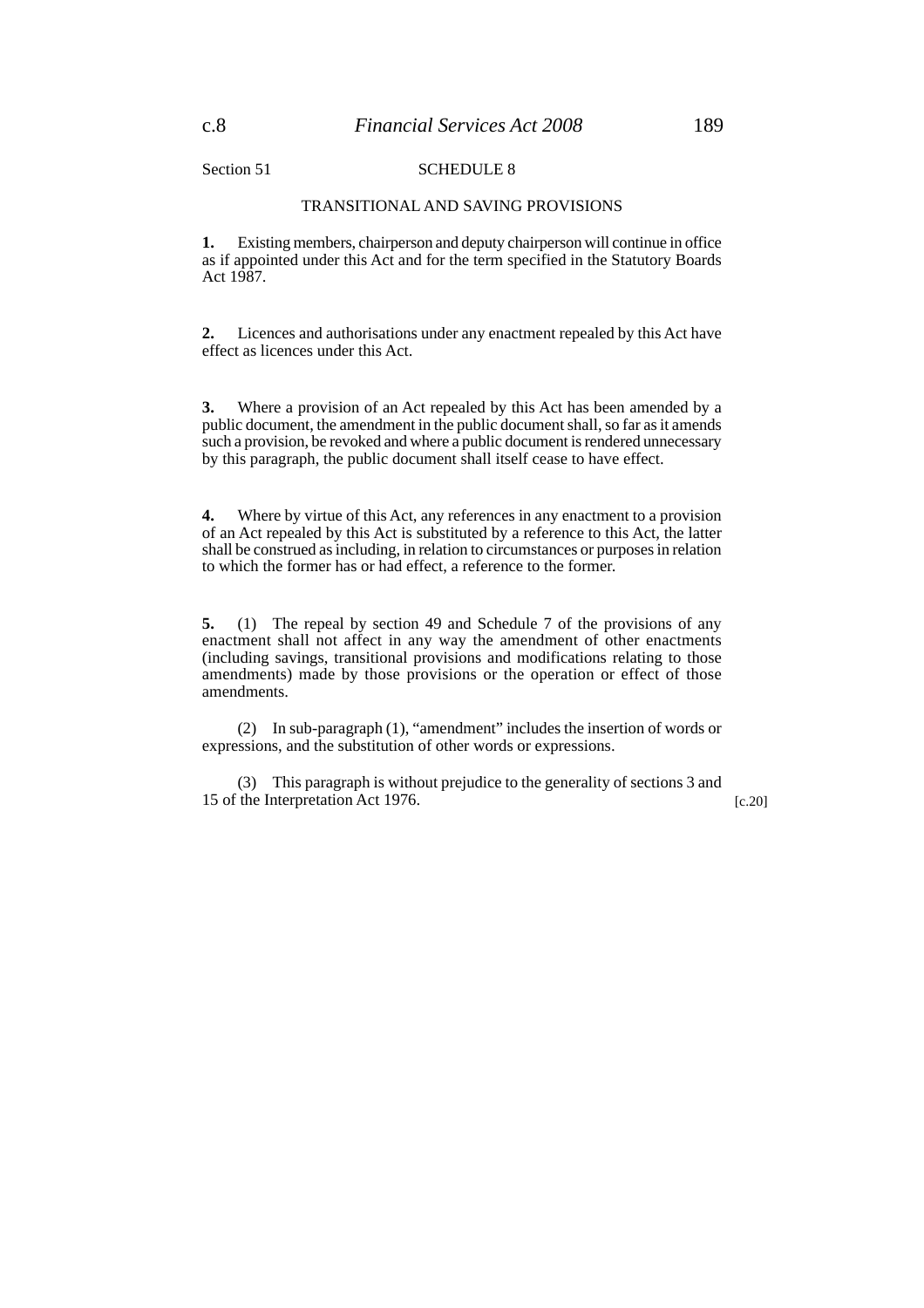Section 51

## SCHEDULE 8

### TRANSITIONAL AND SAVING PROVISIONS

**1.** Existing members, chairperson and deputy chairperson will continue in office as if appointed under this Act and for the term specified in the Statutory Boards Act 1987.

**2.** Licences and authorisations under any enactment repealed by this Act have effect as licences under this Act.

**3.** Where a provision of an Act repealed by this Act has been amended by a public document, the amendment in the public document shall, so far as it amends such a provision, be revoked and where a public document is rendered unnecessary by this paragraph, the public document shall itself cease to have effect.

**4.** Where by virtue of this Act, any references in any enactment to a provision of an Act repealed by this Act is substituted by a reference to this Act, the latter shall be construed as including, in relation to circumstances or purposes in relation to which the former has or had effect, a reference to the former.

**5.** (1) The repeal by section 49 and Schedule 7 of the provisions of any enactment shall not affect in any way the amendment of other enactments (including savings, transitional provisions and modifications relating to those amendments) made by those provisions or the operation or effect of those amendments.

(2) In sub-paragraph (1), "amendment" includes the insertion of words or expressions, and the substitution of other words or expressions.

(3) This paragraph is without prejudice to the generality of sections 3 and 15 of the Interpretation Act 1976. [c.20]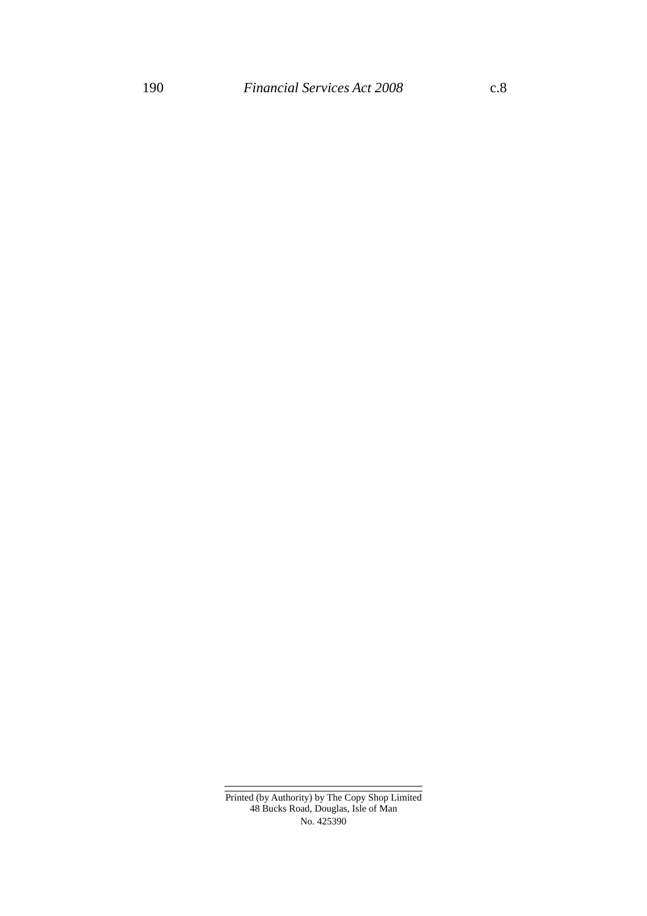Printed (by Authority) by The Copy Shop Limited
48 Bucks Road, Douglas, Isle of Man
No. 425390